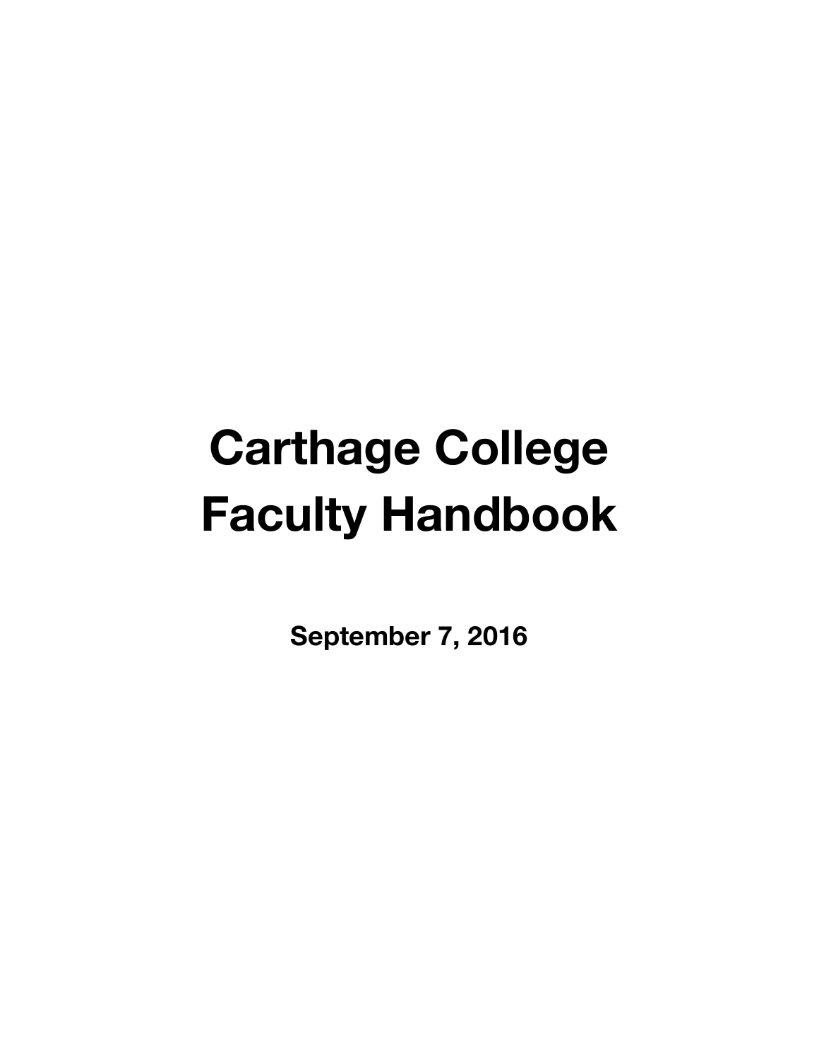# Carthage College Faculty Handbook

**September 7, 2016**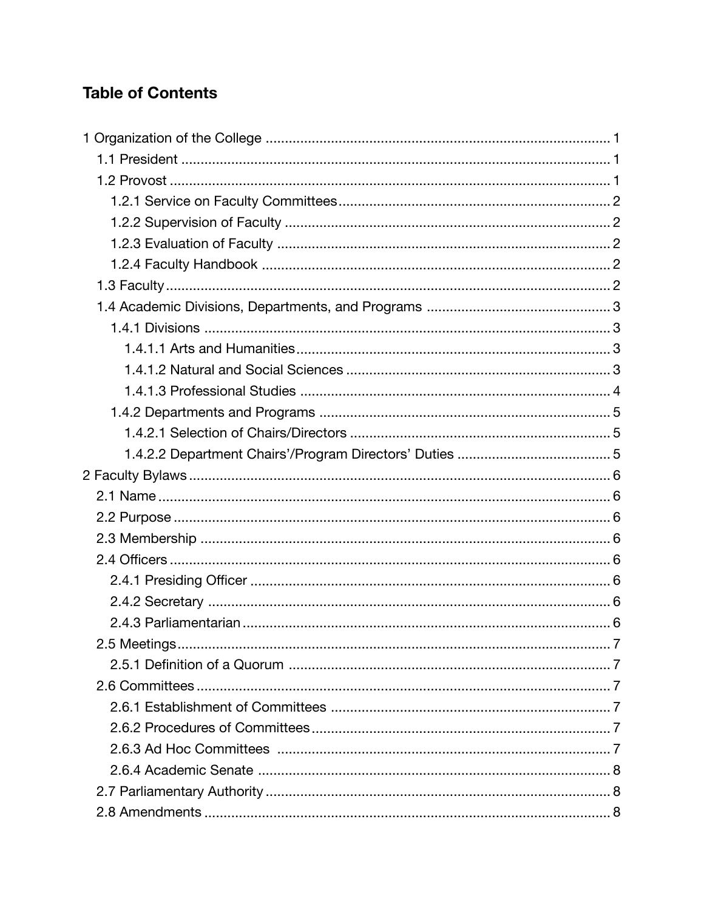## Table of Contents

- 1 Organization of the College ... 1
  - 1.1 President ... 1
  - 1.2 Provost ... 1
    - 1.2.1 Service on Faculty Committees ... 2
    - 1.2.2 Supervision of Faculty ... 2
    - 1.2.3 Evaluation of Faculty ... 2
    - 1.2.4 Faculty Handbook ... 2
  - 1.3 Faculty ... 2
  - 1.4 Academic Divisions, Departments, and Programs ... 3
    - 1.4.1 Divisions ... 3
      - 1.4.1.1 Arts and Humanities ... 3
      - 1.4.1.2 Natural and Social Sciences ... 3
      - 1.4.1.3 Professional Studies ... 4
    - 1.4.2 Departments and Programs ... 5
      - 1.4.2.1 Selection of Chairs/Directors ... 5
      - 1.4.2.2 Department Chairs'/Program Directors' Duties ... 5
- 2 Faculty Bylaws ... 6
  - 2.1 Name ... 6
  - 2.2 Purpose ... 6
  - 2.3 Membership ... 6
  - 2.4 Officers ... 6
    - 2.4.1 Presiding Officer ... 6
    - 2.4.2 Secretary ... 6
    - 2.4.3 Parliamentarian ... 6
  - 2.5 Meetings ... 7
    - 2.5.1 Definition of a Quorum ... 7
  - 2.6 Committees ... 7
    - 2.6.1 Establishment of Committees ... 7
    - 2.6.2 Procedures of Committees ... 7
    - 2.6.3 Ad Hoc Committees ... 7
    - 2.6.4 Academic Senate ... 8
  - 2.7 Parliamentary Authority ... 8
  - 2.8 Amendments ... 8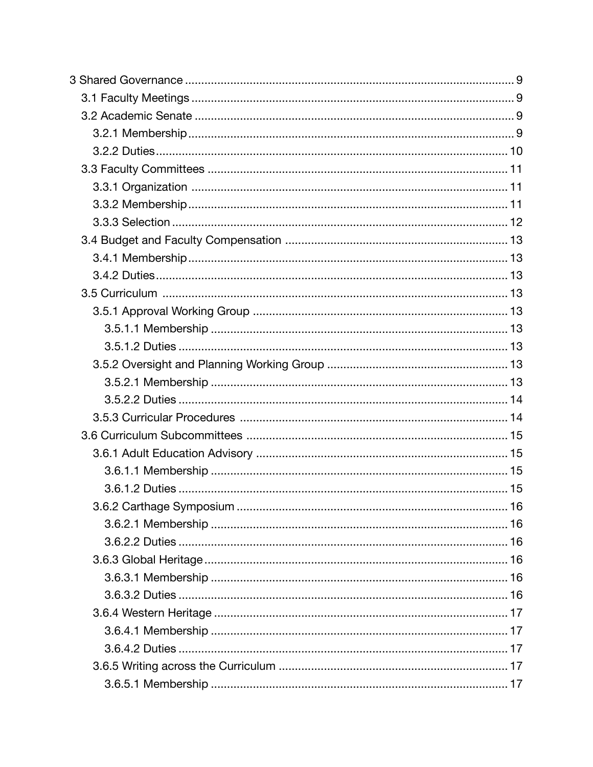3 Shared Governance .......... 9
- 3.1 Faculty Meetings .......... 9
- 3.2 Academic Senate .......... 9
  - 3.2.1 Membership .......... 9
  - 3.2.2 Duties .......... 10
- 3.3 Faculty Committees .......... 11
  - 3.3.1 Organization .......... 11
  - 3.3.2 Membership .......... 11
  - 3.3.3 Selection .......... 12
- 3.4 Budget and Faculty Compensation .......... 13
  - 3.4.1 Membership .......... 13
  - 3.4.2 Duties .......... 13
- 3.5 Curriculum .......... 13
  - 3.5.1 Approval Working Group .......... 13
    - 3.5.1.1 Membership .......... 13
    - 3.5.1.2 Duties .......... 13
  - 3.5.2 Oversight and Planning Working Group .......... 13
    - 3.5.2.1 Membership .......... 13
    - 3.5.2.2 Duties .......... 14
  - 3.5.3 Curricular Procedures .......... 14
- 3.6 Curriculum Subcommittees .......... 15
  - 3.6.1 Adult Education Advisory .......... 15
    - 3.6.1.1 Membership .......... 15
    - 3.6.1.2 Duties .......... 15
  - 3.6.2 Carthage Symposium .......... 16
    - 3.6.2.1 Membership .......... 16
    - 3.6.2.2 Duties .......... 16
  - 3.6.3 Global Heritage .......... 16
    - 3.6.3.1 Membership .......... 16
    - 3.6.3.2 Duties .......... 16
  - 3.6.4 Western Heritage .......... 17
    - 3.6.4.1 Membership .......... 17
    - 3.6.4.2 Duties .......... 17
  - 3.6.5 Writing across the Curriculum .......... 17
    - 3.6.5.1 Membership .......... 17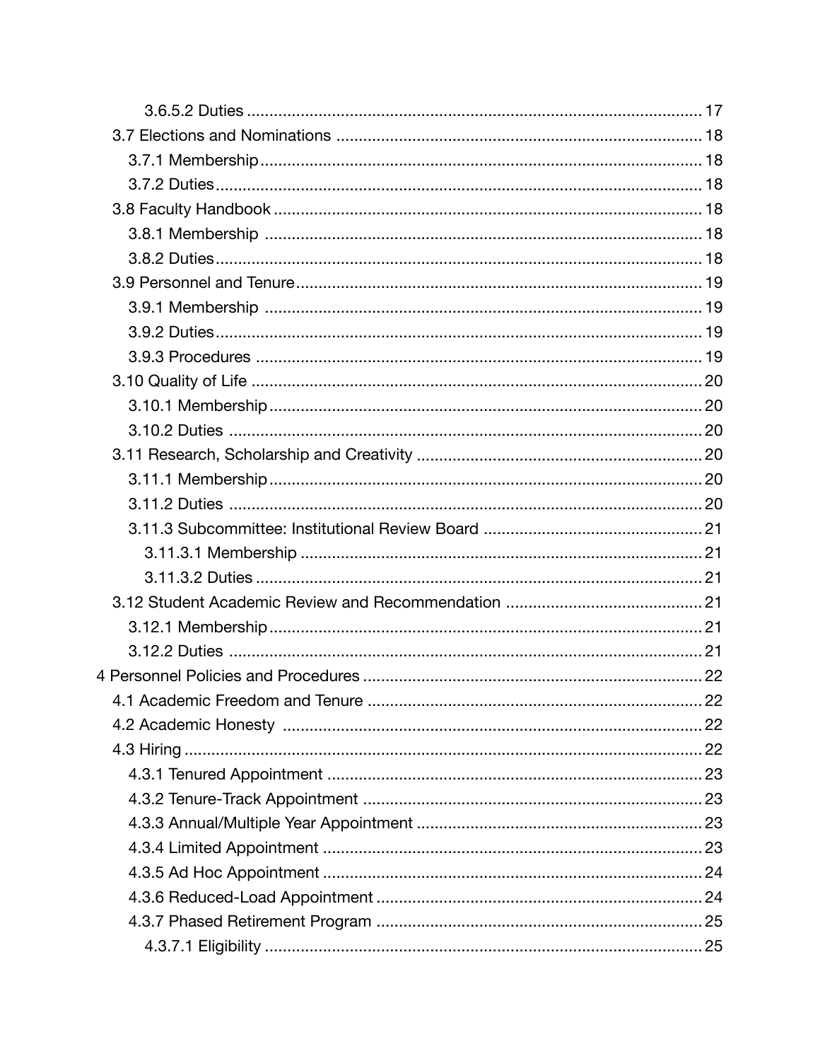- 3.6.5.2 Duties ..... 17
- 3.7 Elections and Nominations ..... 18
  - 3.7.1 Membership ..... 18
  - 3.7.2 Duties ..... 18
- 3.8 Faculty Handbook ..... 18
  - 3.8.1 Membership ..... 18
  - 3.8.2 Duties ..... 18
- 3.9 Personnel and Tenure ..... 19
  - 3.9.1 Membership ..... 19
  - 3.9.2 Duties ..... 19
  - 3.9.3 Procedures ..... 19
- 3.10 Quality of Life ..... 20
  - 3.10.1 Membership ..... 20
  - 3.10.2 Duties ..... 20
- 3.11 Research, Scholarship and Creativity ..... 20
  - 3.11.1 Membership ..... 20
  - 3.11.2 Duties ..... 20
  - 3.11.3 Subcommittee: Institutional Review Board ..... 21
    - 3.11.3.1 Membership ..... 21
    - 3.11.3.2 Duties ..... 21
- 3.12 Student Academic Review and Recommendation ..... 21
  - 3.12.1 Membership ..... 21
  - 3.12.2 Duties ..... 21

4 Personnel Policies and Procedures ..... 22
- 4.1 Academic Freedom and Tenure ..... 22
- 4.2 Academic Honesty ..... 22
- 4.3 Hiring ..... 22
  - 4.3.1 Tenured Appointment ..... 23
  - 4.3.2 Tenure-Track Appointment ..... 23
  - 4.3.3 Annual/Multiple Year Appointment ..... 23
  - 4.3.4 Limited Appointment ..... 23
  - 4.3.5 Ad Hoc Appointment ..... 24
  - 4.3.6 Reduced-Load Appointment ..... 24
  - 4.3.7 Phased Retirement Program ..... 25
    - 4.3.7.1 Eligibility ..... 25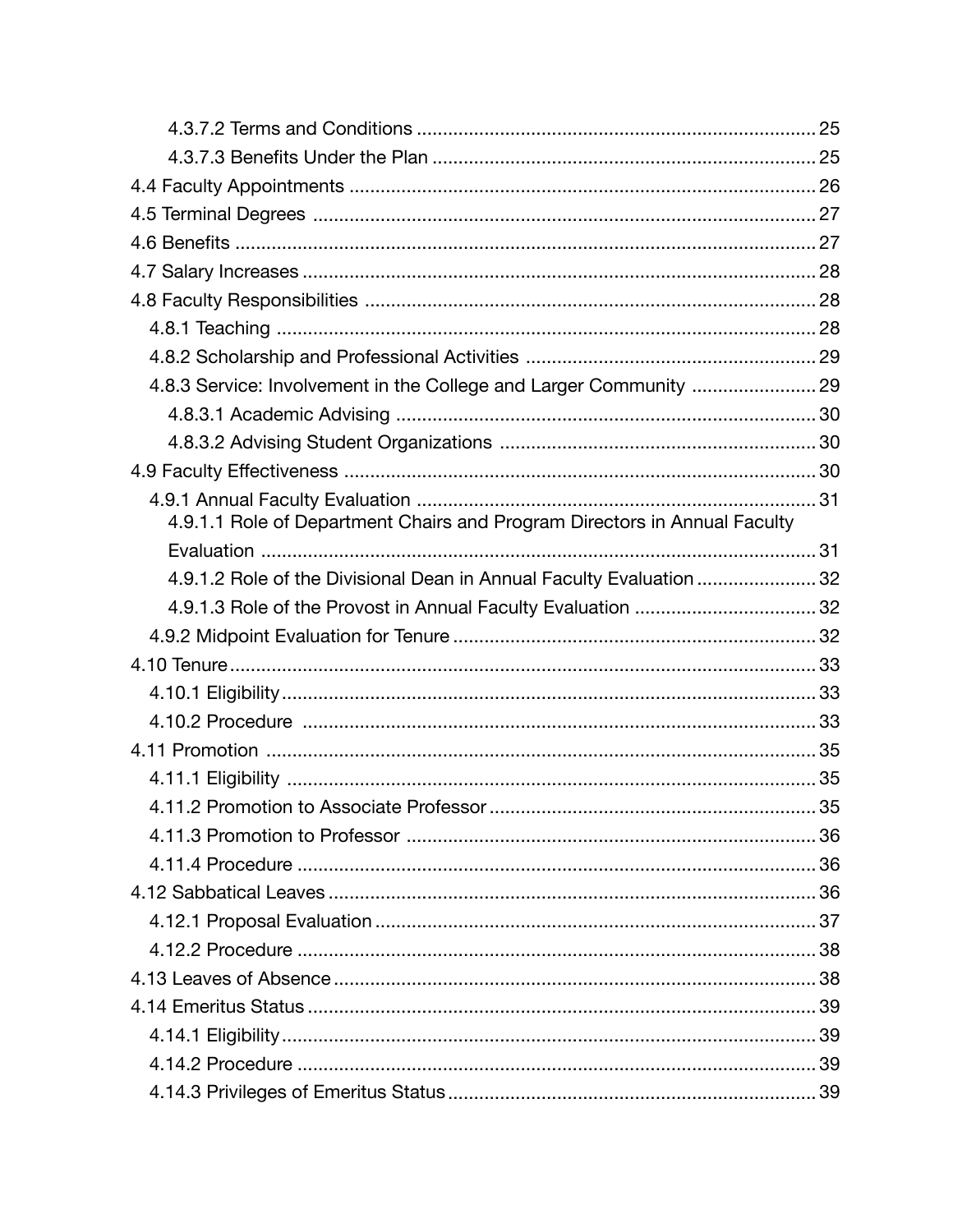- 4.3.7.2 Terms and Conditions ........................................................................ 25
- 4.3.7.3 Benefits Under the Plan ..................................................................... 25

4.4 Faculty Appointments ................................................................................. 26

4.5 Terminal Degrees ........................................................................................ 27

4.6 Benefits ....................................................................................................... 27

4.7 Salary Increases .......................................................................................... 28

4.8 Faculty Responsibilities ............................................................................... 28

- 4.8.1 Teaching ................................................................................................ 28
- 4.8.2 Scholarship and Professional Activities .................................................. 29
- 4.8.3 Service: Involvement in the College and Larger Community .................. 29
  - 4.8.3.1 Academic Advising ........................................................................ 30
  - 4.8.3.2 Advising Student Organizations ..................................................... 30

4.9 Faculty Effectiveness .................................................................................. 30

- 4.9.1 Annual Faculty Evaluation ..................................................................... 31
  - 4.9.1.1 Role of Department Chairs and Program Directors in Annual Faculty Evaluation ........................................................................................ 31
  - 4.9.1.2 Role of the Divisional Dean in Annual Faculty Evaluation ................. 32
  - 4.9.1.3 Role of the Provost in Annual Faculty Evaluation ............................ 32
- 4.9.2 Midpoint Evaluation for Tenure .............................................................. 32

4.10 Tenure ........................................................................................................ 33

- 4.10.1 Eligibility ............................................................................................... 33
- 4.10.2 Procedure ............................................................................................ 33

4.11 Promotion .................................................................................................. 35

- 4.11.1 Eligibility ............................................................................................... 35
- 4.11.2 Promotion to Associate Professor ......................................................... 35
- 4.11.3 Promotion to Professor ......................................................................... 36
- 4.11.4 Procedure ............................................................................................ 36

4.12 Sabbatical Leaves ....................................................................................... 36

- 4.12.1 Proposal Evaluation .............................................................................. 37
- 4.12.2 Procedure ............................................................................................ 38

4.13 Leaves of Absence ...................................................................................... 38

4.14 Emeritus Status ........................................................................................... 39

- 4.14.1 Eligibility ............................................................................................... 39
- 4.14.2 Procedure ............................................................................................ 39
- 4.14.3 Privileges of Emeritus Status ................................................................ 39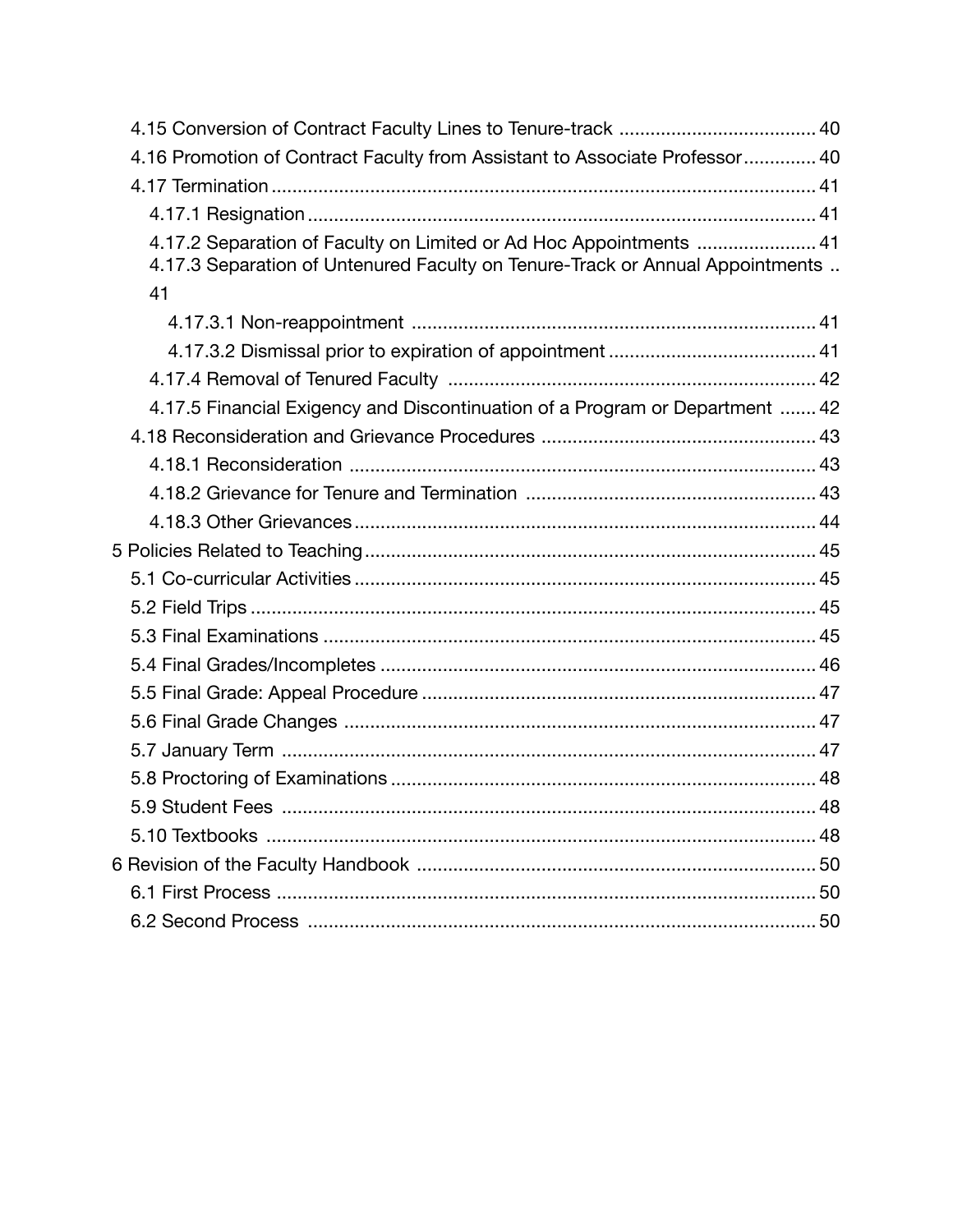4.15 Conversion of Contract Faculty Lines to Tenure-track ...................................... 40
4.16 Promotion of Contract Faculty from Assistant to Associate Professor............. 40
4.17 Termination ........................................................................................................ 41
  4.17.1 Resignation ................................................................................................. 41
  4.17.2 Separation of Faculty on Limited or Ad Hoc Appointments ....................... 41
  4.17.3 Separation of Untenured Faculty on Tenure-Track or Annual Appointments .. 41
    4.17.3.1 Non-reappointment ............................................................................. 41
    4.17.3.2 Dismissal prior to expiration of appointment ........................................ 41
  4.17.4 Removal of Tenured Faculty ..................................................................... 42
  4.17.5 Financial Exigency and Discontinuation of a Program or Department ....... 42
4.18 Reconsideration and Grievance Procedures .................................................... 43
  4.18.1 Reconsideration ......................................................................................... 43
  4.18.2 Grievance for Tenure and Termination ....................................................... 43
  4.18.3 Other Grievances ........................................................................................ 44
5 Policies Related to Teaching ...................................................................................... 45
5.1 Co-curricular Activities ........................................................................................ 45
5.2 Field Trips ............................................................................................................ 45
5.3 Final Examinations .............................................................................................. 45
5.4 Final Grades/Incompletes .................................................................................... 46
5.5 Final Grade: Appeal Procedure ........................................................................... 47
5.6 Final Grade Changes .......................................................................................... 47
5.7 January Term ...................................................................................................... 47
5.8 Proctoring of Examinations ................................................................................. 48
5.9 Student Fees ....................................................................................................... 48
5.10 Textbooks .......................................................................................................... 48
6 Revision of the Faculty Handbook ............................................................................ 50
6.1 First Process ....................................................................................................... 50
6.2 Second Process ................................................................................................. 50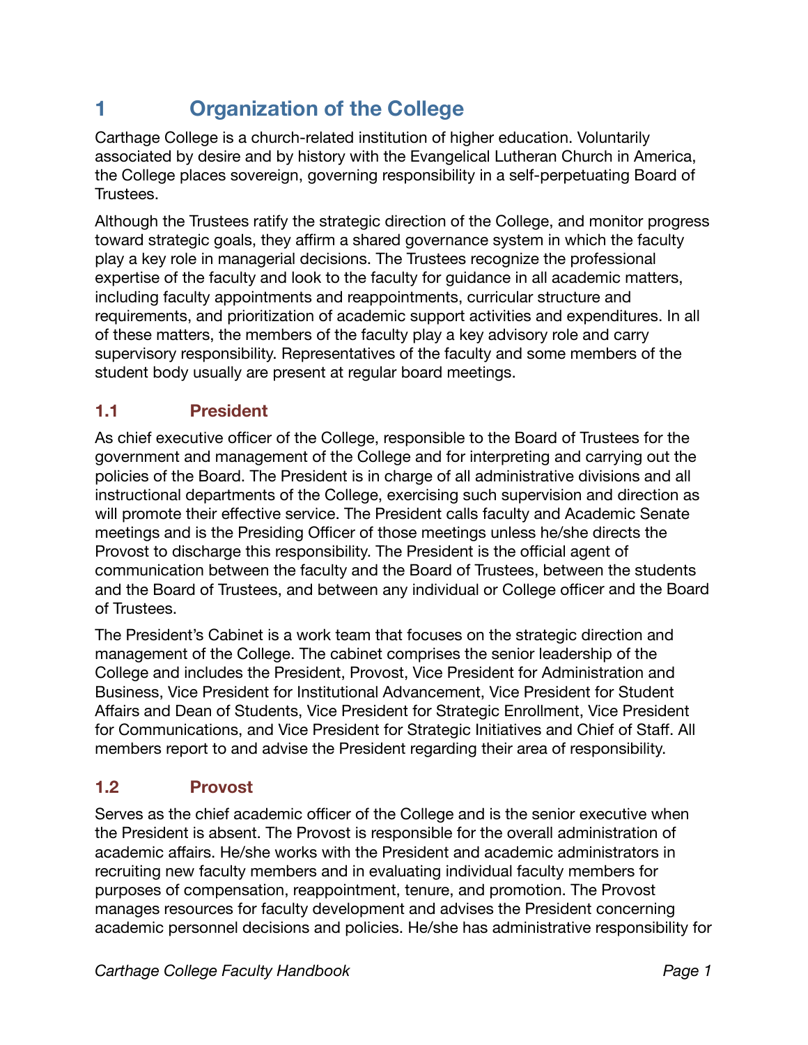# 1 Organization of the College

Carthage College is a church-related institution of higher education. Voluntarily associated by desire and by history with the Evangelical Lutheran Church in America, the College places sovereign, governing responsibility in a self-perpetuating Board of Trustees.

Although the Trustees ratify the strategic direction of the College, and monitor progress toward strategic goals, they affirm a shared governance system in which the faculty play a key role in managerial decisions. The Trustees recognize the professional expertise of the faculty and look to the faculty for guidance in all academic matters, including faculty appointments and reappointments, curricular structure and requirements, and prioritization of academic support activities and expenditures. In all of these matters, the members of the faculty play a key advisory role and carry supervisory responsibility. Representatives of the faculty and some members of the student body usually are present at regular board meetings.

## 1.1 President

As chief executive officer of the College, responsible to the Board of Trustees for the government and management of the College and for interpreting and carrying out the policies of the Board. The President is in charge of all administrative divisions and all instructional departments of the College, exercising such supervision and direction as will promote their effective service. The President calls faculty and Academic Senate meetings and is the Presiding Officer of those meetings unless he/she directs the Provost to discharge this responsibility. The President is the official agent of communication between the faculty and the Board of Trustees, between the students and the Board of Trustees, and between any individual or College officer and the Board of Trustees.

The President's Cabinet is a work team that focuses on the strategic direction and management of the College. The cabinet comprises the senior leadership of the College and includes the President, Provost, Vice President for Administration and Business, Vice President for Institutional Advancement, Vice President for Student Affairs and Dean of Students, Vice President for Strategic Enrollment, Vice President for Communications, and Vice President for Strategic Initiatives and Chief of Staff. All members report to and advise the President regarding their area of responsibility.

## 1.2 Provost

Serves as the chief academic officer of the College and is the senior executive when the President is absent. The Provost is responsible for the overall administration of academic affairs. He/she works with the President and academic administrators in recruiting new faculty members and in evaluating individual faculty members for purposes of compensation, reappointment, tenure, and promotion. The Provost manages resources for faculty development and advises the President concerning academic personnel decisions and policies. He/she has administrative responsibility for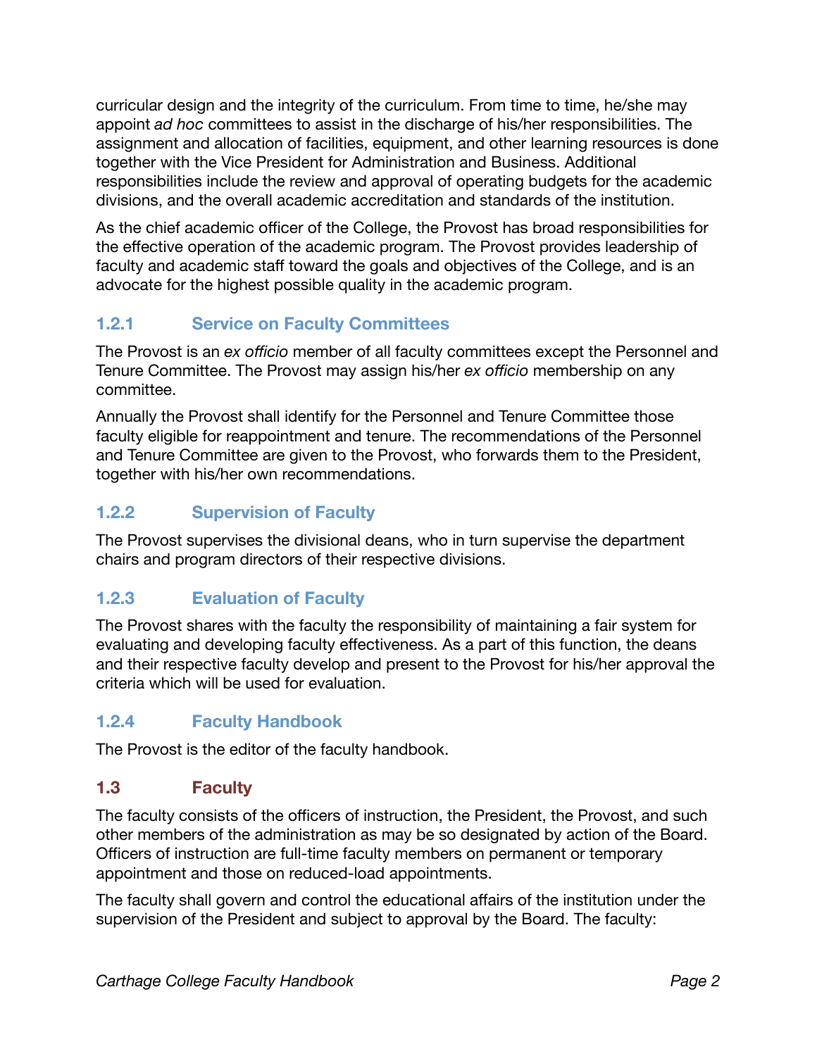curricular design and the integrity of the curriculum. From time to time, he/she may appoint *ad hoc* committees to assist in the discharge of his/her responsibilities. The assignment and allocation of facilities, equipment, and other learning resources is done together with the Vice President for Administration and Business. Additional responsibilities include the review and approval of operating budgets for the academic divisions, and the overall academic accreditation and standards of the institution.

As the chief academic officer of the College, the Provost has broad responsibilities for the effective operation of the academic program. The Provost provides leadership of faculty and academic staff toward the goals and objectives of the College, and is an advocate for the highest possible quality in the academic program.

### 1.2.1 Service on Faculty Committees

The Provost is an *ex officio* member of all faculty committees except the Personnel and Tenure Committee. The Provost may assign his/her *ex officio* membership on any committee.

Annually the Provost shall identify for the Personnel and Tenure Committee those faculty eligible for reappointment and tenure. The recommendations of the Personnel and Tenure Committee are given to the Provost, who forwards them to the President, together with his/her own recommendations.

### 1.2.2 Supervision of Faculty

The Provost supervises the divisional deans, who in turn supervise the department chairs and program directors of their respective divisions.

### 1.2.3 Evaluation of Faculty

The Provost shares with the faculty the responsibility of maintaining a fair system for evaluating and developing faculty effectiveness. As a part of this function, the deans and their respective faculty develop and present to the Provost for his/her approval the criteria which will be used for evaluation.

### 1.2.4 Faculty Handbook

The Provost is the editor of the faculty handbook.

## 1.3 Faculty

The faculty consists of the officers of instruction, the President, the Provost, and such other members of the administration as may be so designated by action of the Board. Officers of instruction are full-time faculty members on permanent or temporary appointment and those on reduced-load appointments.

The faculty shall govern and control the educational affairs of the institution under the supervision of the President and subject to approval by the Board. The faculty: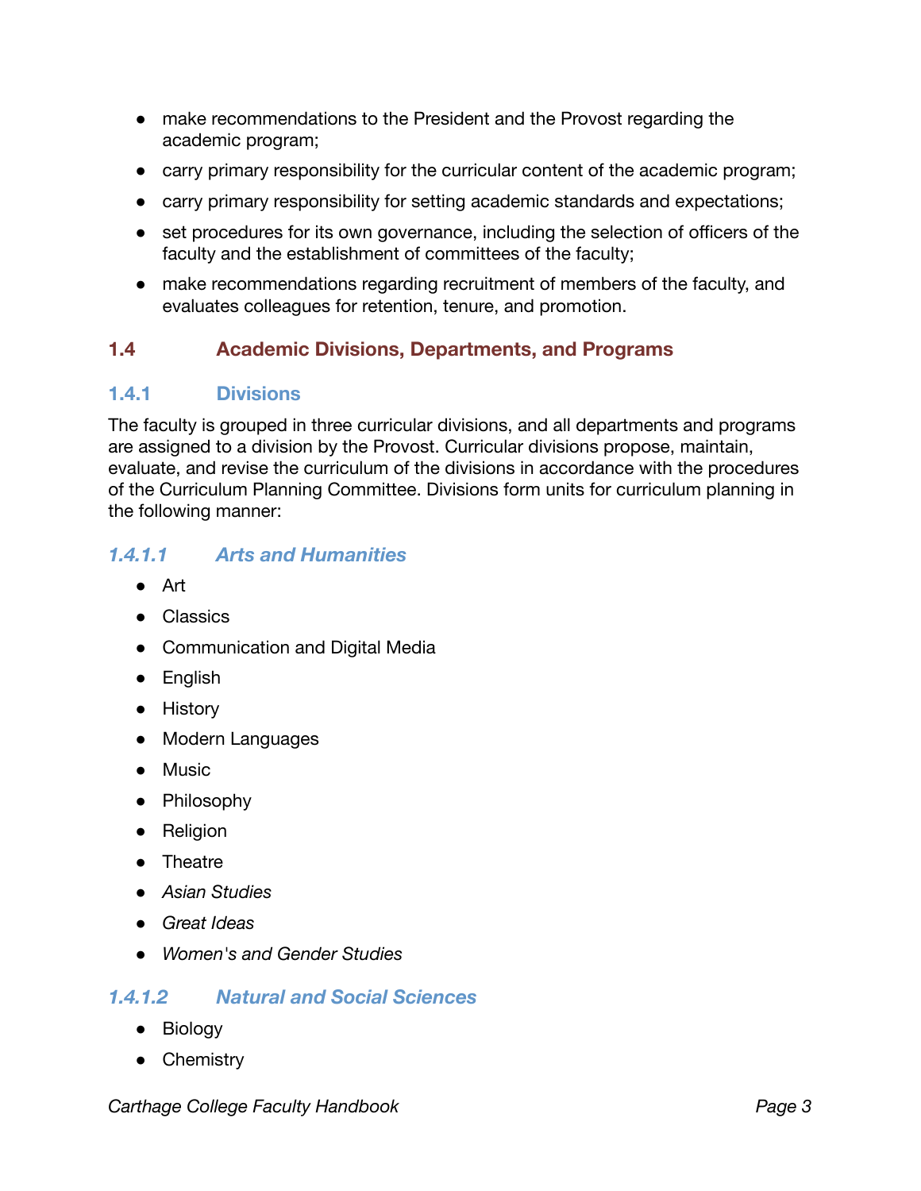- make recommendations to the President and the Provost regarding the academic program;
- carry primary responsibility for the curricular content of the academic program;
- carry primary responsibility for setting academic standards and expectations;
- set procedures for its own governance, including the selection of officers of the faculty and the establishment of committees of the faculty;
- make recommendations regarding recruitment of members of the faculty, and evaluates colleagues for retention, tenure, and promotion.

## 1.4 Academic Divisions, Departments, and Programs

### 1.4.1 Divisions

The faculty is grouped in three curricular divisions, and all departments and programs are assigned to a division by the Provost. Curricular divisions propose, maintain, evaluate, and revise the curriculum of the divisions in accordance with the procedures of the Curriculum Planning Committee. Divisions form units for curriculum planning in the following manner:

#### *1.4.1.1 Arts and Humanities*

- Art
- Classics
- Communication and Digital Media
- English
- History
- Modern Languages
- Music
- Philosophy
- Religion
- Theatre
- *Asian Studies*
- *Great Ideas*
- *Women's and Gender Studies*

#### *1.4.1.2 Natural and Social Sciences*

- Biology
- Chemistry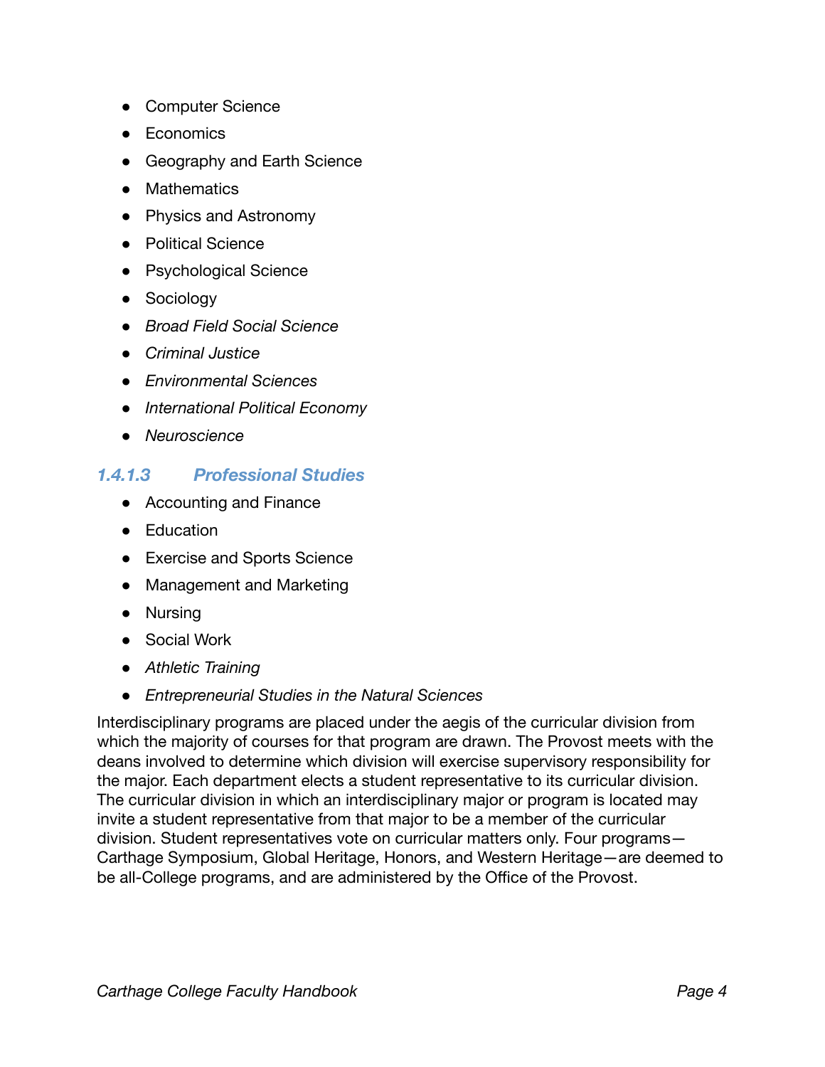- Computer Science
- Economics
- Geography and Earth Science
- Mathematics
- Physics and Astronomy
- Political Science
- Psychological Science
- Sociology
- *Broad Field Social Science*
- *Criminal Justice*
- *Environmental Sciences*
- *International Political Economy*
- *Neuroscience*

#### *1.4.1.3 Professional Studies*

- Accounting and Finance
- Education
- Exercise and Sports Science
- Management and Marketing
- Nursing
- Social Work
- *Athletic Training*
- *Entrepreneurial Studies in the Natural Sciences*

Interdisciplinary programs are placed under the aegis of the curricular division from which the majority of courses for that program are drawn. The Provost meets with the deans involved to determine which division will exercise supervisory responsibility for the major. Each department elects a student representative to its curricular division. The curricular division in which an interdisciplinary major or program is located may invite a student representative from that major to be a member of the curricular division. Student representatives vote on curricular matters only. Four programs—Carthage Symposium, Global Heritage, Honors, and Western Heritage—are deemed to be all-College programs, and are administered by the Office of the Provost.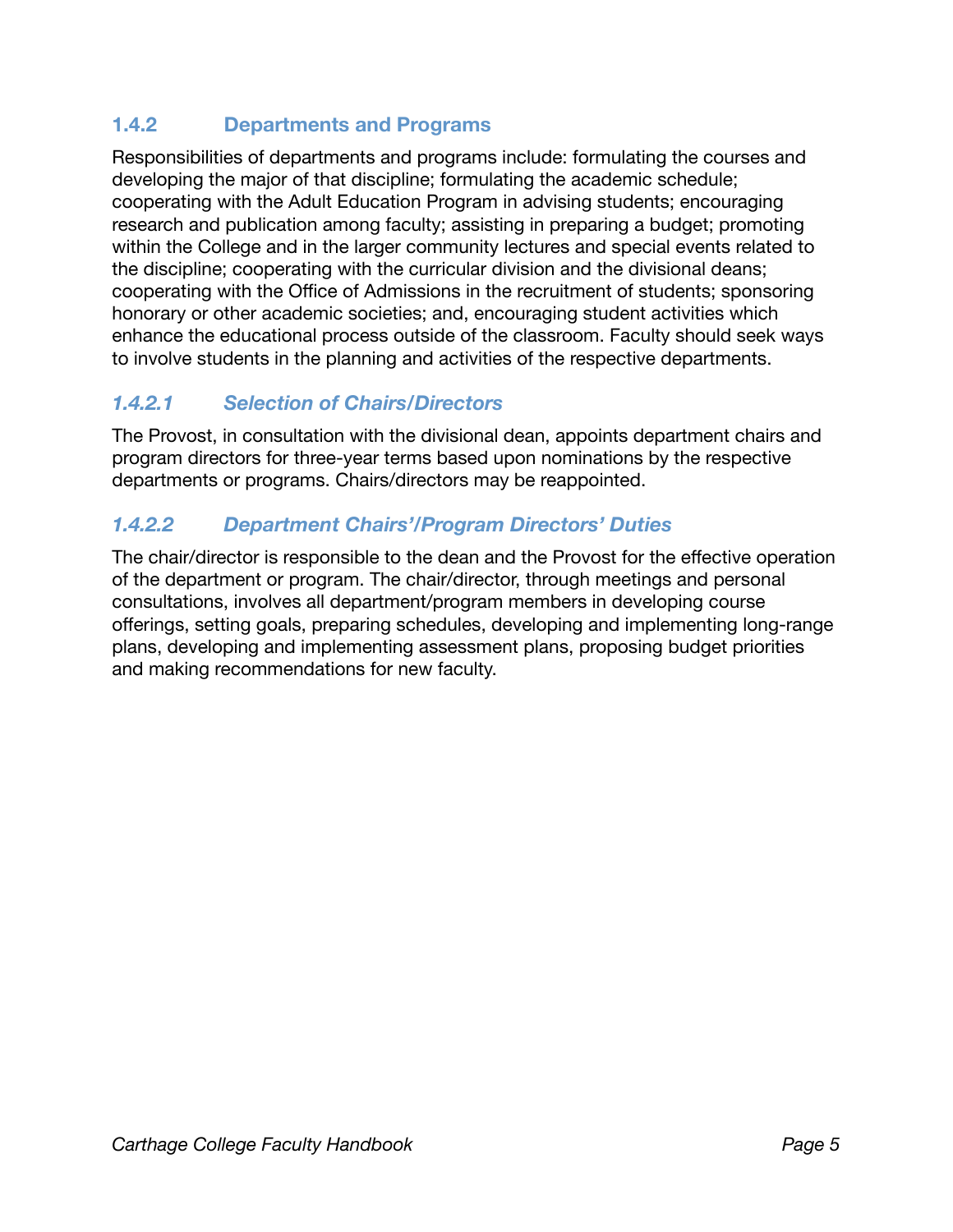### 1.4.2 Departments and Programs

Responsibilities of departments and programs include: formulating the courses and developing the major of that discipline; formulating the academic schedule; cooperating with the Adult Education Program in advising students; encouraging research and publication among faculty; assisting in preparing a budget; promoting within the College and in the larger community lectures and special events related to the discipline; cooperating with the curricular division and the divisional deans; cooperating with the Office of Admissions in the recruitment of students; sponsoring honorary or other academic societies; and, encouraging student activities which enhance the educational process outside of the classroom. Faculty should seek ways to involve students in the planning and activities of the respective departments.

#### *1.4.2.1 Selection of Chairs/Directors*

The Provost, in consultation with the divisional dean, appoints department chairs and program directors for three-year terms based upon nominations by the respective departments or programs. Chairs/directors may be reappointed.

#### *1.4.2.2 Department Chairs'/Program Directors' Duties*

The chair/director is responsible to the dean and the Provost for the effective operation of the department or program. The chair/director, through meetings and personal consultations, involves all department/program members in developing course offerings, setting goals, preparing schedules, developing and implementing long-range plans, developing and implementing assessment plans, proposing budget priorities and making recommendations for new faculty.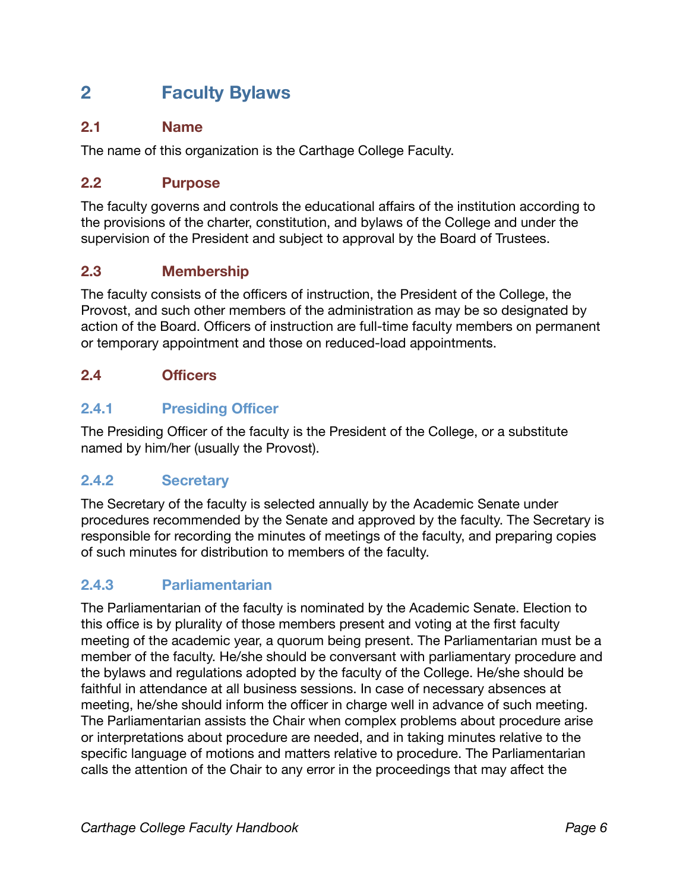# 2 Faculty Bylaws

## 2.1 Name

The name of this organization is the Carthage College Faculty.

## 2.2 Purpose

The faculty governs and controls the educational affairs of the institution according to the provisions of the charter, constitution, and bylaws of the College and under the supervision of the President and subject to approval by the Board of Trustees.

## 2.3 Membership

The faculty consists of the officers of instruction, the President of the College, the Provost, and such other members of the administration as may be so designated by action of the Board. Officers of instruction are full-time faculty members on permanent or temporary appointment and those on reduced-load appointments.

## 2.4 Officers

### 2.4.1 Presiding Officer

The Presiding Officer of the faculty is the President of the College, or a substitute named by him/her (usually the Provost).

### 2.4.2 Secretary

The Secretary of the faculty is selected annually by the Academic Senate under procedures recommended by the Senate and approved by the faculty. The Secretary is responsible for recording the minutes of meetings of the faculty, and preparing copies of such minutes for distribution to members of the faculty.

### 2.4.3 Parliamentarian

The Parliamentarian of the faculty is nominated by the Academic Senate. Election to this office is by plurality of those members present and voting at the first faculty meeting of the academic year, a quorum being present. The Parliamentarian must be a member of the faculty. He/she should be conversant with parliamentary procedure and the bylaws and regulations adopted by the faculty of the College. He/she should be faithful in attendance at all business sessions. In case of necessary absences at meeting, he/she should inform the officer in charge well in advance of such meeting. The Parliamentarian assists the Chair when complex problems about procedure arise or interpretations about procedure are needed, and in taking minutes relative to the specific language of motions and matters relative to procedure. The Parliamentarian calls the attention of the Chair to any error in the proceedings that may affect the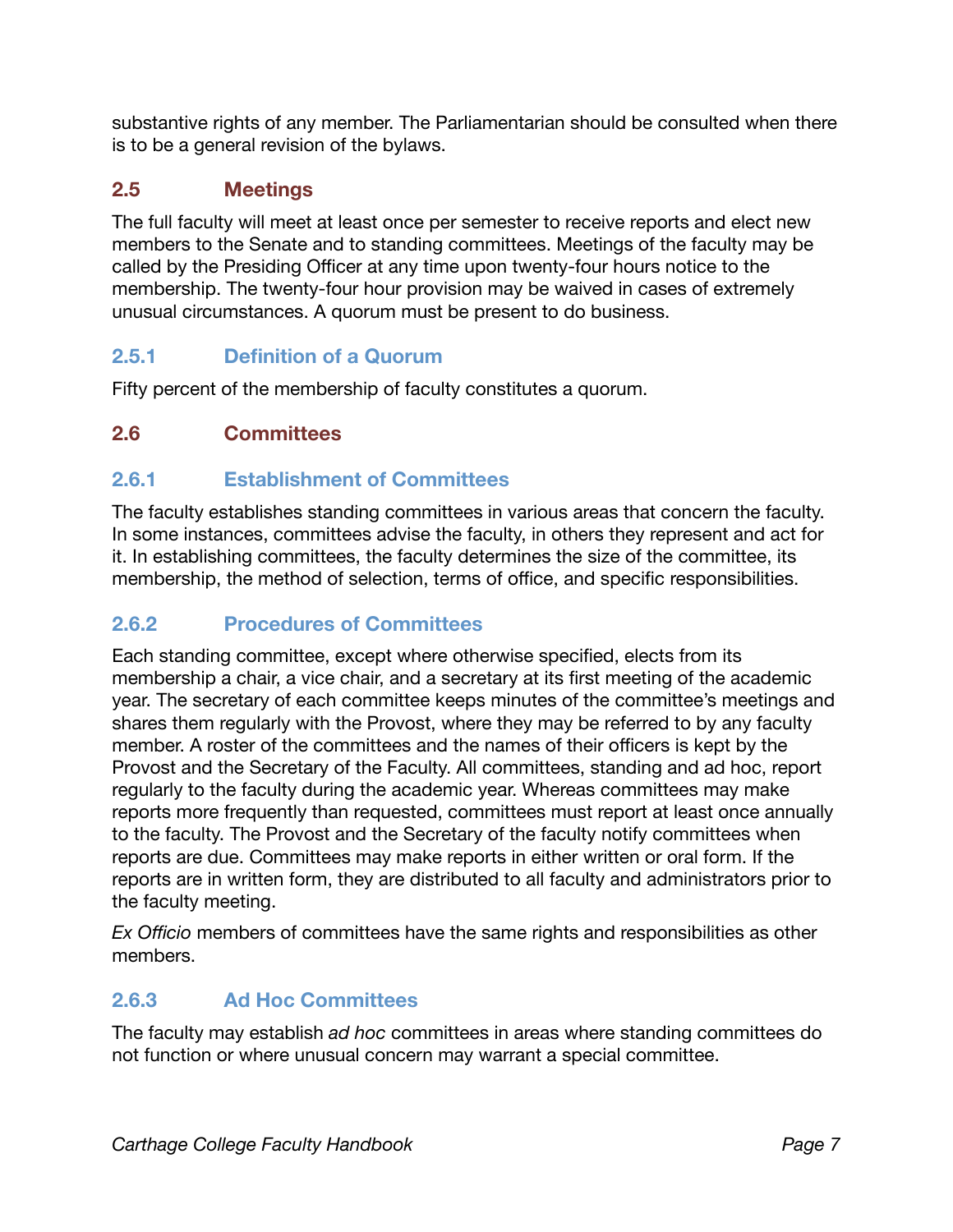substantive rights of any member. The Parliamentarian should be consulted when there is to be a general revision of the bylaws.

## 2.5 Meetings

The full faculty will meet at least once per semester to receive reports and elect new members to the Senate and to standing committees. Meetings of the faculty may be called by the Presiding Officer at any time upon twenty-four hours notice to the membership. The twenty-four hour provision may be waived in cases of extremely unusual circumstances. A quorum must be present to do business.

### 2.5.1 Definition of a Quorum

Fifty percent of the membership of faculty constitutes a quorum.

## 2.6 Committees

### 2.6.1 Establishment of Committees

The faculty establishes standing committees in various areas that concern the faculty. In some instances, committees advise the faculty, in others they represent and act for it. In establishing committees, the faculty determines the size of the committee, its membership, the method of selection, terms of office, and specific responsibilities.

### 2.6.2 Procedures of Committees

Each standing committee, except where otherwise specified, elects from its membership a chair, a vice chair, and a secretary at its first meeting of the academic year. The secretary of each committee keeps minutes of the committee's meetings and shares them regularly with the Provost, where they may be referred to by any faculty member. A roster of the committees and the names of their officers is kept by the Provost and the Secretary of the Faculty. All committees, standing and ad hoc, report regularly to the faculty during the academic year. Whereas committees may make reports more frequently than requested, committees must report at least once annually to the faculty. The Provost and the Secretary of the faculty notify committees when reports are due. Committees may make reports in either written or oral form. If the reports are in written form, they are distributed to all faculty and administrators prior to the faculty meeting.

*Ex Officio* members of committees have the same rights and responsibilities as other members.

### 2.6.3 Ad Hoc Committees

The faculty may establish *ad hoc* committees in areas where standing committees do not function or where unusual concern may warrant a special committee.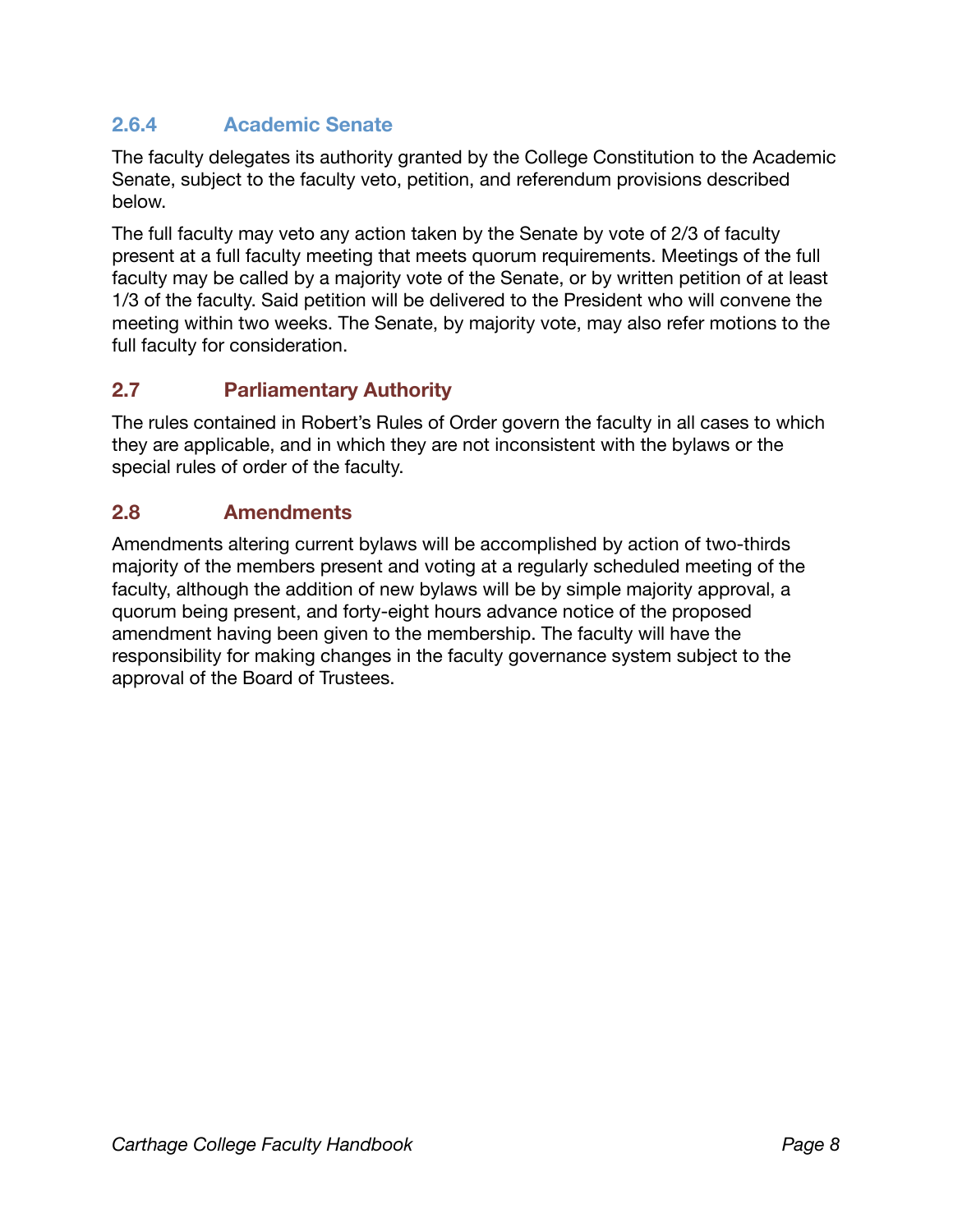### 2.6.4 Academic Senate

The faculty delegates its authority granted by the College Constitution to the Academic Senate, subject to the faculty veto, petition, and referendum provisions described below.

The full faculty may veto any action taken by the Senate by vote of 2/3 of faculty present at a full faculty meeting that meets quorum requirements. Meetings of the full faculty may be called by a majority vote of the Senate, or by written petition of at least 1/3 of the faculty. Said petition will be delivered to the President who will convene the meeting within two weeks. The Senate, by majority vote, may also refer motions to the full faculty for consideration.

## 2.7 Parliamentary Authority

The rules contained in Robert's Rules of Order govern the faculty in all cases to which they are applicable, and in which they are not inconsistent with the bylaws or the special rules of order of the faculty.

## 2.8 Amendments

Amendments altering current bylaws will be accomplished by action of two-thirds majority of the members present and voting at a regularly scheduled meeting of the faculty, although the addition of new bylaws will be by simple majority approval, a quorum being present, and forty-eight hours advance notice of the proposed amendment having been given to the membership. The faculty will have the responsibility for making changes in the faculty governance system subject to the approval of the Board of Trustees.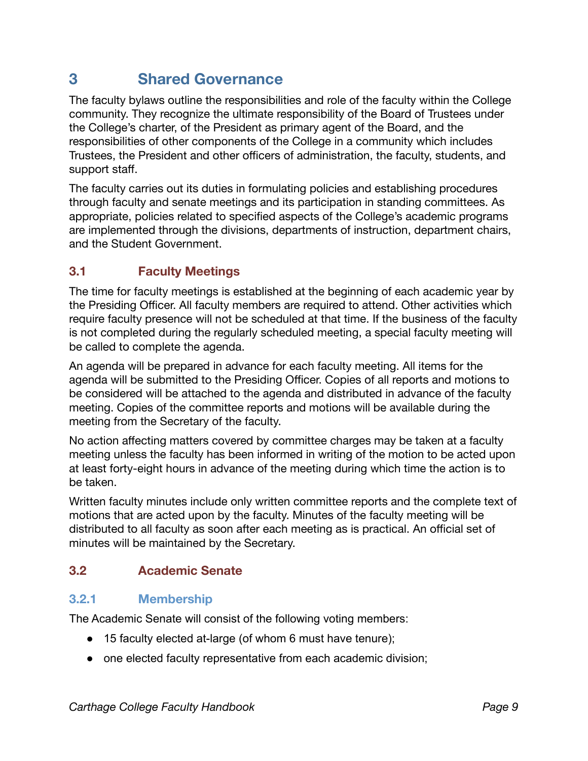# 3 Shared Governance

The faculty bylaws outline the responsibilities and role of the faculty within the College community. They recognize the ultimate responsibility of the Board of Trustees under the College's charter, of the President as primary agent of the Board, and the responsibilities of other components of the College in a community which includes Trustees, the President and other officers of administration, the faculty, students, and support staff.

The faculty carries out its duties in formulating policies and establishing procedures through faculty and senate meetings and its participation in standing committees. As appropriate, policies related to specified aspects of the College's academic programs are implemented through the divisions, departments of instruction, department chairs, and the Student Government.

## 3.1 Faculty Meetings

The time for faculty meetings is established at the beginning of each academic year by the Presiding Officer. All faculty members are required to attend. Other activities which require faculty presence will not be scheduled at that time. If the business of the faculty is not completed during the regularly scheduled meeting, a special faculty meeting will be called to complete the agenda.

An agenda will be prepared in advance for each faculty meeting. All items for the agenda will be submitted to the Presiding Officer. Copies of all reports and motions to be considered will be attached to the agenda and distributed in advance of the faculty meeting. Copies of the committee reports and motions will be available during the meeting from the Secretary of the faculty.

No action affecting matters covered by committee charges may be taken at a faculty meeting unless the faculty has been informed in writing of the motion to be acted upon at least forty-eight hours in advance of the meeting during which time the action is to be taken.

Written faculty minutes include only written committee reports and the complete text of motions that are acted upon by the faculty. Minutes of the faculty meeting will be distributed to all faculty as soon after each meeting as is practical. An official set of minutes will be maintained by the Secretary.

## 3.2 Academic Senate

### 3.2.1 Membership

The Academic Senate will consist of the following voting members:

- 15 faculty elected at-large (of whom 6 must have tenure);
- one elected faculty representative from each academic division;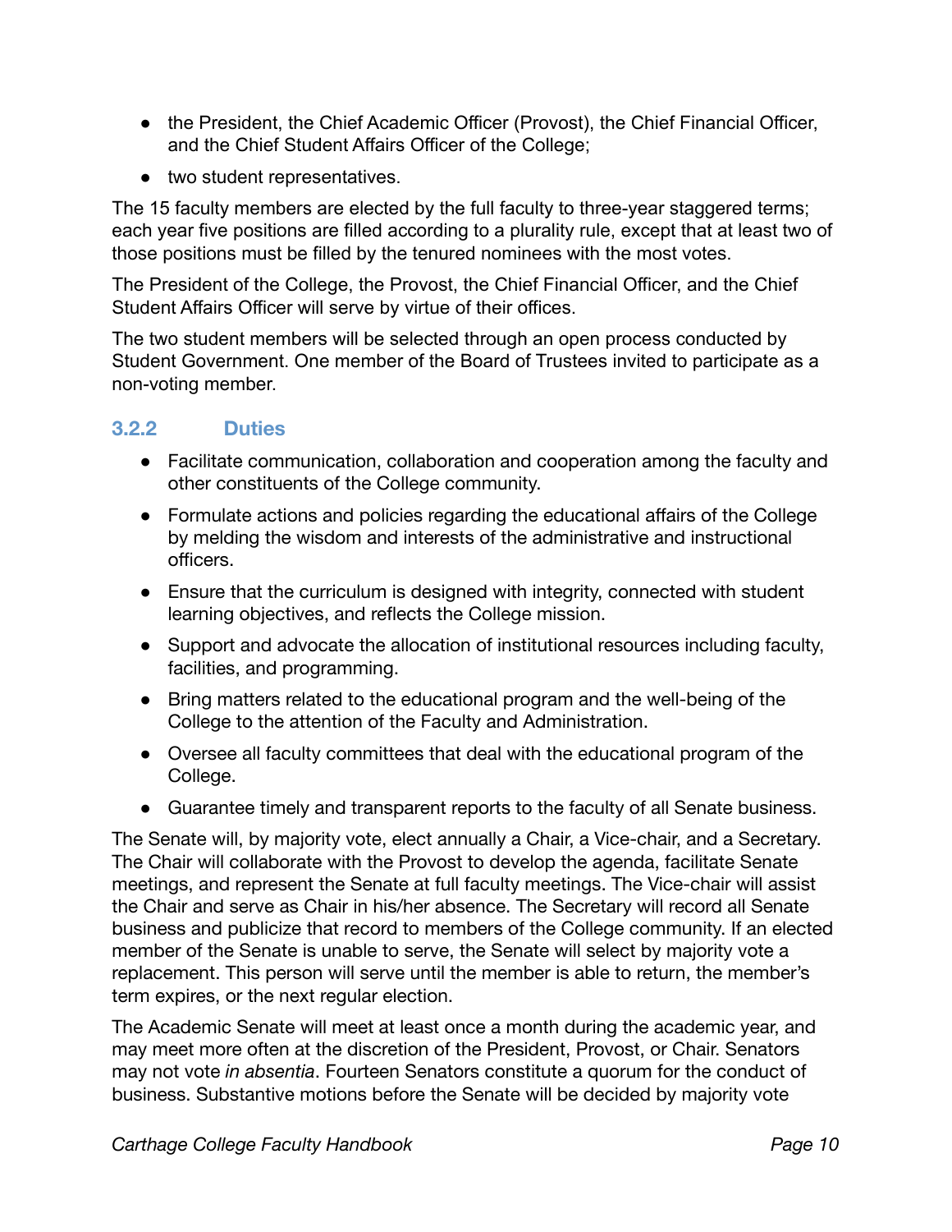- the President, the Chief Academic Officer (Provost), the Chief Financial Officer, and the Chief Student Affairs Officer of the College;
- two student representatives.

The 15 faculty members are elected by the full faculty to three-year staggered terms; each year five positions are filled according to a plurality rule, except that at least two of those positions must be filled by the tenured nominees with the most votes.

The President of the College, the Provost, the Chief Financial Officer, and the Chief Student Affairs Officer will serve by virtue of their offices.

The two student members will be selected through an open process conducted by Student Government. One member of the Board of Trustees invited to participate as a non-voting member.

### 3.2.2 Duties

- Facilitate communication, collaboration and cooperation among the faculty and other constituents of the College community.
- Formulate actions and policies regarding the educational affairs of the College by melding the wisdom and interests of the administrative and instructional officers.
- Ensure that the curriculum is designed with integrity, connected with student learning objectives, and reflects the College mission.
- Support and advocate the allocation of institutional resources including faculty, facilities, and programming.
- Bring matters related to the educational program and the well-being of the College to the attention of the Faculty and Administration.
- Oversee all faculty committees that deal with the educational program of the College.
- Guarantee timely and transparent reports to the faculty of all Senate business.

The Senate will, by majority vote, elect annually a Chair, a Vice-chair, and a Secretary. The Chair will collaborate with the Provost to develop the agenda, facilitate Senate meetings, and represent the Senate at full faculty meetings. The Vice-chair will assist the Chair and serve as Chair in his/her absence. The Secretary will record all Senate business and publicize that record to members of the College community. If an elected member of the Senate is unable to serve, the Senate will select by majority vote a replacement. This person will serve until the member is able to return, the member's term expires, or the next regular election.

The Academic Senate will meet at least once a month during the academic year, and may meet more often at the discretion of the President, Provost, or Chair. Senators may not vote *in absentia*. Fourteen Senators constitute a quorum for the conduct of business. Substantive motions before the Senate will be decided by majority vote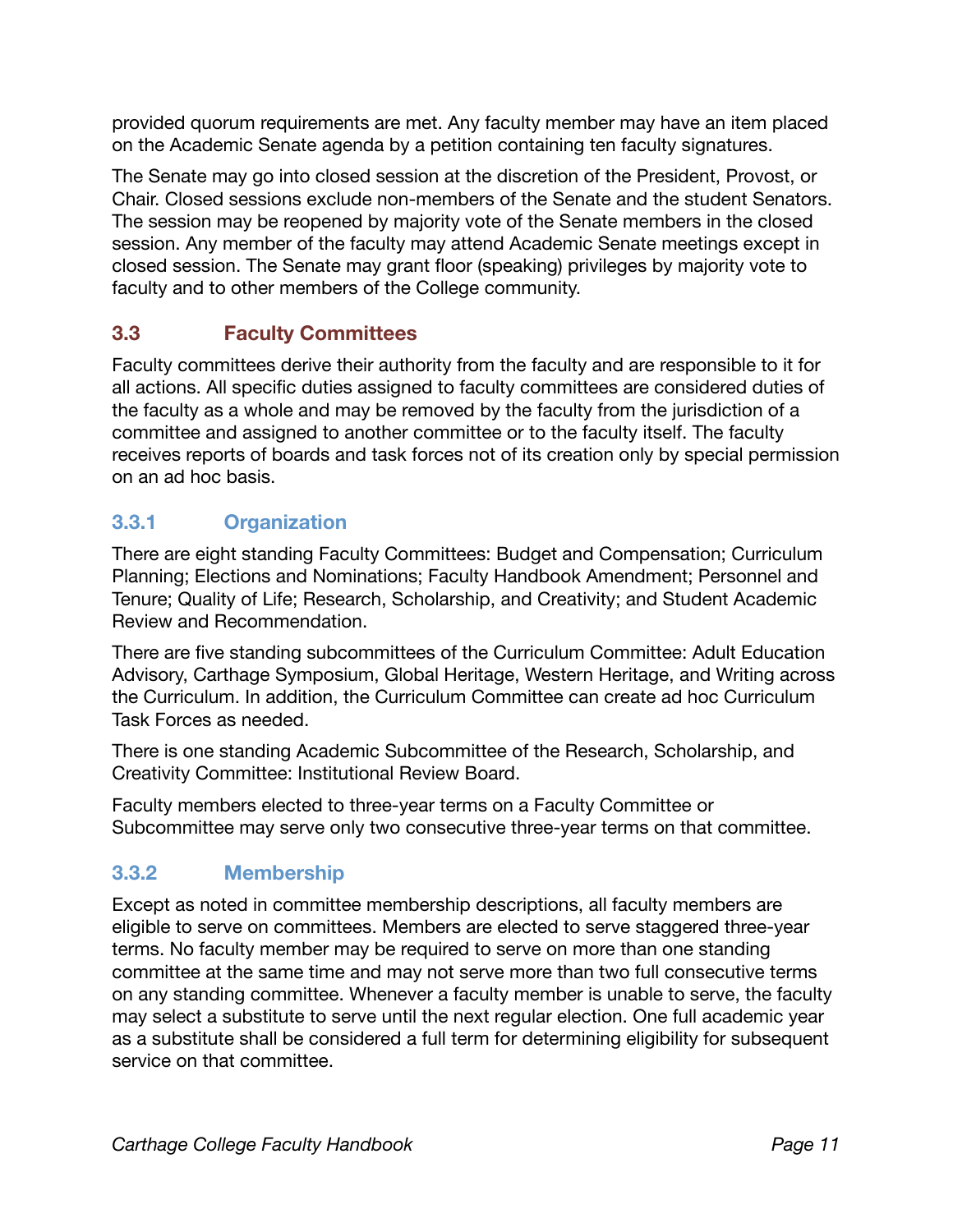provided quorum requirements are met. Any faculty member may have an item placed on the Academic Senate agenda by a petition containing ten faculty signatures.

The Senate may go into closed session at the discretion of the President, Provost, or Chair. Closed sessions exclude non-members of the Senate and the student Senators. The session may be reopened by majority vote of the Senate members in the closed session. Any member of the faculty may attend Academic Senate meetings except in closed session. The Senate may grant floor (speaking) privileges by majority vote to faculty and to other members of the College community.

## 3.3 Faculty Committees

Faculty committees derive their authority from the faculty and are responsible to it for all actions. All specific duties assigned to faculty committees are considered duties of the faculty as a whole and may be removed by the faculty from the jurisdiction of a committee and assigned to another committee or to the faculty itself. The faculty receives reports of boards and task forces not of its creation only by special permission on an ad hoc basis.

### 3.3.1 Organization

There are eight standing Faculty Committees: Budget and Compensation; Curriculum Planning; Elections and Nominations; Faculty Handbook Amendment; Personnel and Tenure; Quality of Life; Research, Scholarship, and Creativity; and Student Academic Review and Recommendation.

There are five standing subcommittees of the Curriculum Committee: Adult Education Advisory, Carthage Symposium, Global Heritage, Western Heritage, and Writing across the Curriculum. In addition, the Curriculum Committee can create ad hoc Curriculum Task Forces as needed.

There is one standing Academic Subcommittee of the Research, Scholarship, and Creativity Committee: Institutional Review Board.

Faculty members elected to three-year terms on a Faculty Committee or Subcommittee may serve only two consecutive three-year terms on that committee.

### 3.3.2 Membership

Except as noted in committee membership descriptions, all faculty members are eligible to serve on committees. Members are elected to serve staggered three-year terms. No faculty member may be required to serve on more than one standing committee at the same time and may not serve more than two full consecutive terms on any standing committee. Whenever a faculty member is unable to serve, the faculty may select a substitute to serve until the next regular election. One full academic year as a substitute shall be considered a full term for determining eligibility for subsequent service on that committee.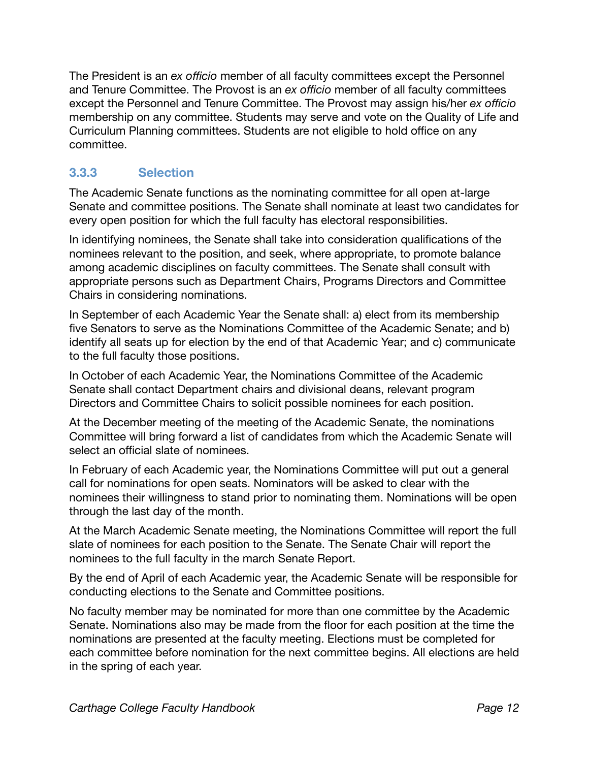The President is an *ex officio* member of all faculty committees except the Personnel and Tenure Committee. The Provost is an *ex officio* member of all faculty committees except the Personnel and Tenure Committee. The Provost may assign his/her *ex officio* membership on any committee. Students may serve and vote on the Quality of Life and Curriculum Planning committees. Students are not eligible to hold office on any committee.

### 3.3.3 Selection

The Academic Senate functions as the nominating committee for all open at-large Senate and committee positions. The Senate shall nominate at least two candidates for every open position for which the full faculty has electoral responsibilities.

In identifying nominees, the Senate shall take into consideration qualifications of the nominees relevant to the position, and seek, where appropriate, to promote balance among academic disciplines on faculty committees. The Senate shall consult with appropriate persons such as Department Chairs, Programs Directors and Committee Chairs in considering nominations.

In September of each Academic Year the Senate shall: a) elect from its membership five Senators to serve as the Nominations Committee of the Academic Senate; and b) identify all seats up for election by the end of that Academic Year; and c) communicate to the full faculty those positions.

In October of each Academic Year, the Nominations Committee of the Academic Senate shall contact Department chairs and divisional deans, relevant program Directors and Committee Chairs to solicit possible nominees for each position.

At the December meeting of the meeting of the Academic Senate, the nominations Committee will bring forward a list of candidates from which the Academic Senate will select an official slate of nominees.

In February of each Academic year, the Nominations Committee will put out a general call for nominations for open seats. Nominators will be asked to clear with the nominees their willingness to stand prior to nominating them. Nominations will be open through the last day of the month.

At the March Academic Senate meeting, the Nominations Committee will report the full slate of nominees for each position to the Senate. The Senate Chair will report the nominees to the full faculty in the march Senate Report.

By the end of April of each Academic year, the Academic Senate will be responsible for conducting elections to the Senate and Committee positions.

No faculty member may be nominated for more than one committee by the Academic Senate. Nominations also may be made from the floor for each position at the time the nominations are presented at the faculty meeting. Elections must be completed for each committee before nomination for the next committee begins. All elections are held in the spring of each year.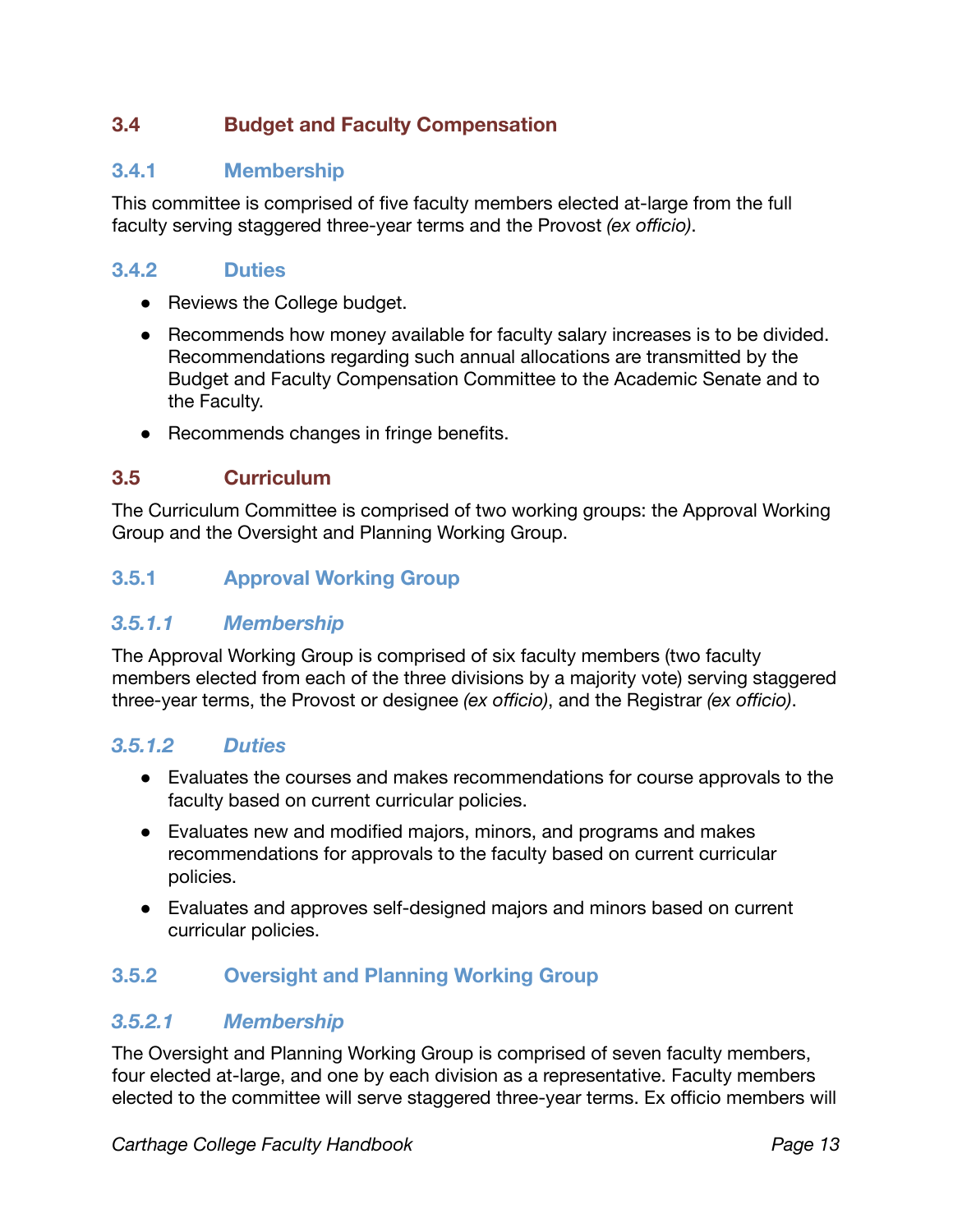## 3.4 Budget and Faculty Compensation

### 3.4.1 Membership

This committee is comprised of five faculty members elected at-large from the full faculty serving staggered three-year terms and the Provost *(ex officio)*.

### 3.4.2 Duties

- Reviews the College budget.
- Recommends how money available for faculty salary increases is to be divided. Recommendations regarding such annual allocations are transmitted by the Budget and Faculty Compensation Committee to the Academic Senate and to the Faculty.
- Recommends changes in fringe benefits.

## 3.5 Curriculum

The Curriculum Committee is comprised of two working groups: the Approval Working Group and the Oversight and Planning Working Group.

### 3.5.1 Approval Working Group

#### *3.5.1.1 Membership*

The Approval Working Group is comprised of six faculty members (two faculty members elected from each of the three divisions by a majority vote) serving staggered three-year terms, the Provost or designee *(ex officio)*, and the Registrar *(ex officio)*.

#### *3.5.1.2 Duties*

- Evaluates the courses and makes recommendations for course approvals to the faculty based on current curricular policies.
- Evaluates new and modified majors, minors, and programs and makes recommendations for approvals to the faculty based on current curricular policies.
- Evaluates and approves self-designed majors and minors based on current curricular policies.

### 3.5.2 Oversight and Planning Working Group

#### *3.5.2.1 Membership*

The Oversight and Planning Working Group is comprised of seven faculty members, four elected at-large, and one by each division as a representative. Faculty members elected to the committee will serve staggered three-year terms. Ex officio members will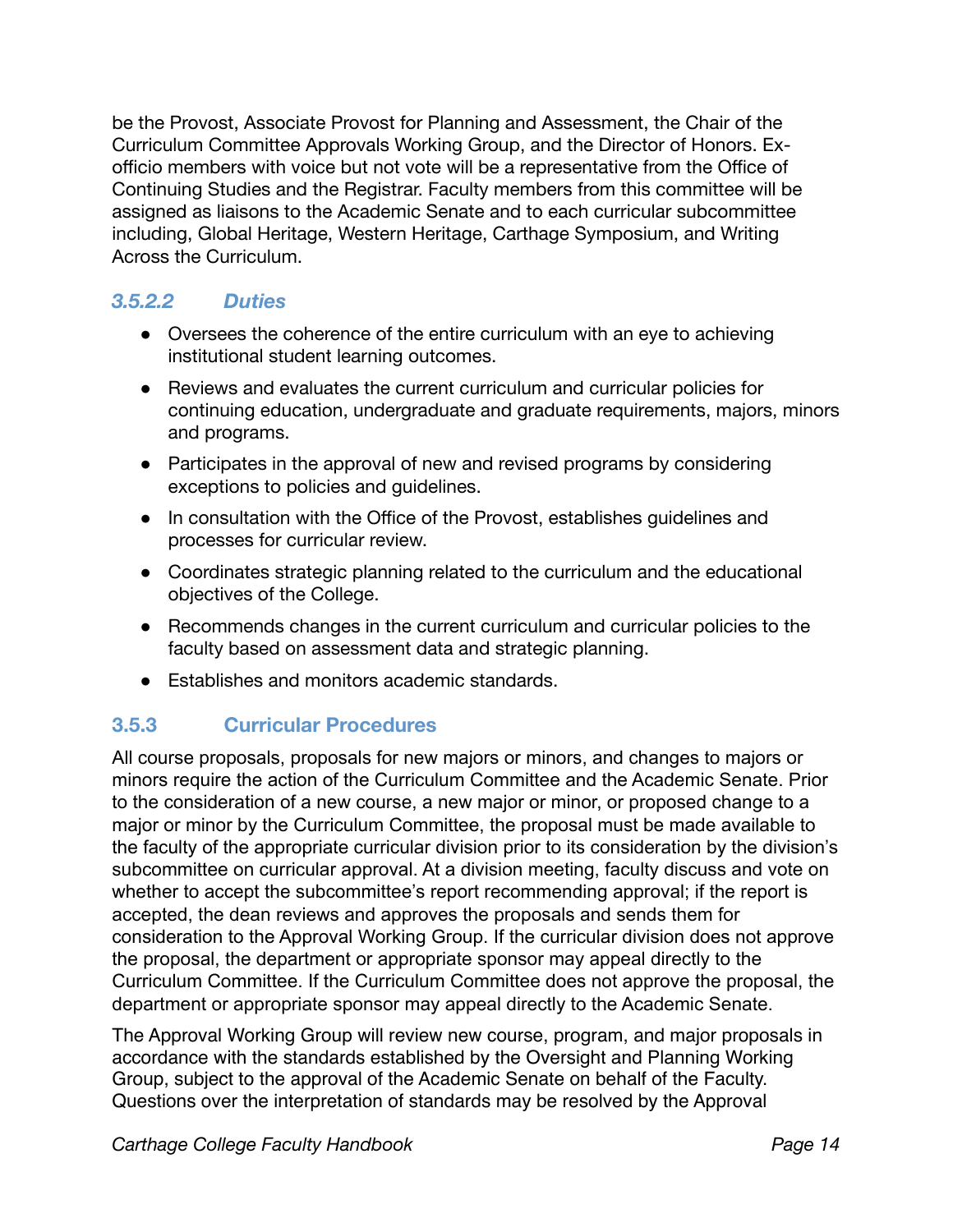be the Provost, Associate Provost for Planning and Assessment, the Chair of the Curriculum Committee Approvals Working Group, and the Director of Honors. Ex-officio members with voice but not vote will be a representative from the Office of Continuing Studies and the Registrar. Faculty members from this committee will be assigned as liaisons to the Academic Senate and to each curricular subcommittee including, Global Heritage, Western Heritage, Carthage Symposium, and Writing Across the Curriculum.

#### *3.5.2.2 Duties*

- Oversees the coherence of the entire curriculum with an eye to achieving institutional student learning outcomes.
- Reviews and evaluates the current curriculum and curricular policies for continuing education, undergraduate and graduate requirements, majors, minors and programs.
- Participates in the approval of new and revised programs by considering exceptions to policies and guidelines.
- In consultation with the Office of the Provost, establishes guidelines and processes for curricular review.
- Coordinates strategic planning related to the curriculum and the educational objectives of the College.
- Recommends changes in the current curriculum and curricular policies to the faculty based on assessment data and strategic planning.
- Establishes and monitors academic standards.

### 3.5.3 Curricular Procedures

All course proposals, proposals for new majors or minors, and changes to majors or minors require the action of the Curriculum Committee and the Academic Senate. Prior to the consideration of a new course, a new major or minor, or proposed change to a major or minor by the Curriculum Committee, the proposal must be made available to the faculty of the appropriate curricular division prior to its consideration by the division's subcommittee on curricular approval. At a division meeting, faculty discuss and vote on whether to accept the subcommittee's report recommending approval; if the report is accepted, the dean reviews and approves the proposals and sends them for consideration to the Approval Working Group. If the curricular division does not approve the proposal, the department or appropriate sponsor may appeal directly to the Curriculum Committee. If the Curriculum Committee does not approve the proposal, the department or appropriate sponsor may appeal directly to the Academic Senate.

The Approval Working Group will review new course, program, and major proposals in accordance with the standards established by the Oversight and Planning Working Group, subject to the approval of the Academic Senate on behalf of the Faculty. Questions over the interpretation of standards may be resolved by the Approval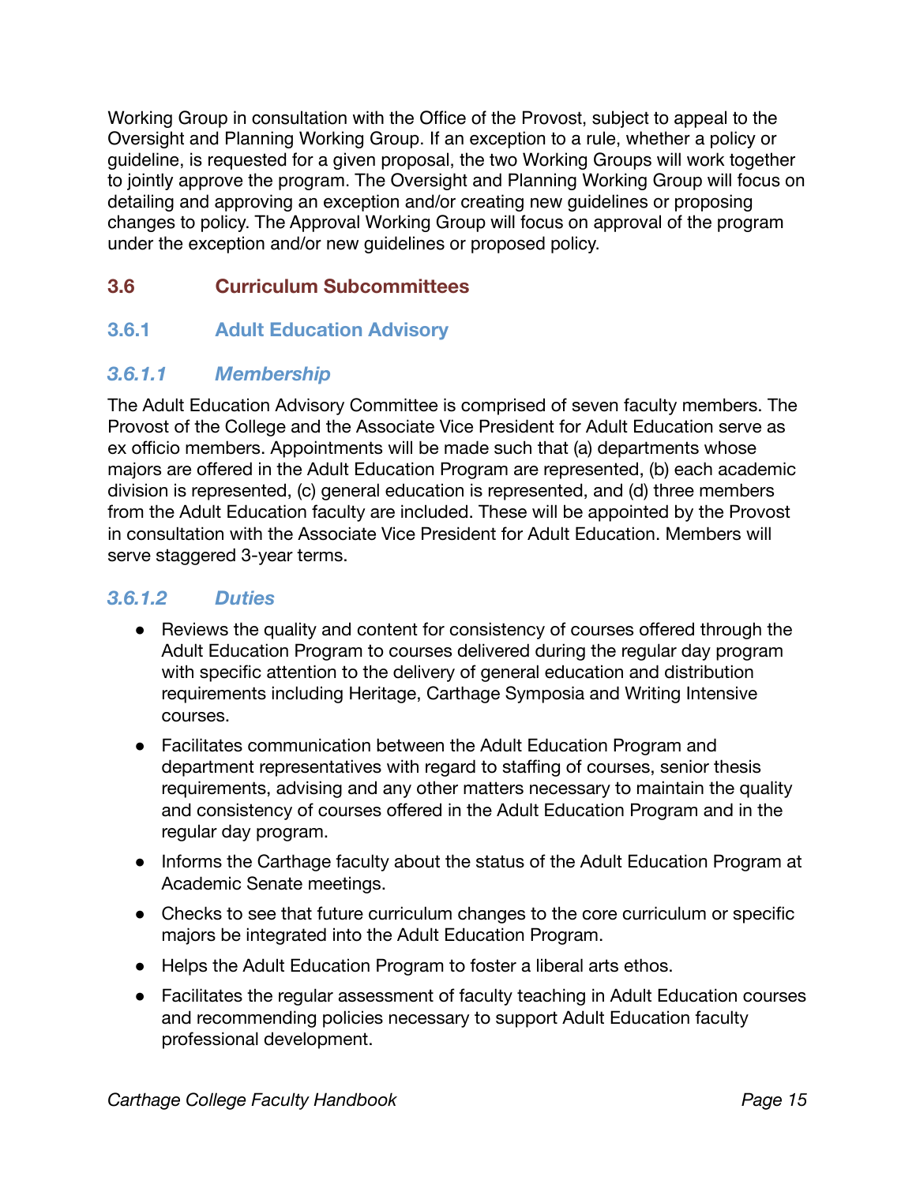Working Group in consultation with the Office of the Provost, subject to appeal to the Oversight and Planning Working Group. If an exception to a rule, whether a policy or guideline, is requested for a given proposal, the two Working Groups will work together to jointly approve the program. The Oversight and Planning Working Group will focus on detailing and approving an exception and/or creating new guidelines or proposing changes to policy. The Approval Working Group will focus on approval of the program under the exception and/or new guidelines or proposed policy.

## 3.6 Curriculum Subcommittees

### 3.6.1 Adult Education Advisory

#### *3.6.1.1 Membership*

The Adult Education Advisory Committee is comprised of seven faculty members. The Provost of the College and the Associate Vice President for Adult Education serve as ex officio members. Appointments will be made such that (a) departments whose majors are offered in the Adult Education Program are represented, (b) each academic division is represented, (c) general education is represented, and (d) three members from the Adult Education faculty are included. These will be appointed by the Provost in consultation with the Associate Vice President for Adult Education. Members will serve staggered 3-year terms.

#### *3.6.1.2 Duties*

- Reviews the quality and content for consistency of courses offered through the Adult Education Program to courses delivered during the regular day program with specific attention to the delivery of general education and distribution requirements including Heritage, Carthage Symposia and Writing Intensive courses.
- Facilitates communication between the Adult Education Program and department representatives with regard to staffing of courses, senior thesis requirements, advising and any other matters necessary to maintain the quality and consistency of courses offered in the Adult Education Program and in the regular day program.
- Informs the Carthage faculty about the status of the Adult Education Program at Academic Senate meetings.
- Checks to see that future curriculum changes to the core curriculum or specific majors be integrated into the Adult Education Program.
- Helps the Adult Education Program to foster a liberal arts ethos.
- Facilitates the regular assessment of faculty teaching in Adult Education courses and recommending policies necessary to support Adult Education faculty professional development.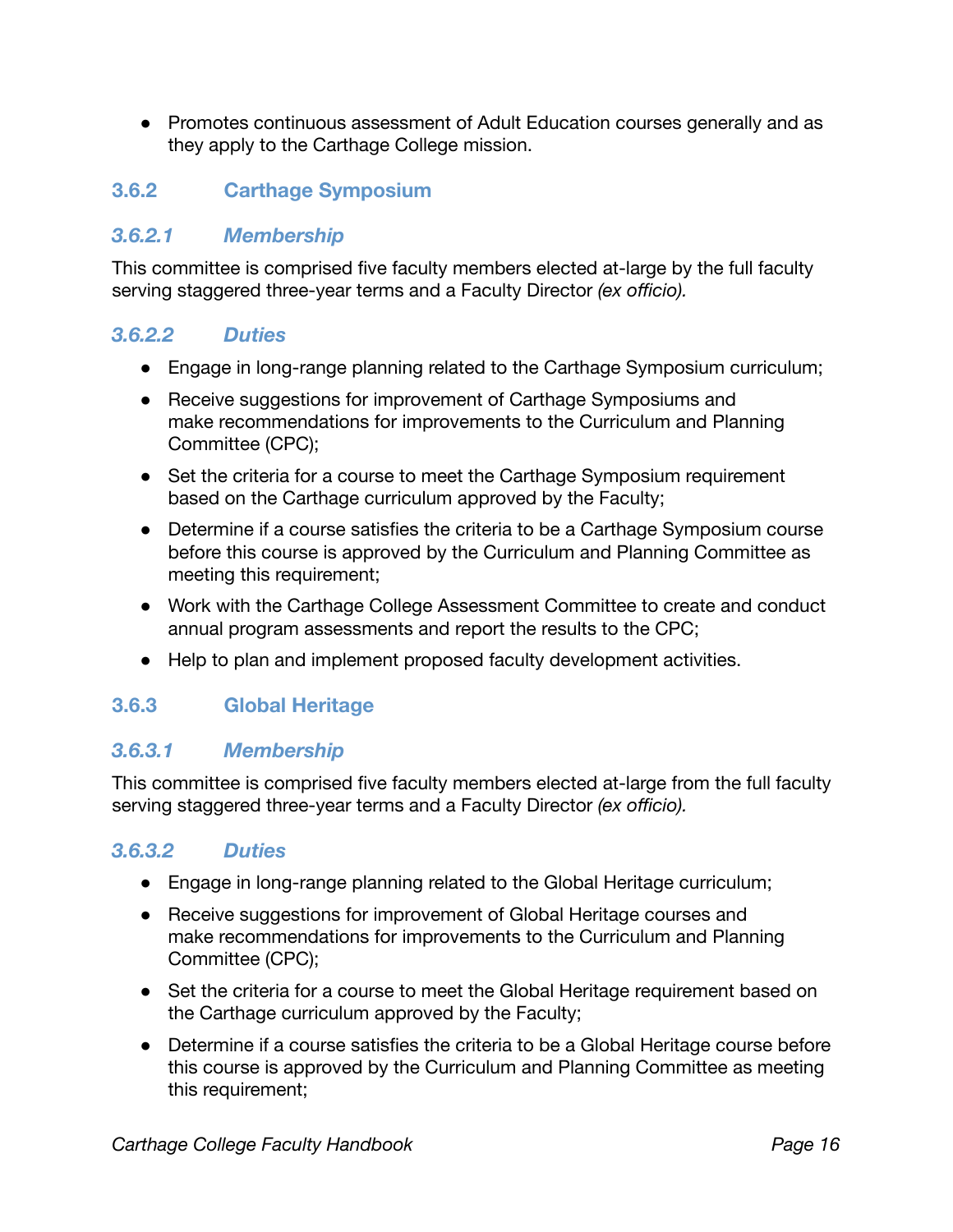- Promotes continuous assessment of Adult Education courses generally and as they apply to the Carthage College mission.

### 3.6.2 Carthage Symposium

#### *3.6.2.1 Membership*

This committee is comprised five faculty members elected at-large by the full faculty serving staggered three-year terms and a Faculty Director *(ex officio).*

#### *3.6.2.2 Duties*

- Engage in long-range planning related to the Carthage Symposium curriculum;
- Receive suggestions for improvement of Carthage Symposiums and make recommendations for improvements to the Curriculum and Planning Committee (CPC);
- Set the criteria for a course to meet the Carthage Symposium requirement based on the Carthage curriculum approved by the Faculty;
- Determine if a course satisfies the criteria to be a Carthage Symposium course before this course is approved by the Curriculum and Planning Committee as meeting this requirement;
- Work with the Carthage College Assessment Committee to create and conduct annual program assessments and report the results to the CPC;
- Help to plan and implement proposed faculty development activities.

### 3.6.3 Global Heritage

#### *3.6.3.1 Membership*

This committee is comprised five faculty members elected at-large from the full faculty serving staggered three-year terms and a Faculty Director *(ex officio).*

#### *3.6.3.2 Duties*

- Engage in long-range planning related to the Global Heritage curriculum;
- Receive suggestions for improvement of Global Heritage courses and make recommendations for improvements to the Curriculum and Planning Committee (CPC);
- Set the criteria for a course to meet the Global Heritage requirement based on the Carthage curriculum approved by the Faculty;
- Determine if a course satisfies the criteria to be a Global Heritage course before this course is approved by the Curriculum and Planning Committee as meeting this requirement;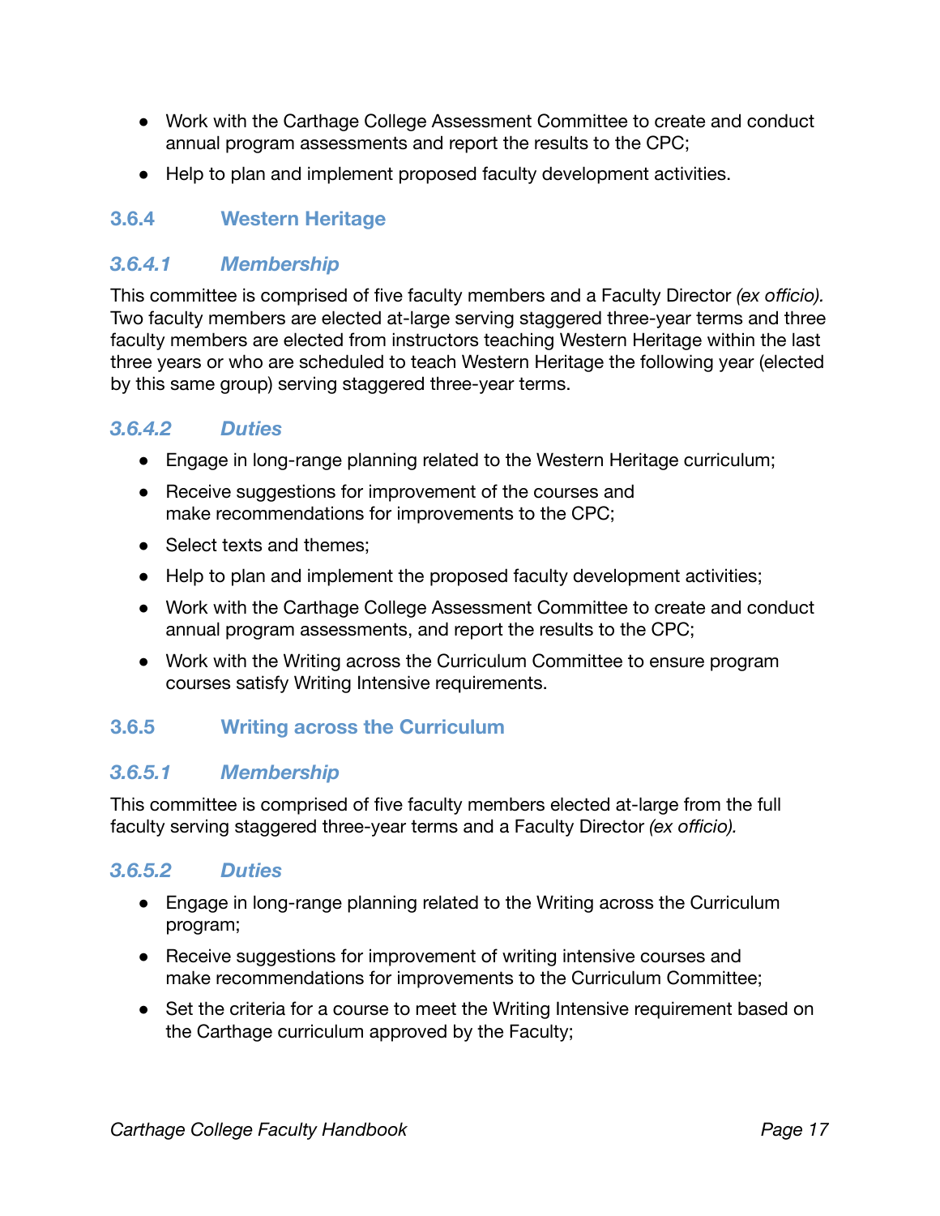- Work with the Carthage College Assessment Committee to create and conduct annual program assessments and report the results to the CPC;
- Help to plan and implement proposed faculty development activities.

### 3.6.4 Western Heritage

#### *3.6.4.1 Membership*

This committee is comprised of five faculty members and a Faculty Director *(ex officio).* Two faculty members are elected at-large serving staggered three-year terms and three faculty members are elected from instructors teaching Western Heritage within the last three years or who are scheduled to teach Western Heritage the following year (elected by this same group) serving staggered three-year terms.

#### *3.6.4.2 Duties*

- Engage in long-range planning related to the Western Heritage curriculum;
- Receive suggestions for improvement of the courses and make recommendations for improvements to the CPC;
- Select texts and themes;
- Help to plan and implement the proposed faculty development activities;
- Work with the Carthage College Assessment Committee to create and conduct annual program assessments, and report the results to the CPC;
- Work with the Writing across the Curriculum Committee to ensure program courses satisfy Writing Intensive requirements.

### 3.6.5 Writing across the Curriculum

#### *3.6.5.1 Membership*

This committee is comprised of five faculty members elected at-large from the full faculty serving staggered three-year terms and a Faculty Director *(ex officio).*

#### *3.6.5.2 Duties*

- Engage in long-range planning related to the Writing across the Curriculum program;
- Receive suggestions for improvement of writing intensive courses and make recommendations for improvements to the Curriculum Committee;
- Set the criteria for a course to meet the Writing Intensive requirement based on the Carthage curriculum approved by the Faculty;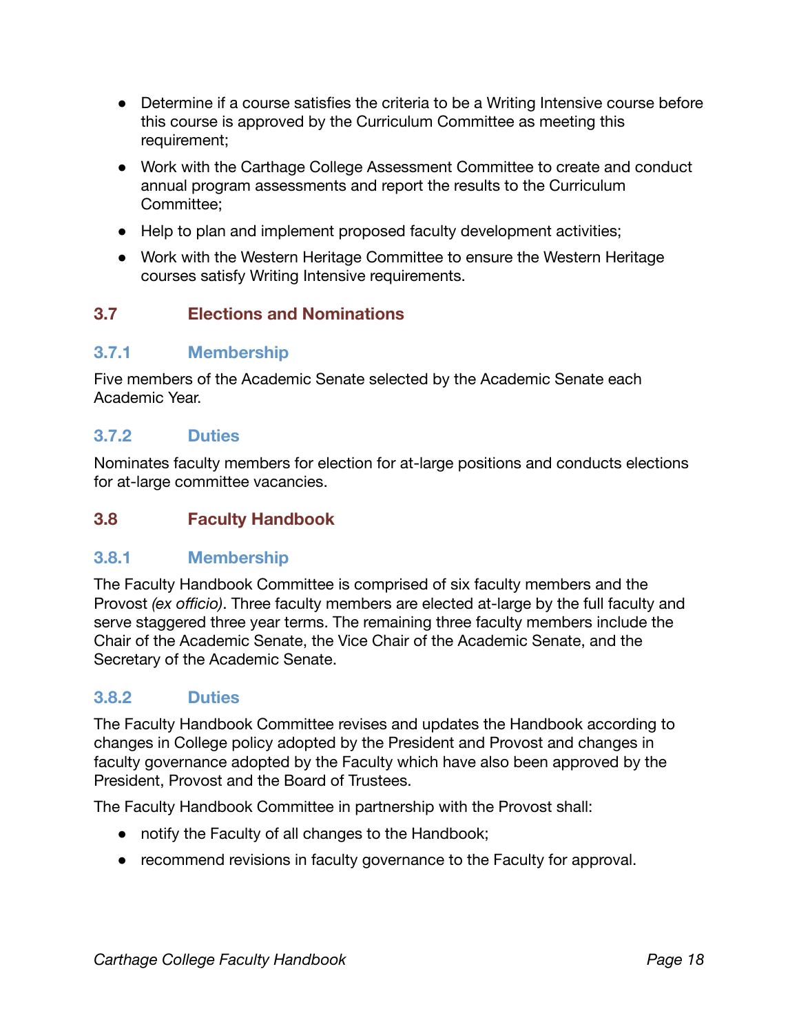- Determine if a course satisfies the criteria to be a Writing Intensive course before this course is approved by the Curriculum Committee as meeting this requirement;
- Work with the Carthage College Assessment Committee to create and conduct annual program assessments and report the results to the Curriculum Committee;
- Help to plan and implement proposed faculty development activities;
- Work with the Western Heritage Committee to ensure the Western Heritage courses satisfy Writing Intensive requirements.

## 3.7 Elections and Nominations

### 3.7.1 Membership

Five members of the Academic Senate selected by the Academic Senate each Academic Year.

### 3.7.2 Duties

Nominates faculty members for election for at-large positions and conducts elections for at-large committee vacancies.

## 3.8 Faculty Handbook

### 3.8.1 Membership

The Faculty Handbook Committee is comprised of six faculty members and the Provost *(ex officio)*. Three faculty members are elected at-large by the full faculty and serve staggered three year terms. The remaining three faculty members include the Chair of the Academic Senate, the Vice Chair of the Academic Senate, and the Secretary of the Academic Senate.

### 3.8.2 Duties

The Faculty Handbook Committee revises and updates the Handbook according to changes in College policy adopted by the President and Provost and changes in faculty governance adopted by the Faculty which have also been approved by the President, Provost and the Board of Trustees.

The Faculty Handbook Committee in partnership with the Provost shall:

- notify the Faculty of all changes to the Handbook;
- recommend revisions in faculty governance to the Faculty for approval.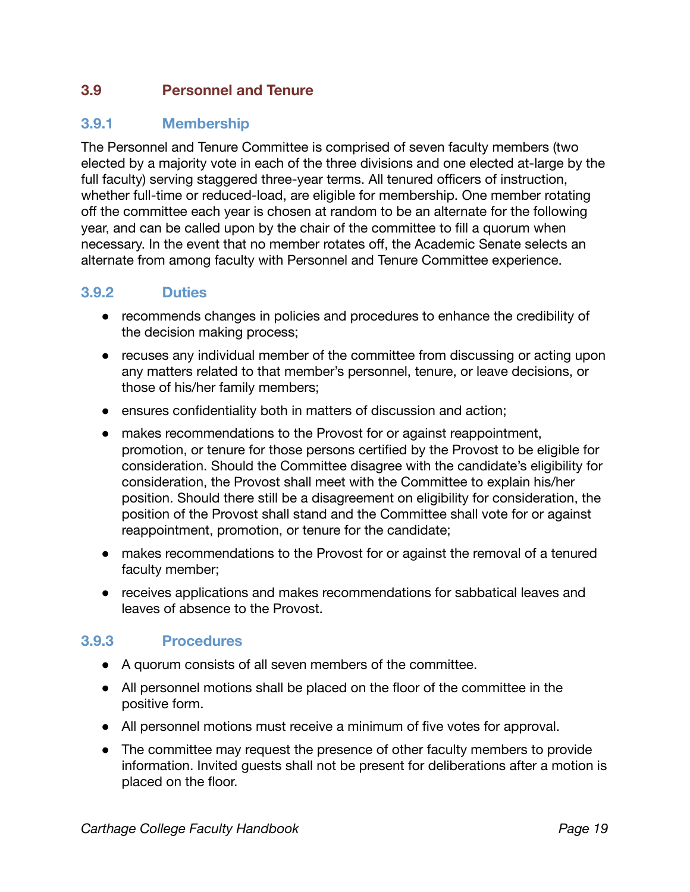## 3.9 Personnel and Tenure

### 3.9.1 Membership

The Personnel and Tenure Committee is comprised of seven faculty members (two elected by a majority vote in each of the three divisions and one elected at-large by the full faculty) serving staggered three-year terms. All tenured officers of instruction, whether full-time or reduced-load, are eligible for membership. One member rotating off the committee each year is chosen at random to be an alternate for the following year, and can be called upon by the chair of the committee to fill a quorum when necessary. In the event that no member rotates off, the Academic Senate selects an alternate from among faculty with Personnel and Tenure Committee experience.

### 3.9.2 Duties

- recommends changes in policies and procedures to enhance the credibility of the decision making process;
- recuses any individual member of the committee from discussing or acting upon any matters related to that member's personnel, tenure, or leave decisions, or those of his/her family members;
- ensures confidentiality both in matters of discussion and action;
- makes recommendations to the Provost for or against reappointment, promotion, or tenure for those persons certified by the Provost to be eligible for consideration. Should the Committee disagree with the candidate's eligibility for consideration, the Provost shall meet with the Committee to explain his/her position. Should there still be a disagreement on eligibility for consideration, the position of the Provost shall stand and the Committee shall vote for or against reappointment, promotion, or tenure for the candidate;
- makes recommendations to the Provost for or against the removal of a tenured faculty member;
- receives applications and makes recommendations for sabbatical leaves and leaves of absence to the Provost.

### 3.9.3 Procedures

- A quorum consists of all seven members of the committee.
- All personnel motions shall be placed on the floor of the committee in the positive form.
- All personnel motions must receive a minimum of five votes for approval.
- The committee may request the presence of other faculty members to provide information. Invited guests shall not be present for deliberations after a motion is placed on the floor.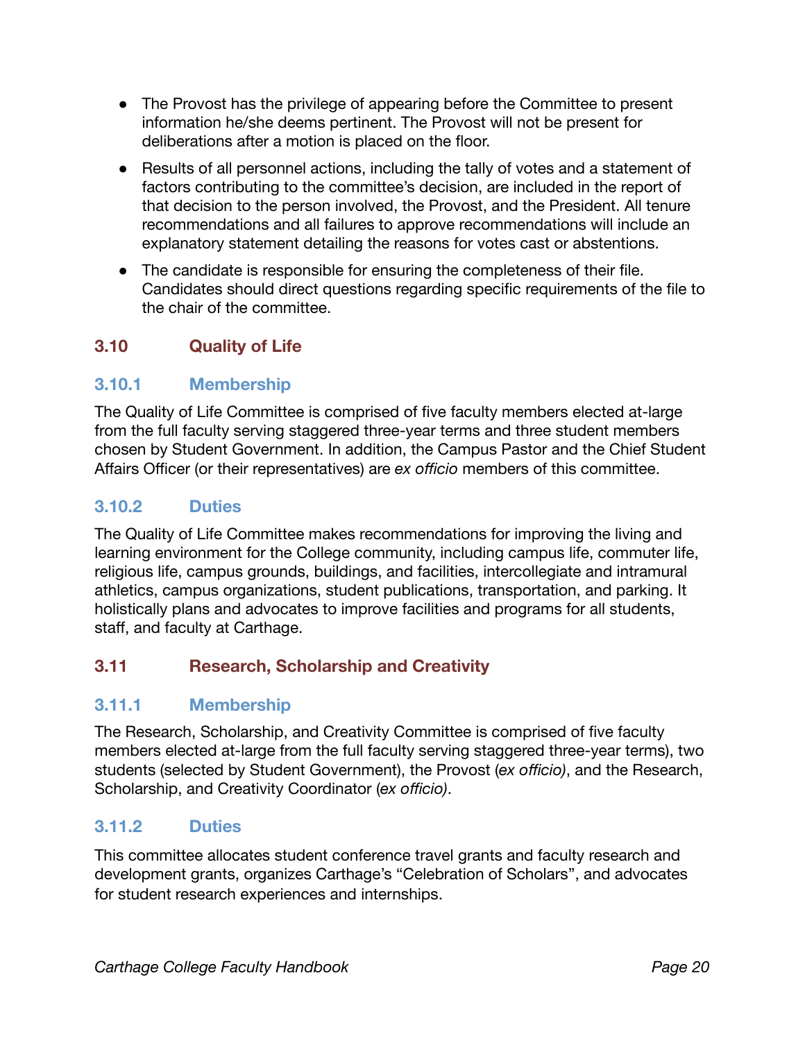- The Provost has the privilege of appearing before the Committee to present information he/she deems pertinent. The Provost will not be present for deliberations after a motion is placed on the floor.
- Results of all personnel actions, including the tally of votes and a statement of factors contributing to the committee's decision, are included in the report of that decision to the person involved, the Provost, and the President. All tenure recommendations and all failures to approve recommendations will include an explanatory statement detailing the reasons for votes cast or abstentions.
- The candidate is responsible for ensuring the completeness of their file. Candidates should direct questions regarding specific requirements of the file to the chair of the committee.

## 3.10 Quality of Life

### 3.10.1 Membership

The Quality of Life Committee is comprised of five faculty members elected at-large from the full faculty serving staggered three-year terms and three student members chosen by Student Government. In addition, the Campus Pastor and the Chief Student Affairs Officer (or their representatives) are *ex officio* members of this committee.

### 3.10.2 Duties

The Quality of Life Committee makes recommendations for improving the living and learning environment for the College community, including campus life, commuter life, religious life, campus grounds, buildings, and facilities, intercollegiate and intramural athletics, campus organizations, student publications, transportation, and parking. It holistically plans and advocates to improve facilities and programs for all students, staff, and faculty at Carthage.

## 3.11 Research, Scholarship and Creativity

### 3.11.1 Membership

The Research, Scholarship, and Creativity Committee is comprised of five faculty members elected at-large from the full faculty serving staggered three-year terms), two students (selected by Student Government), the Provost (*ex officio)*, and the Research, Scholarship, and Creativity Coordinator (*ex officio)*.

### 3.11.2 Duties

This committee allocates student conference travel grants and faculty research and development grants, organizes Carthage's "Celebration of Scholars", and advocates for student research experiences and internships.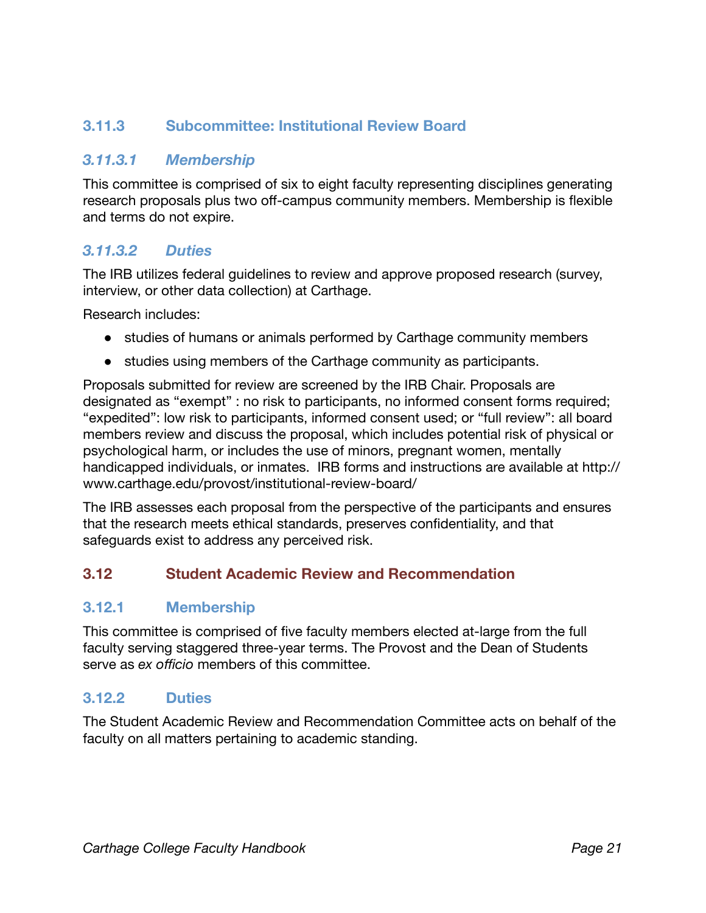### 3.11.3 Subcommittee: Institutional Review Board

#### *3.11.3.1 Membership*

This committee is comprised of six to eight faculty representing disciplines generating research proposals plus two off-campus community members. Membership is flexible and terms do not expire.

#### *3.11.3.2 Duties*

The IRB utilizes federal guidelines to review and approve proposed research (survey, interview, or other data collection) at Carthage.

Research includes:

- studies of humans or animals performed by Carthage community members
- studies using members of the Carthage community as participants.

Proposals submitted for review are screened by the IRB Chair. Proposals are designated as "exempt" : no risk to participants, no informed consent forms required; "expedited": low risk to participants, informed consent used; or "full review": all board members review and discuss the proposal, which includes potential risk of physical or psychological harm, or includes the use of minors, pregnant women, mentally handicapped individuals, or inmates. IRB forms and instructions are available at http://www.carthage.edu/provost/institutional-review-board/

The IRB assesses each proposal from the perspective of the participants and ensures that the research meets ethical standards, preserves confidentiality, and that safeguards exist to address any perceived risk.

## 3.12 Student Academic Review and Recommendation

### 3.12.1 Membership

This committee is comprised of five faculty members elected at-large from the full faculty serving staggered three-year terms. The Provost and the Dean of Students serve as *ex officio* members of this committee.

### 3.12.2 Duties

The Student Academic Review and Recommendation Committee acts on behalf of the faculty on all matters pertaining to academic standing.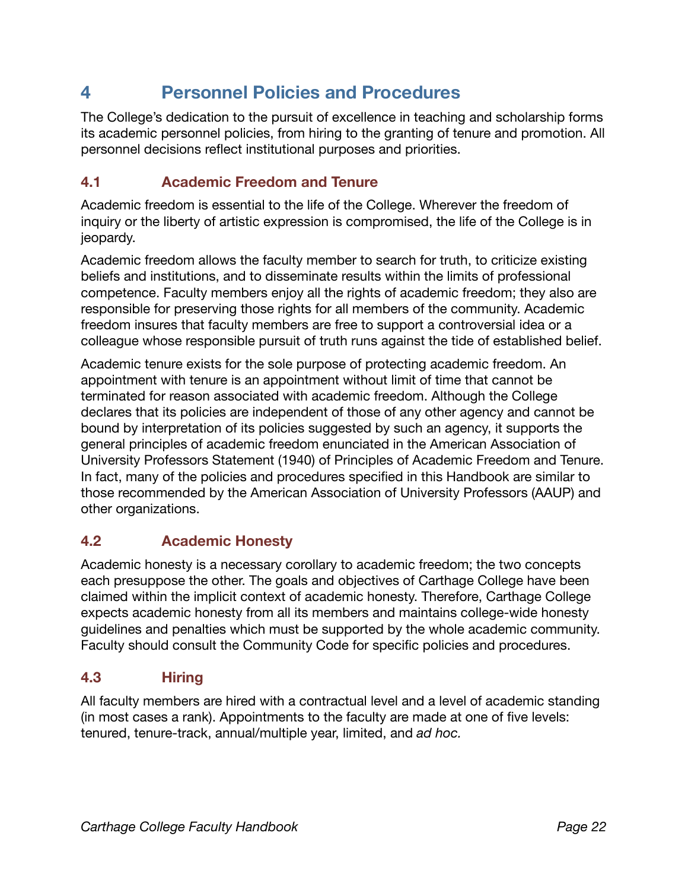# 4 Personnel Policies and Procedures

The College's dedication to the pursuit of excellence in teaching and scholarship forms its academic personnel policies, from hiring to the granting of tenure and promotion. All personnel decisions reflect institutional purposes and priorities.

## 4.1 Academic Freedom and Tenure

Academic freedom is essential to the life of the College. Wherever the freedom of inquiry or the liberty of artistic expression is compromised, the life of the College is in jeopardy.

Academic freedom allows the faculty member to search for truth, to criticize existing beliefs and institutions, and to disseminate results within the limits of professional competence. Faculty members enjoy all the rights of academic freedom; they also are responsible for preserving those rights for all members of the community. Academic freedom insures that faculty members are free to support a controversial idea or a colleague whose responsible pursuit of truth runs against the tide of established belief.

Academic tenure exists for the sole purpose of protecting academic freedom. An appointment with tenure is an appointment without limit of time that cannot be terminated for reason associated with academic freedom. Although the College declares that its policies are independent of those of any other agency and cannot be bound by interpretation of its policies suggested by such an agency, it supports the general principles of academic freedom enunciated in the American Association of University Professors Statement (1940) of Principles of Academic Freedom and Tenure. In fact, many of the policies and procedures specified in this Handbook are similar to those recommended by the American Association of University Professors (AAUP) and other organizations.

## 4.2 Academic Honesty

Academic honesty is a necessary corollary to academic freedom; the two concepts each presuppose the other. The goals and objectives of Carthage College have been claimed within the implicit context of academic honesty. Therefore, Carthage College expects academic honesty from all its members and maintains college-wide honesty guidelines and penalties which must be supported by the whole academic community. Faculty should consult the Community Code for specific policies and procedures.

## 4.3 Hiring

All faculty members are hired with a contractual level and a level of academic standing (in most cases a rank). Appointments to the faculty are made at one of five levels: tenured, tenure-track, annual/multiple year, limited, and *ad hoc.*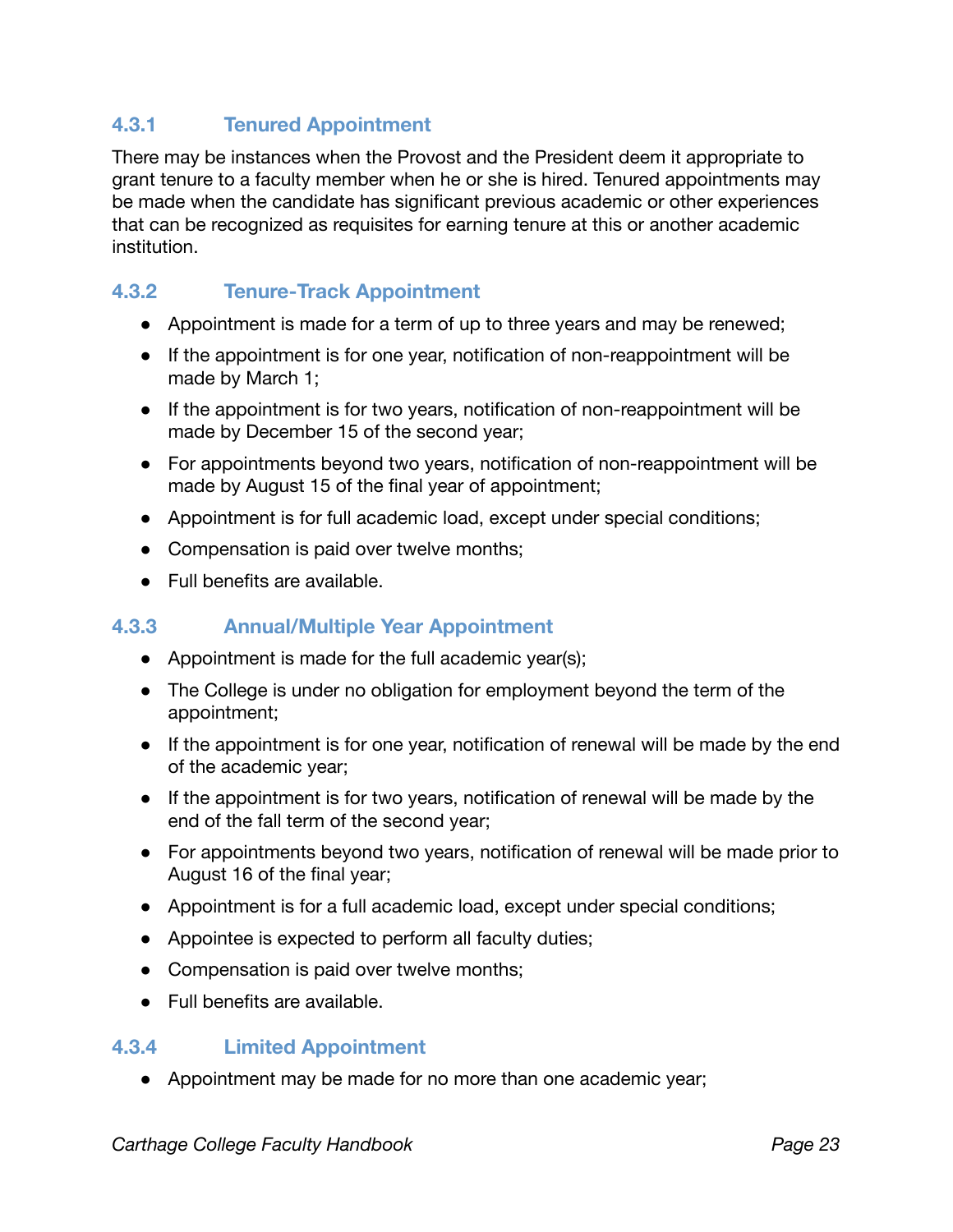### 4.3.1 Tenured Appointment

There may be instances when the Provost and the President deem it appropriate to grant tenure to a faculty member when he or she is hired. Tenured appointments may be made when the candidate has significant previous academic or other experiences that can be recognized as requisites for earning tenure at this or another academic institution.

### 4.3.2 Tenure-Track Appointment

- Appointment is made for a term of up to three years and may be renewed;
- If the appointment is for one year, notification of non-reappointment will be made by March 1;
- If the appointment is for two years, notification of non-reappointment will be made by December 15 of the second year;
- For appointments beyond two years, notification of non-reappointment will be made by August 15 of the final year of appointment;
- Appointment is for full academic load, except under special conditions;
- Compensation is paid over twelve months;
- Full benefits are available.

### 4.3.3 Annual/Multiple Year Appointment

- Appointment is made for the full academic year(s);
- The College is under no obligation for employment beyond the term of the appointment;
- If the appointment is for one year, notification of renewal will be made by the end of the academic year;
- If the appointment is for two years, notification of renewal will be made by the end of the fall term of the second year;
- For appointments beyond two years, notification of renewal will be made prior to August 16 of the final year;
- Appointment is for a full academic load, except under special conditions;
- Appointee is expected to perform all faculty duties;
- Compensation is paid over twelve months;
- Full benefits are available.

### 4.3.4 Limited Appointment

- Appointment may be made for no more than one academic year;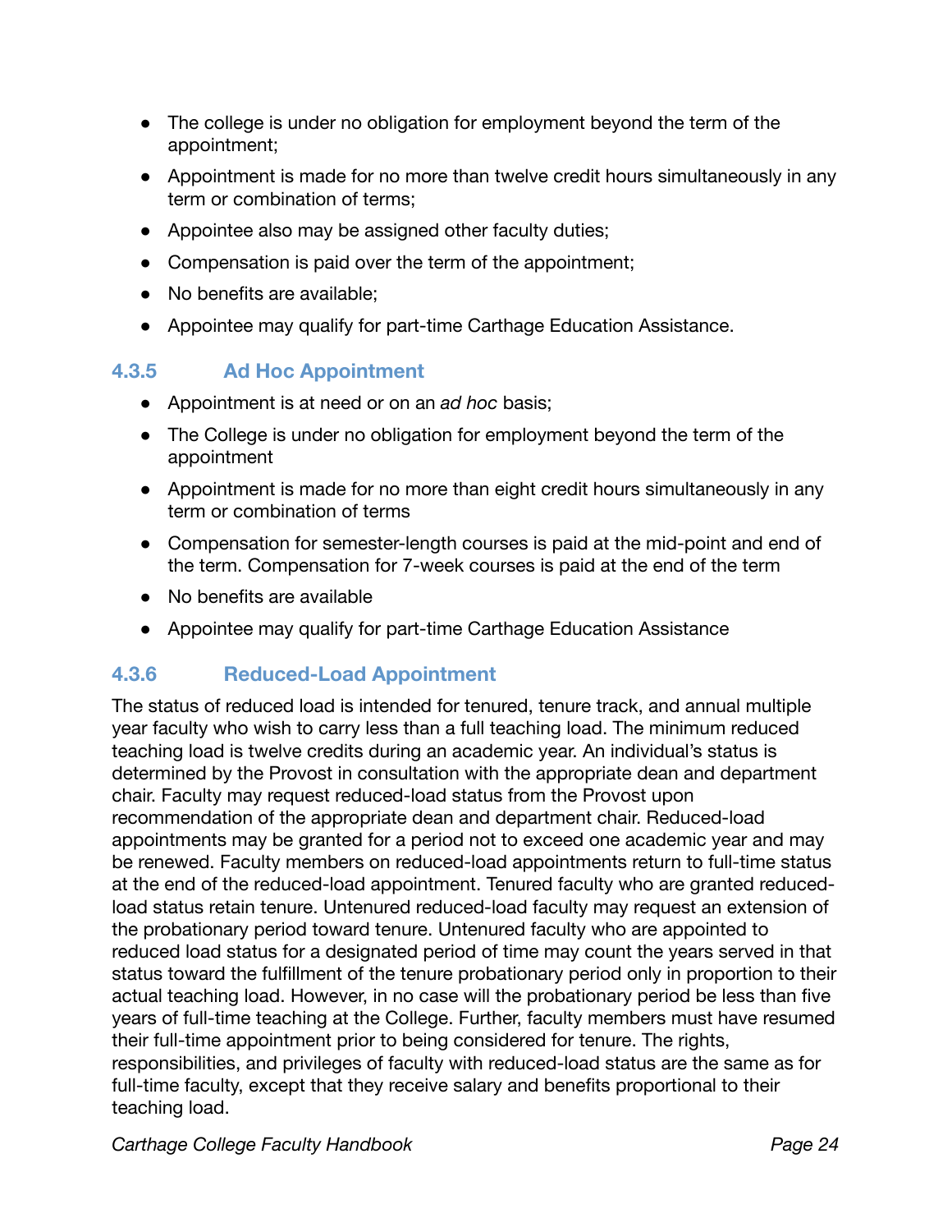- The college is under no obligation for employment beyond the term of the appointment;
- Appointment is made for no more than twelve credit hours simultaneously in any term or combination of terms;
- Appointee also may be assigned other faculty duties;
- Compensation is paid over the term of the appointment;
- No benefits are available;
- Appointee may qualify for part-time Carthage Education Assistance.

### 4.3.5 Ad Hoc Appointment

- Appointment is at need or on an *ad hoc* basis;
- The College is under no obligation for employment beyond the term of the appointment
- Appointment is made for no more than eight credit hours simultaneously in any term or combination of terms
- Compensation for semester-length courses is paid at the mid-point and end of the term. Compensation for 7-week courses is paid at the end of the term
- No benefits are available
- Appointee may qualify for part-time Carthage Education Assistance

### 4.3.6 Reduced-Load Appointment

The status of reduced load is intended for tenured, tenure track, and annual multiple year faculty who wish to carry less than a full teaching load. The minimum reduced teaching load is twelve credits during an academic year. An individual's status is determined by the Provost in consultation with the appropriate dean and department chair. Faculty may request reduced-load status from the Provost upon recommendation of the appropriate dean and department chair. Reduced-load appointments may be granted for a period not to exceed one academic year and may be renewed. Faculty members on reduced-load appointments return to full-time status at the end of the reduced-load appointment. Tenured faculty who are granted reduced-load status retain tenure. Untenured reduced-load faculty may request an extension of the probationary period toward tenure. Untenured faculty who are appointed to reduced load status for a designated period of time may count the years served in that status toward the fulfillment of the tenure probationary period only in proportion to their actual teaching load. However, in no case will the probationary period be less than five years of full-time teaching at the College. Further, faculty members must have resumed their full-time appointment prior to being considered for tenure. The rights, responsibilities, and privileges of faculty with reduced-load status are the same as for full-time faculty, except that they receive salary and benefits proportional to their teaching load.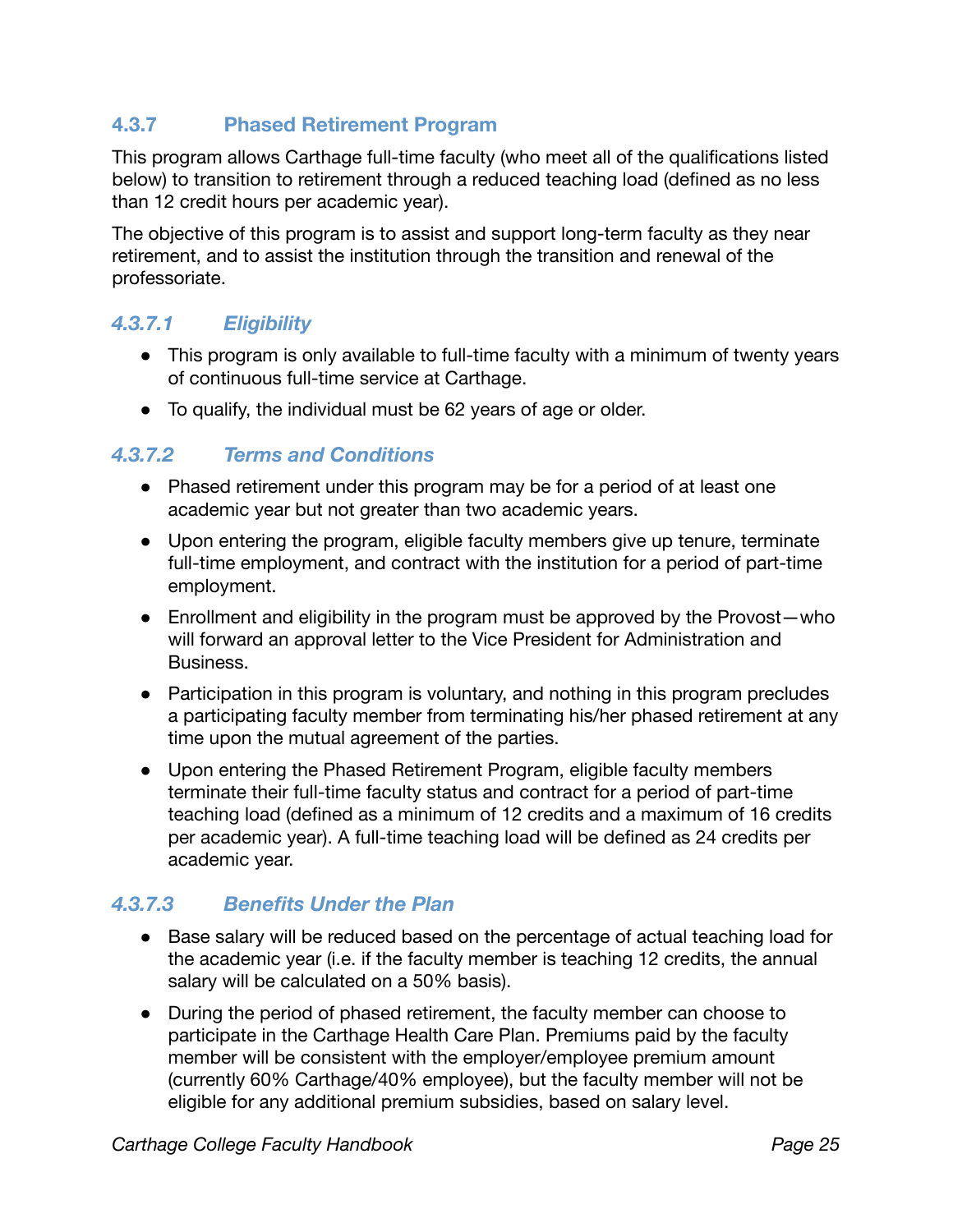### 4.3.7 Phased Retirement Program

This program allows Carthage full-time faculty (who meet all of the qualifications listed below) to transition to retirement through a reduced teaching load (defined as no less than 12 credit hours per academic year).

The objective of this program is to assist and support long-term faculty as they near retirement, and to assist the institution through the transition and renewal of the professoriate.

#### *4.3.7.1 Eligibility*

- This program is only available to full-time faculty with a minimum of twenty years of continuous full-time service at Carthage.
- To qualify, the individual must be 62 years of age or older.

#### *4.3.7.2 Terms and Conditions*

- Phased retirement under this program may be for a period of at least one academic year but not greater than two academic years.
- Upon entering the program, eligible faculty members give up tenure, terminate full-time employment, and contract with the institution for a period of part-time employment.
- Enrollment and eligibility in the program must be approved by the Provost—who will forward an approval letter to the Vice President for Administration and Business.
- Participation in this program is voluntary, and nothing in this program precludes a participating faculty member from terminating his/her phased retirement at any time upon the mutual agreement of the parties.
- Upon entering the Phased Retirement Program, eligible faculty members terminate their full-time faculty status and contract for a period of part-time teaching load (defined as a minimum of 12 credits and a maximum of 16 credits per academic year). A full-time teaching load will be defined as 24 credits per academic year.

#### *4.3.7.3 Benefits Under the Plan*

- Base salary will be reduced based on the percentage of actual teaching load for the academic year (i.e. if the faculty member is teaching 12 credits, the annual salary will be calculated on a 50% basis).
- During the period of phased retirement, the faculty member can choose to participate in the Carthage Health Care Plan. Premiums paid by the faculty member will be consistent with the employer/employee premium amount (currently 60% Carthage/40% employee), but the faculty member will not be eligible for any additional premium subsidies, based on salary level.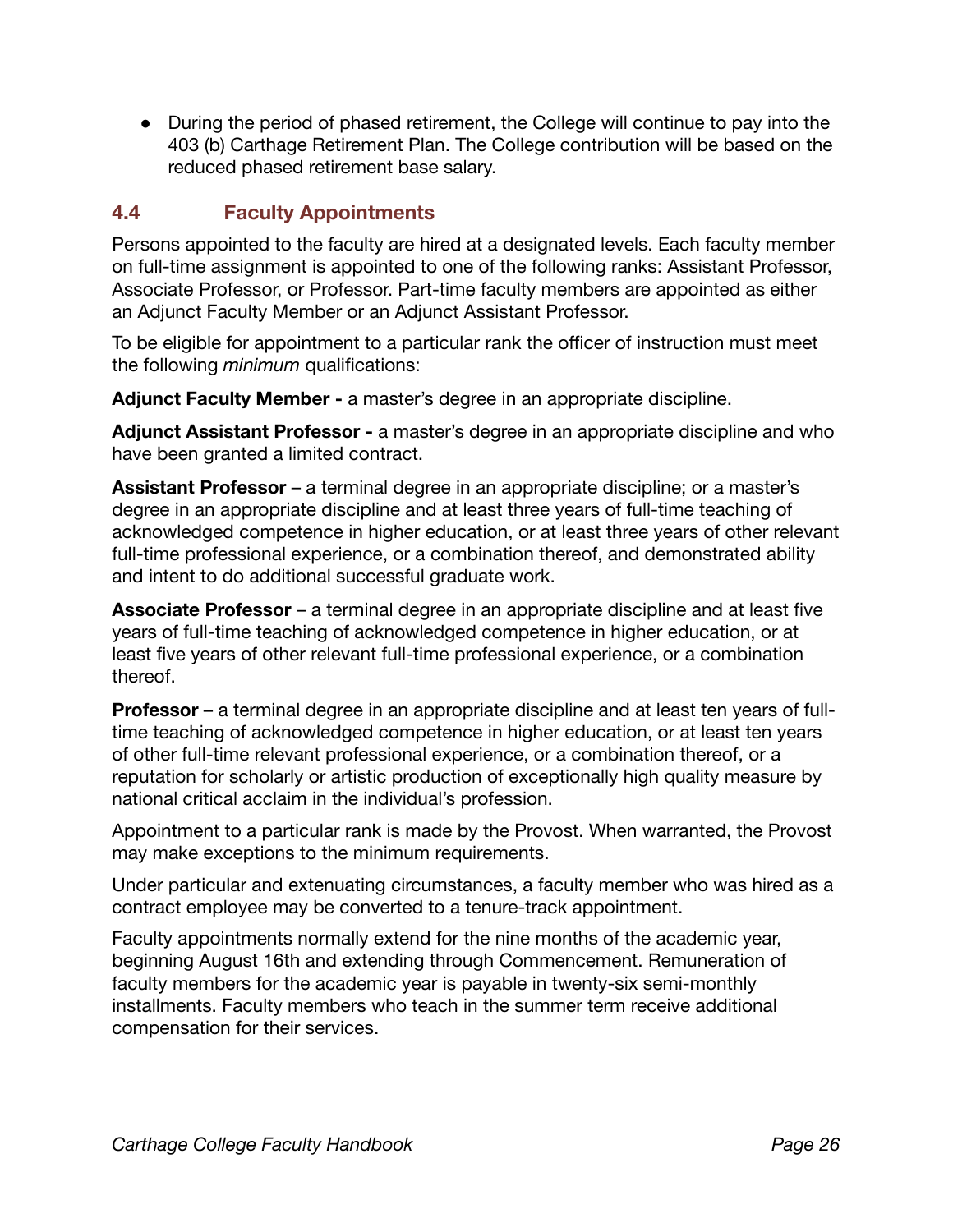- During the period of phased retirement, the College will continue to pay into the 403 (b) Carthage Retirement Plan. The College contribution will be based on the reduced phased retirement base salary.

## 4.4 Faculty Appointments

Persons appointed to the faculty are hired at a designated levels. Each faculty member on full-time assignment is appointed to one of the following ranks: Assistant Professor, Associate Professor, or Professor. Part-time faculty members are appointed as either an Adjunct Faculty Member or an Adjunct Assistant Professor.

To be eligible for appointment to a particular rank the officer of instruction must meet the following *minimum* qualifications:

**Adjunct Faculty Member -** a master's degree in an appropriate discipline.

**Adjunct Assistant Professor -** a master's degree in an appropriate discipline and who have been granted a limited contract.

**Assistant Professor** – a terminal degree in an appropriate discipline; or a master's degree in an appropriate discipline and at least three years of full-time teaching of acknowledged competence in higher education, or at least three years of other relevant full-time professional experience, or a combination thereof, and demonstrated ability and intent to do additional successful graduate work.

**Associate Professor** – a terminal degree in an appropriate discipline and at least five years of full-time teaching of acknowledged competence in higher education, or at least five years of other relevant full-time professional experience, or a combination thereof.

**Professor** – a terminal degree in an appropriate discipline and at least ten years of full-time teaching of acknowledged competence in higher education, or at least ten years of other full-time relevant professional experience, or a combination thereof, or a reputation for scholarly or artistic production of exceptionally high quality measure by national critical acclaim in the individual's profession.

Appointment to a particular rank is made by the Provost. When warranted, the Provost may make exceptions to the minimum requirements.

Under particular and extenuating circumstances, a faculty member who was hired as a contract employee may be converted to a tenure-track appointment.

Faculty appointments normally extend for the nine months of the academic year, beginning August 16th and extending through Commencement. Remuneration of faculty members for the academic year is payable in twenty-six semi-monthly installments. Faculty members who teach in the summer term receive additional compensation for their services.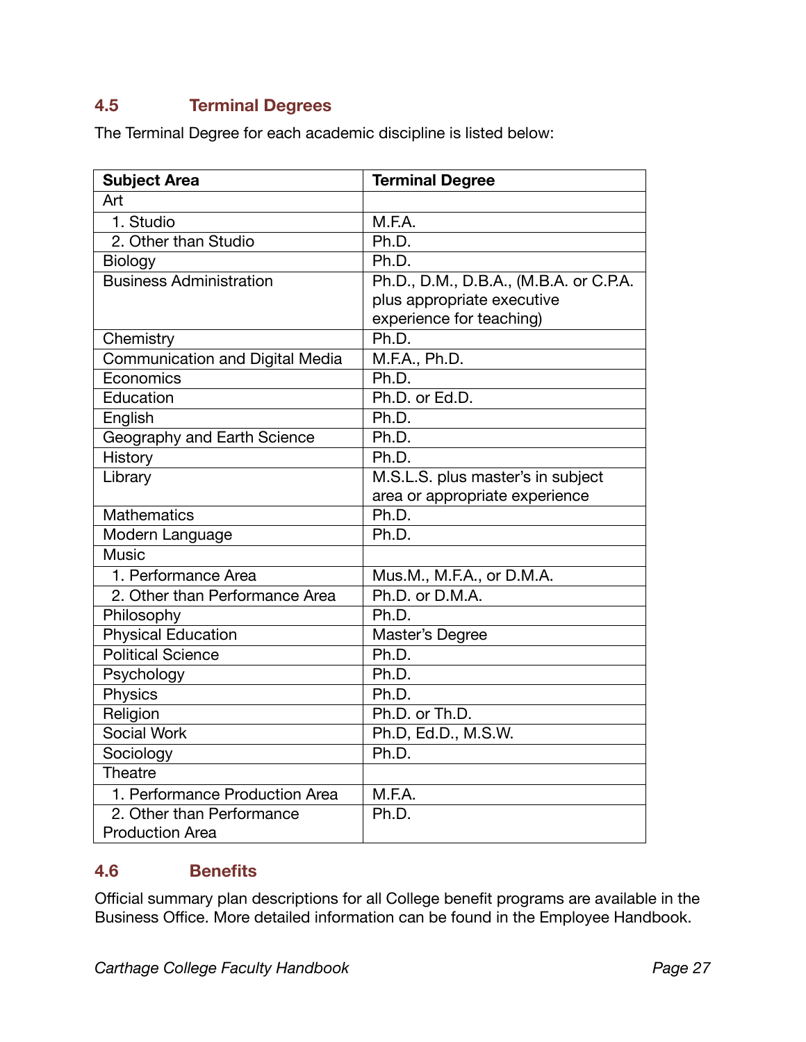## 4.5 Terminal Degrees

The Terminal Degree for each academic discipline is listed below:

| Subject Area | Terminal Degree |
|---|---|
| Art | |
| 1. Studio | M.F.A. |
| 2. Other than Studio | Ph.D. |
| Biology | Ph.D. |
| Business Administration | Ph.D., D.M., D.B.A., (M.B.A. or C.P.A. plus appropriate executive experience for teaching) |
| Chemistry | Ph.D. |
| Communication and Digital Media | M.F.A., Ph.D. |
| Economics | Ph.D. |
| Education | Ph.D. or Ed.D. |
| English | Ph.D. |
| Geography and Earth Science | Ph.D. |
| History | Ph.D. |
| Library | M.S.L.S. plus master's in subject area or appropriate experience |
| Mathematics | Ph.D. |
| Modern Language | Ph.D. |
| Music | |
| 1. Performance Area | Mus.M., M.F.A., or D.M.A. |
| 2. Other than Performance Area | Ph.D. or D.M.A. |
| Philosophy | Ph.D. |
| Physical Education | Master's Degree |
| Political Science | Ph.D. |
| Psychology | Ph.D. |
| Physics | Ph.D. |
| Religion | Ph.D. or Th.D. |
| Social Work | Ph.D, Ed.D., M.S.W. |
| Sociology | Ph.D. |
| Theatre | |
| 1. Performance Production Area | M.F.A. |
| 2. Other than Performance Production Area | Ph.D. |

## 4.6 Benefits

Official summary plan descriptions for all College benefit programs are available in the Business Office. More detailed information can be found in the Employee Handbook.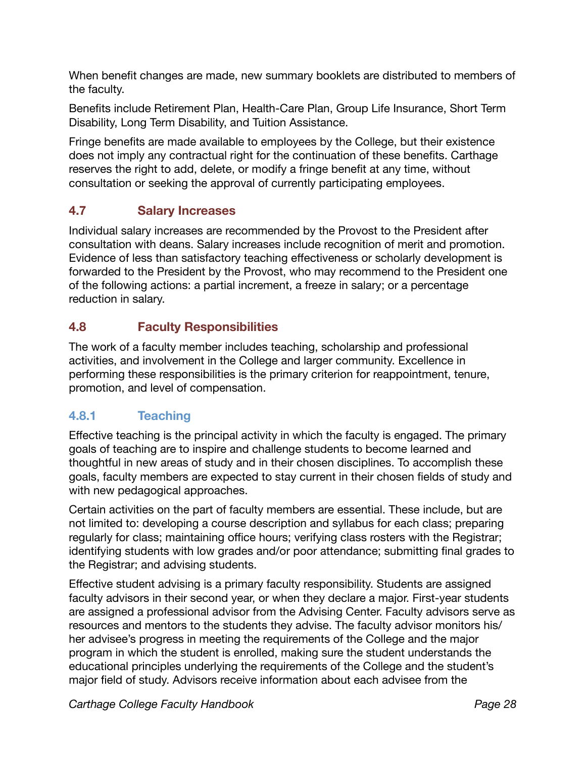When benefit changes are made, new summary booklets are distributed to members of the faculty.

Benefits include Retirement Plan, Health-Care Plan, Group Life Insurance, Short Term Disability, Long Term Disability, and Tuition Assistance.

Fringe benefits are made available to employees by the College, but their existence does not imply any contractual right for the continuation of these benefits. Carthage reserves the right to add, delete, or modify a fringe benefit at any time, without consultation or seeking the approval of currently participating employees.

## 4.7 Salary Increases

Individual salary increases are recommended by the Provost to the President after consultation with deans. Salary increases include recognition of merit and promotion. Evidence of less than satisfactory teaching effectiveness or scholarly development is forwarded to the President by the Provost, who may recommend to the President one of the following actions: a partial increment, a freeze in salary; or a percentage reduction in salary.

## 4.8 Faculty Responsibilities

The work of a faculty member includes teaching, scholarship and professional activities, and involvement in the College and larger community. Excellence in performing these responsibilities is the primary criterion for reappointment, tenure, promotion, and level of compensation.

### 4.8.1 Teaching

Effective teaching is the principal activity in which the faculty is engaged. The primary goals of teaching are to inspire and challenge students to become learned and thoughtful in new areas of study and in their chosen disciplines. To accomplish these goals, faculty members are expected to stay current in their chosen fields of study and with new pedagogical approaches.

Certain activities on the part of faculty members are essential. These include, but are not limited to: developing a course description and syllabus for each class; preparing regularly for class; maintaining office hours; verifying class rosters with the Registrar; identifying students with low grades and/or poor attendance; submitting final grades to the Registrar; and advising students.

Effective student advising is a primary faculty responsibility. Students are assigned faculty advisors in their second year, or when they declare a major. First-year students are assigned a professional advisor from the Advising Center. Faculty advisors serve as resources and mentors to the students they advise. The faculty advisor monitors his/her advisee's progress in meeting the requirements of the College and the major program in which the student is enrolled, making sure the student understands the educational principles underlying the requirements of the College and the student's major field of study. Advisors receive information about each advisee from the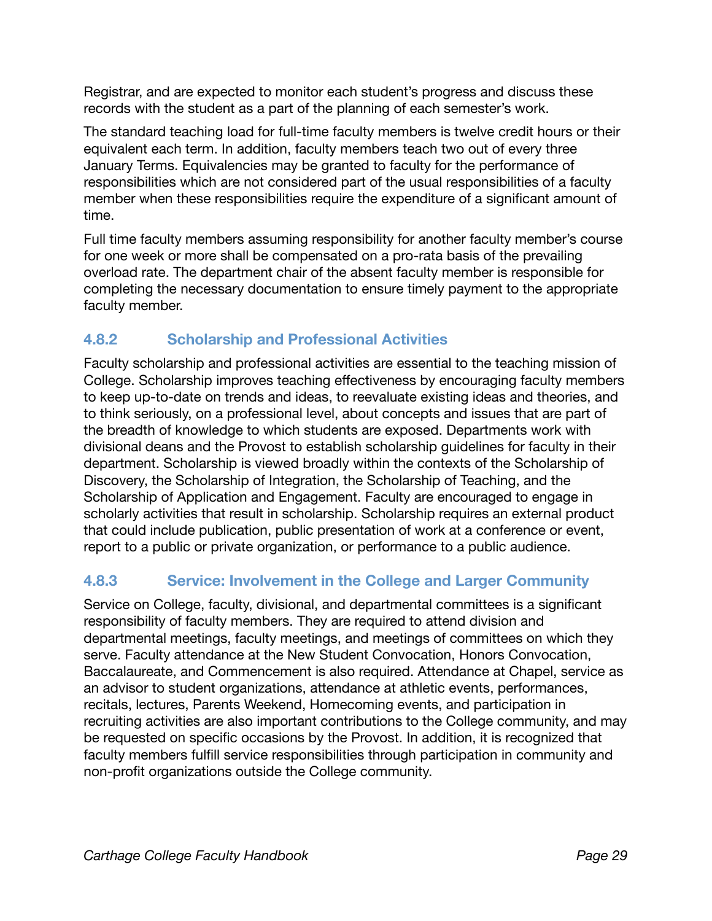Registrar, and are expected to monitor each student's progress and discuss these records with the student as a part of the planning of each semester's work.

The standard teaching load for full-time faculty members is twelve credit hours or their equivalent each term. In addition, faculty members teach two out of every three January Terms. Equivalencies may be granted to faculty for the performance of responsibilities which are not considered part of the usual responsibilities of a faculty member when these responsibilities require the expenditure of a significant amount of time.

Full time faculty members assuming responsibility for another faculty member's course for one week or more shall be compensated on a pro-rata basis of the prevailing overload rate. The department chair of the absent faculty member is responsible for completing the necessary documentation to ensure timely payment to the appropriate faculty member.

### 4.8.2 Scholarship and Professional Activities

Faculty scholarship and professional activities are essential to the teaching mission of College. Scholarship improves teaching effectiveness by encouraging faculty members to keep up-to-date on trends and ideas, to reevaluate existing ideas and theories, and to think seriously, on a professional level, about concepts and issues that are part of the breadth of knowledge to which students are exposed. Departments work with divisional deans and the Provost to establish scholarship guidelines for faculty in their department. Scholarship is viewed broadly within the contexts of the Scholarship of Discovery, the Scholarship of Integration, the Scholarship of Teaching, and the Scholarship of Application and Engagement. Faculty are encouraged to engage in scholarly activities that result in scholarship. Scholarship requires an external product that could include publication, public presentation of work at a conference or event, report to a public or private organization, or performance to a public audience.

### 4.8.3 Service: Involvement in the College and Larger Community

Service on College, faculty, divisional, and departmental committees is a significant responsibility of faculty members. They are required to attend division and departmental meetings, faculty meetings, and meetings of committees on which they serve. Faculty attendance at the New Student Convocation, Honors Convocation, Baccalaureate, and Commencement is also required. Attendance at Chapel, service as an advisor to student organizations, attendance at athletic events, performances, recitals, lectures, Parents Weekend, Homecoming events, and participation in recruiting activities are also important contributions to the College community, and may be requested on specific occasions by the Provost. In addition, it is recognized that faculty members fulfill service responsibilities through participation in community and non-profit organizations outside the College community.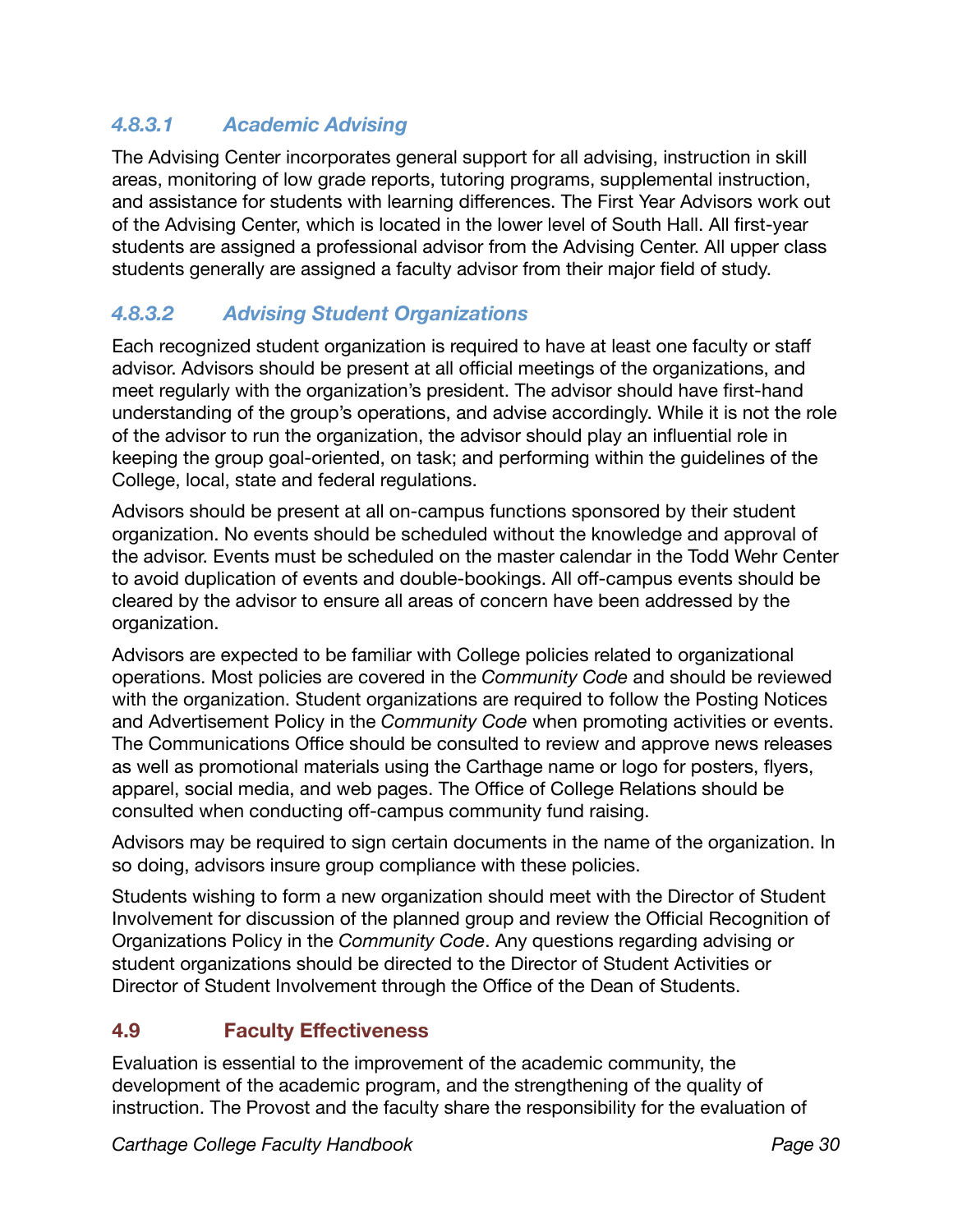#### *4.8.3.1 Academic Advising*

The Advising Center incorporates general support for all advising, instruction in skill areas, monitoring of low grade reports, tutoring programs, supplemental instruction, and assistance for students with learning differences. The First Year Advisors work out of the Advising Center, which is located in the lower level of South Hall. All first-year students are assigned a professional advisor from the Advising Center. All upper class students generally are assigned a faculty advisor from their major field of study.

#### *4.8.3.2 Advising Student Organizations*

Each recognized student organization is required to have at least one faculty or staff advisor. Advisors should be present at all official meetings of the organizations, and meet regularly with the organization's president. The advisor should have first-hand understanding of the group's operations, and advise accordingly. While it is not the role of the advisor to run the organization, the advisor should play an influential role in keeping the group goal-oriented, on task; and performing within the guidelines of the College, local, state and federal regulations.

Advisors should be present at all on-campus functions sponsored by their student organization. No events should be scheduled without the knowledge and approval of the advisor. Events must be scheduled on the master calendar in the Todd Wehr Center to avoid duplication of events and double-bookings. All off-campus events should be cleared by the advisor to ensure all areas of concern have been addressed by the organization.

Advisors are expected to be familiar with College policies related to organizational operations. Most policies are covered in the *Community Code* and should be reviewed with the organization. Student organizations are required to follow the Posting Notices and Advertisement Policy in the *Community Code* when promoting activities or events. The Communications Office should be consulted to review and approve news releases as well as promotional materials using the Carthage name or logo for posters, flyers, apparel, social media, and web pages. The Office of College Relations should be consulted when conducting off-campus community fund raising.

Advisors may be required to sign certain documents in the name of the organization. In so doing, advisors insure group compliance with these policies.

Students wishing to form a new organization should meet with the Director of Student Involvement for discussion of the planned group and review the Official Recognition of Organizations Policy in the *Community Code*. Any questions regarding advising or student organizations should be directed to the Director of Student Activities or Director of Student Involvement through the Office of the Dean of Students.

## 4.9 Faculty Effectiveness

Evaluation is essential to the improvement of the academic community, the development of the academic program, and the strengthening of the quality of instruction. The Provost and the faculty share the responsibility for the evaluation of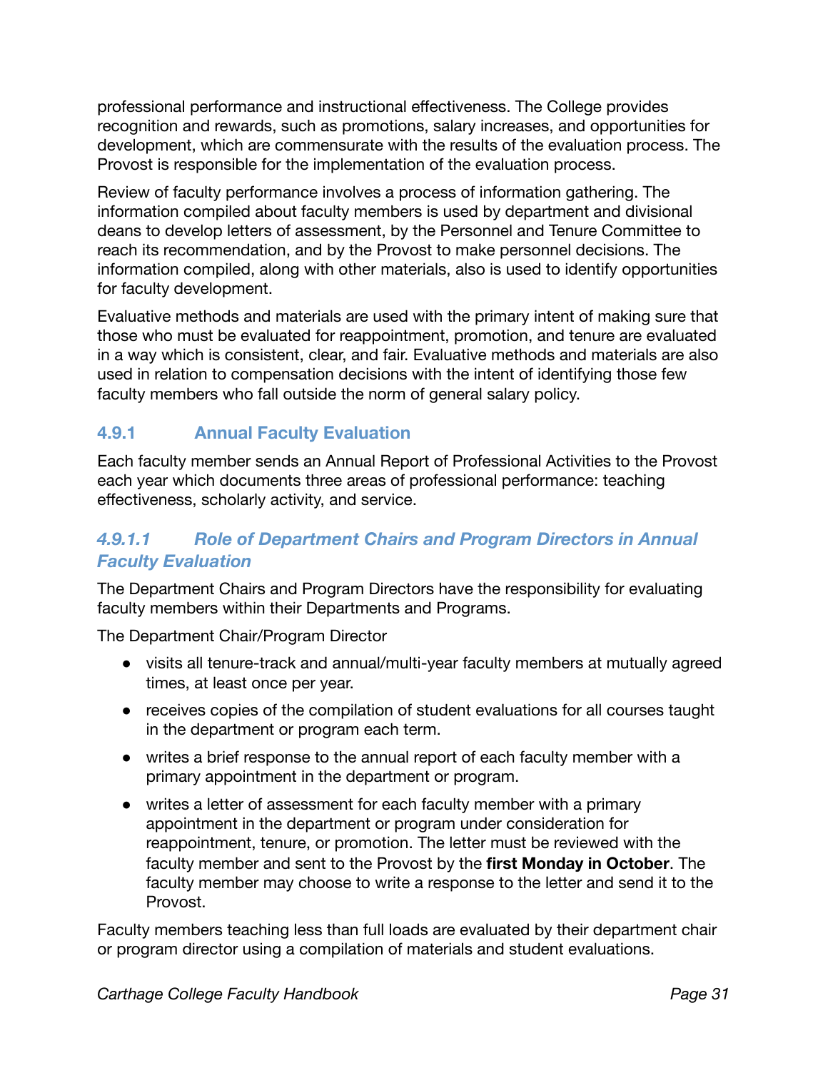professional performance and instructional effectiveness. The College provides recognition and rewards, such as promotions, salary increases, and opportunities for development, which are commensurate with the results of the evaluation process. The Provost is responsible for the implementation of the evaluation process.

Review of faculty performance involves a process of information gathering. The information compiled about faculty members is used by department and divisional deans to develop letters of assessment, by the Personnel and Tenure Committee to reach its recommendation, and by the Provost to make personnel decisions. The information compiled, along with other materials, also is used to identify opportunities for faculty development.

Evaluative methods and materials are used with the primary intent of making sure that those who must be evaluated for reappointment, promotion, and tenure are evaluated in a way which is consistent, clear, and fair. Evaluative methods and materials are also used in relation to compensation decisions with the intent of identifying those few faculty members who fall outside the norm of general salary policy.

### 4.9.1 Annual Faculty Evaluation

Each faculty member sends an Annual Report of Professional Activities to the Provost each year which documents three areas of professional performance: teaching effectiveness, scholarly activity, and service.

#### *4.9.1.1 Role of Department Chairs and Program Directors in Annual Faculty Evaluation*

The Department Chairs and Program Directors have the responsibility for evaluating faculty members within their Departments and Programs.

The Department Chair/Program Director

- visits all tenure-track and annual/multi-year faculty members at mutually agreed times, at least once per year.
- receives copies of the compilation of student evaluations for all courses taught in the department or program each term.
- writes a brief response to the annual report of each faculty member with a primary appointment in the department or program.
- writes a letter of assessment for each faculty member with a primary appointment in the department or program under consideration for reappointment, tenure, or promotion. The letter must be reviewed with the faculty member and sent to the Provost by the **first Monday in October**. The faculty member may choose to write a response to the letter and send it to the Provost.

Faculty members teaching less than full loads are evaluated by their department chair or program director using a compilation of materials and student evaluations.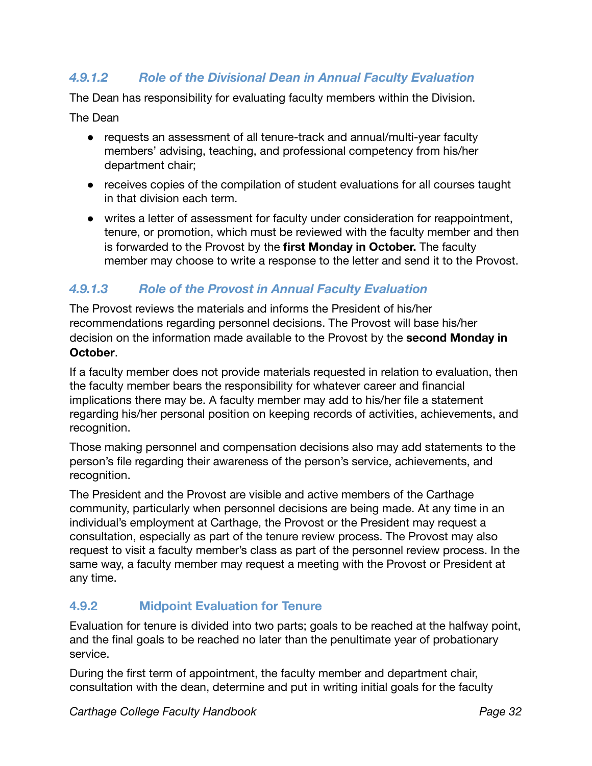### *4.9.1.2 Role of the Divisional Dean in Annual Faculty Evaluation*

The Dean has responsibility for evaluating faculty members within the Division.

The Dean

- requests an assessment of all tenure-track and annual/multi-year faculty members' advising, teaching, and professional competency from his/her department chair;
- receives copies of the compilation of student evaluations for all courses taught in that division each term.
- writes a letter of assessment for faculty under consideration for reappointment, tenure, or promotion, which must be reviewed with the faculty member and then is forwarded to the Provost by the **first Monday in October.** The faculty member may choose to write a response to the letter and send it to the Provost.

### *4.9.1.3 Role of the Provost in Annual Faculty Evaluation*

The Provost reviews the materials and informs the President of his/her recommendations regarding personnel decisions. The Provost will base his/her decision on the information made available to the Provost by the **second Monday in October**.

If a faculty member does not provide materials requested in relation to evaluation, then the faculty member bears the responsibility for whatever career and financial implications there may be. A faculty member may add to his/her file a statement regarding his/her personal position on keeping records of activities, achievements, and recognition.

Those making personnel and compensation decisions also may add statements to the person's file regarding their awareness of the person's service, achievements, and recognition.

The President and the Provost are visible and active members of the Carthage community, particularly when personnel decisions are being made. At any time in an individual's employment at Carthage, the Provost or the President may request a consultation, especially as part of the tenure review process. The Provost may also request to visit a faculty member's class as part of the personnel review process. In the same way, a faculty member may request a meeting with the Provost or President at any time.

### 4.9.2 Midpoint Evaluation for Tenure

Evaluation for tenure is divided into two parts; goals to be reached at the halfway point, and the final goals to be reached no later than the penultimate year of probationary service.

During the first term of appointment, the faculty member and department chair, consultation with the dean, determine and put in writing initial goals for the faculty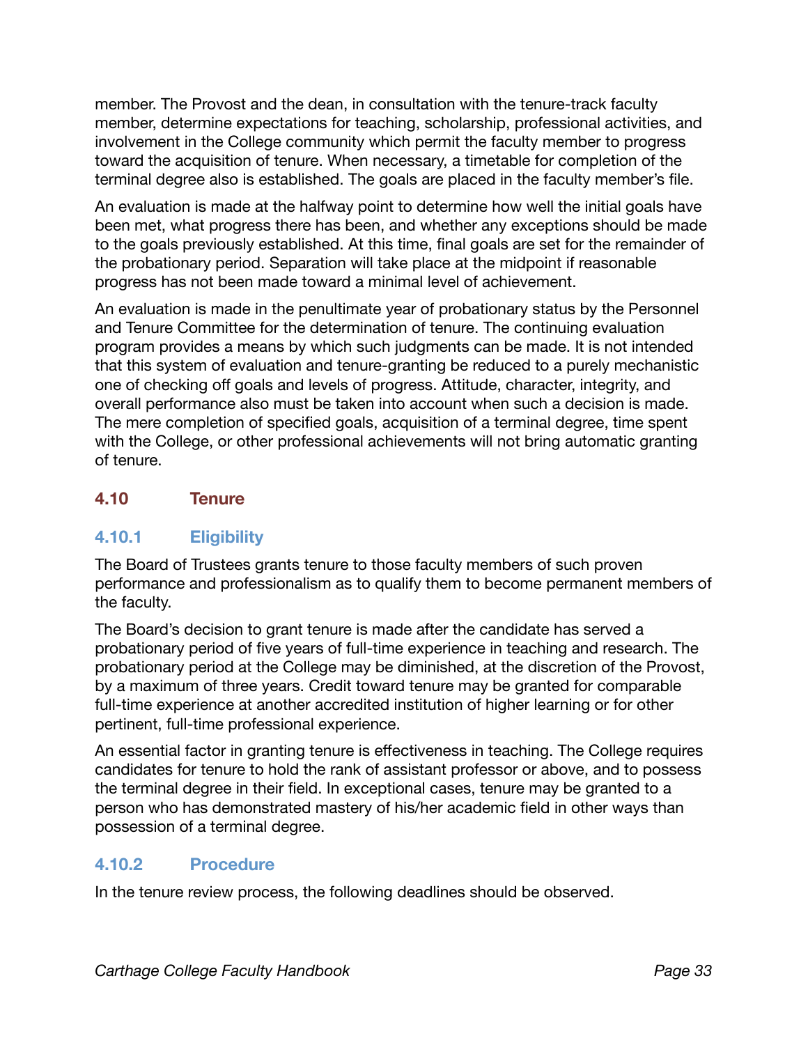member. The Provost and the dean, in consultation with the tenure-track faculty member, determine expectations for teaching, scholarship, professional activities, and involvement in the College community which permit the faculty member to progress toward the acquisition of tenure. When necessary, a timetable for completion of the terminal degree also is established. The goals are placed in the faculty member's file.

An evaluation is made at the halfway point to determine how well the initial goals have been met, what progress there has been, and whether any exceptions should be made to the goals previously established. At this time, final goals are set for the remainder of the probationary period. Separation will take place at the midpoint if reasonable progress has not been made toward a minimal level of achievement.

An evaluation is made in the penultimate year of probationary status by the Personnel and Tenure Committee for the determination of tenure. The continuing evaluation program provides a means by which such judgments can be made. It is not intended that this system of evaluation and tenure-granting be reduced to a purely mechanistic one of checking off goals and levels of progress. Attitude, character, integrity, and overall performance also must be taken into account when such a decision is made. The mere completion of specified goals, acquisition of a terminal degree, time spent with the College, or other professional achievements will not bring automatic granting of tenure.

## 4.10 Tenure

### 4.10.1 Eligibility

The Board of Trustees grants tenure to those faculty members of such proven performance and professionalism as to qualify them to become permanent members of the faculty.

The Board's decision to grant tenure is made after the candidate has served a probationary period of five years of full-time experience in teaching and research. The probationary period at the College may be diminished, at the discretion of the Provost, by a maximum of three years. Credit toward tenure may be granted for comparable full-time experience at another accredited institution of higher learning or for other pertinent, full-time professional experience.

An essential factor in granting tenure is effectiveness in teaching. The College requires candidates for tenure to hold the rank of assistant professor or above, and to possess the terminal degree in their field. In exceptional cases, tenure may be granted to a person who has demonstrated mastery of his/her academic field in other ways than possession of a terminal degree.

### 4.10.2 Procedure

In the tenure review process, the following deadlines should be observed.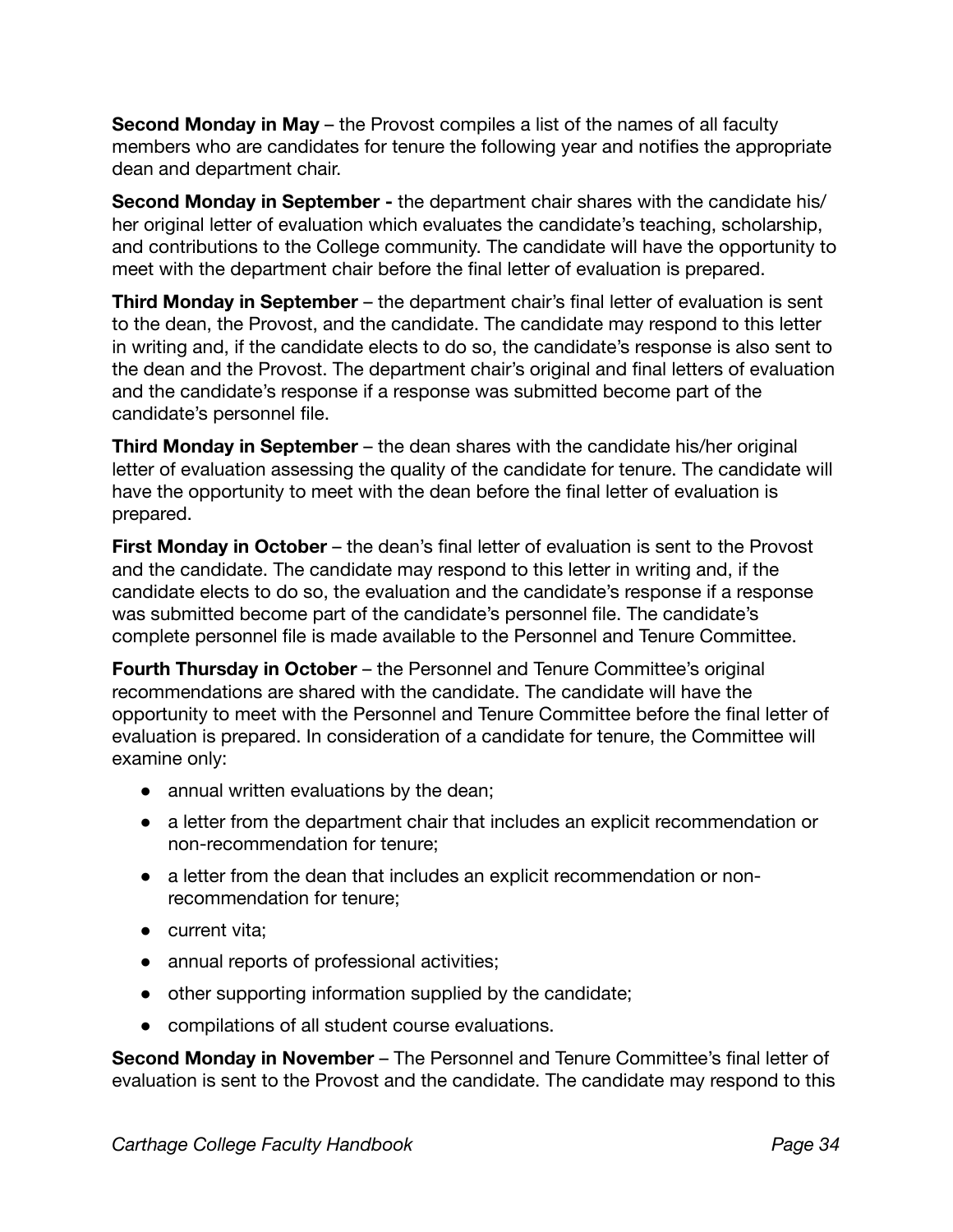**Second Monday in May** – the Provost compiles a list of the names of all faculty members who are candidates for tenure the following year and notifies the appropriate dean and department chair.

**Second Monday in September -** the department chair shares with the candidate his/her original letter of evaluation which evaluates the candidate's teaching, scholarship, and contributions to the College community. The candidate will have the opportunity to meet with the department chair before the final letter of evaluation is prepared.

**Third Monday in September** – the department chair's final letter of evaluation is sent to the dean, the Provost, and the candidate. The candidate may respond to this letter in writing and, if the candidate elects to do so, the candidate's response is also sent to the dean and the Provost. The department chair's original and final letters of evaluation and the candidate's response if a response was submitted become part of the candidate's personnel file.

**Third Monday in September** – the dean shares with the candidate his/her original letter of evaluation assessing the quality of the candidate for tenure. The candidate will have the opportunity to meet with the dean before the final letter of evaluation is prepared.

**First Monday in October** – the dean's final letter of evaluation is sent to the Provost and the candidate. The candidate may respond to this letter in writing and, if the candidate elects to do so, the evaluation and the candidate's response if a response was submitted become part of the candidate's personnel file. The candidate's complete personnel file is made available to the Personnel and Tenure Committee.

**Fourth Thursday in October** – the Personnel and Tenure Committee's original recommendations are shared with the candidate. The candidate will have the opportunity to meet with the Personnel and Tenure Committee before the final letter of evaluation is prepared. In consideration of a candidate for tenure, the Committee will examine only:

- annual written evaluations by the dean;
- a letter from the department chair that includes an explicit recommendation or non-recommendation for tenure;
- a letter from the dean that includes an explicit recommendation or non-recommendation for tenure;
- current vita;
- annual reports of professional activities;
- other supporting information supplied by the candidate;
- compilations of all student course evaluations.

**Second Monday in November** – The Personnel and Tenure Committee's final letter of evaluation is sent to the Provost and the candidate. The candidate may respond to this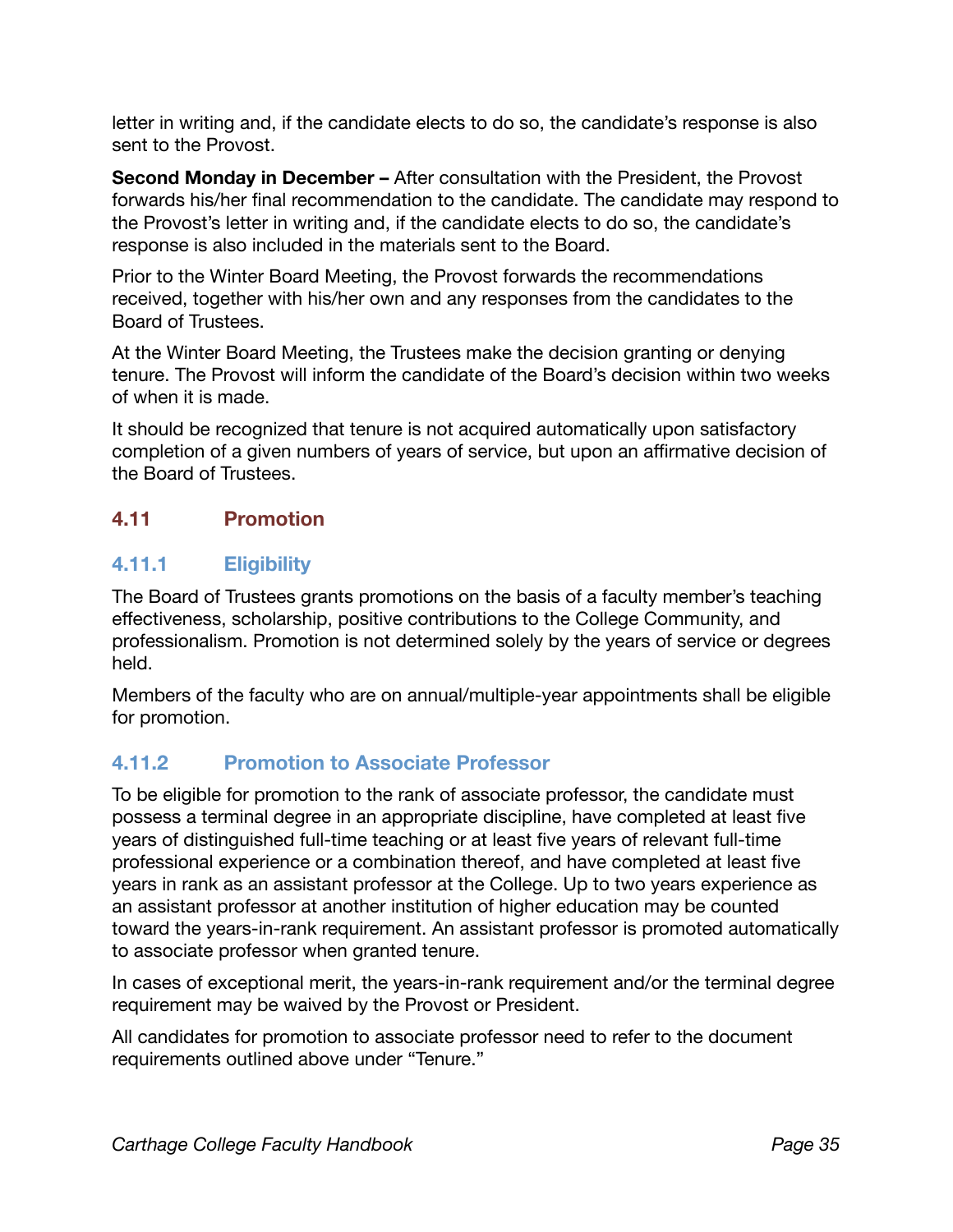letter in writing and, if the candidate elects to do so, the candidate's response is also sent to the Provost.

**Second Monday in December –** After consultation with the President, the Provost forwards his/her final recommendation to the candidate. The candidate may respond to the Provost's letter in writing and, if the candidate elects to do so, the candidate's response is also included in the materials sent to the Board.

Prior to the Winter Board Meeting, the Provost forwards the recommendations received, together with his/her own and any responses from the candidates to the Board of Trustees.

At the Winter Board Meeting, the Trustees make the decision granting or denying tenure. The Provost will inform the candidate of the Board's decision within two weeks of when it is made.

It should be recognized that tenure is not acquired automatically upon satisfactory completion of a given numbers of years of service, but upon an affirmative decision of the Board of Trustees.

## 4.11 Promotion

### 4.11.1 Eligibility

The Board of Trustees grants promotions on the basis of a faculty member's teaching effectiveness, scholarship, positive contributions to the College Community, and professionalism. Promotion is not determined solely by the years of service or degrees held.

Members of the faculty who are on annual/multiple-year appointments shall be eligible for promotion.

### 4.11.2 Promotion to Associate Professor

To be eligible for promotion to the rank of associate professor, the candidate must possess a terminal degree in an appropriate discipline, have completed at least five years of distinguished full-time teaching or at least five years of relevant full-time professional experience or a combination thereof, and have completed at least five years in rank as an assistant professor at the College. Up to two years experience as an assistant professor at another institution of higher education may be counted toward the years-in-rank requirement. An assistant professor is promoted automatically to associate professor when granted tenure.

In cases of exceptional merit, the years-in-rank requirement and/or the terminal degree requirement may be waived by the Provost or President.

All candidates for promotion to associate professor need to refer to the document requirements outlined above under "Tenure."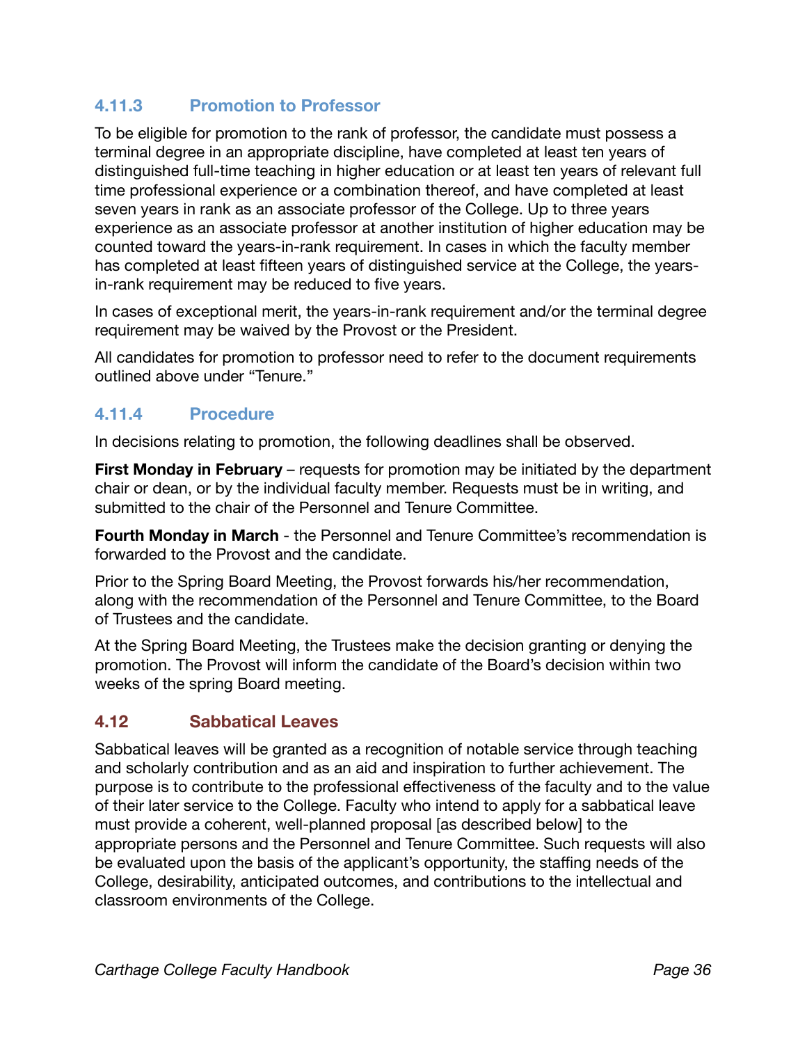### 4.11.3 Promotion to Professor

To be eligible for promotion to the rank of professor, the candidate must possess a terminal degree in an appropriate discipline, have completed at least ten years of distinguished full-time teaching in higher education or at least ten years of relevant full time professional experience or a combination thereof, and have completed at least seven years in rank as an associate professor of the College. Up to three years experience as an associate professor at another institution of higher education may be counted toward the years-in-rank requirement. In cases in which the faculty member has completed at least fifteen years of distinguished service at the College, the years-in-rank requirement may be reduced to five years.

In cases of exceptional merit, the years-in-rank requirement and/or the terminal degree requirement may be waived by the Provost or the President.

All candidates for promotion to professor need to refer to the document requirements outlined above under "Tenure."

### 4.11.4 Procedure

In decisions relating to promotion, the following deadlines shall be observed.

**First Monday in February** – requests for promotion may be initiated by the department chair or dean, or by the individual faculty member. Requests must be in writing, and submitted to the chair of the Personnel and Tenure Committee.

**Fourth Monday in March** - the Personnel and Tenure Committee's recommendation is forwarded to the Provost and the candidate.

Prior to the Spring Board Meeting, the Provost forwards his/her recommendation, along with the recommendation of the Personnel and Tenure Committee, to the Board of Trustees and the candidate.

At the Spring Board Meeting, the Trustees make the decision granting or denying the promotion. The Provost will inform the candidate of the Board's decision within two weeks of the spring Board meeting.

## 4.12 Sabbatical Leaves

Sabbatical leaves will be granted as a recognition of notable service through teaching and scholarly contribution and as an aid and inspiration to further achievement. The purpose is to contribute to the professional effectiveness of the faculty and to the value of their later service to the College. Faculty who intend to apply for a sabbatical leave must provide a coherent, well-planned proposal [as described below] to the appropriate persons and the Personnel and Tenure Committee. Such requests will also be evaluated upon the basis of the applicant's opportunity, the staffing needs of the College, desirability, anticipated outcomes, and contributions to the intellectual and classroom environments of the College.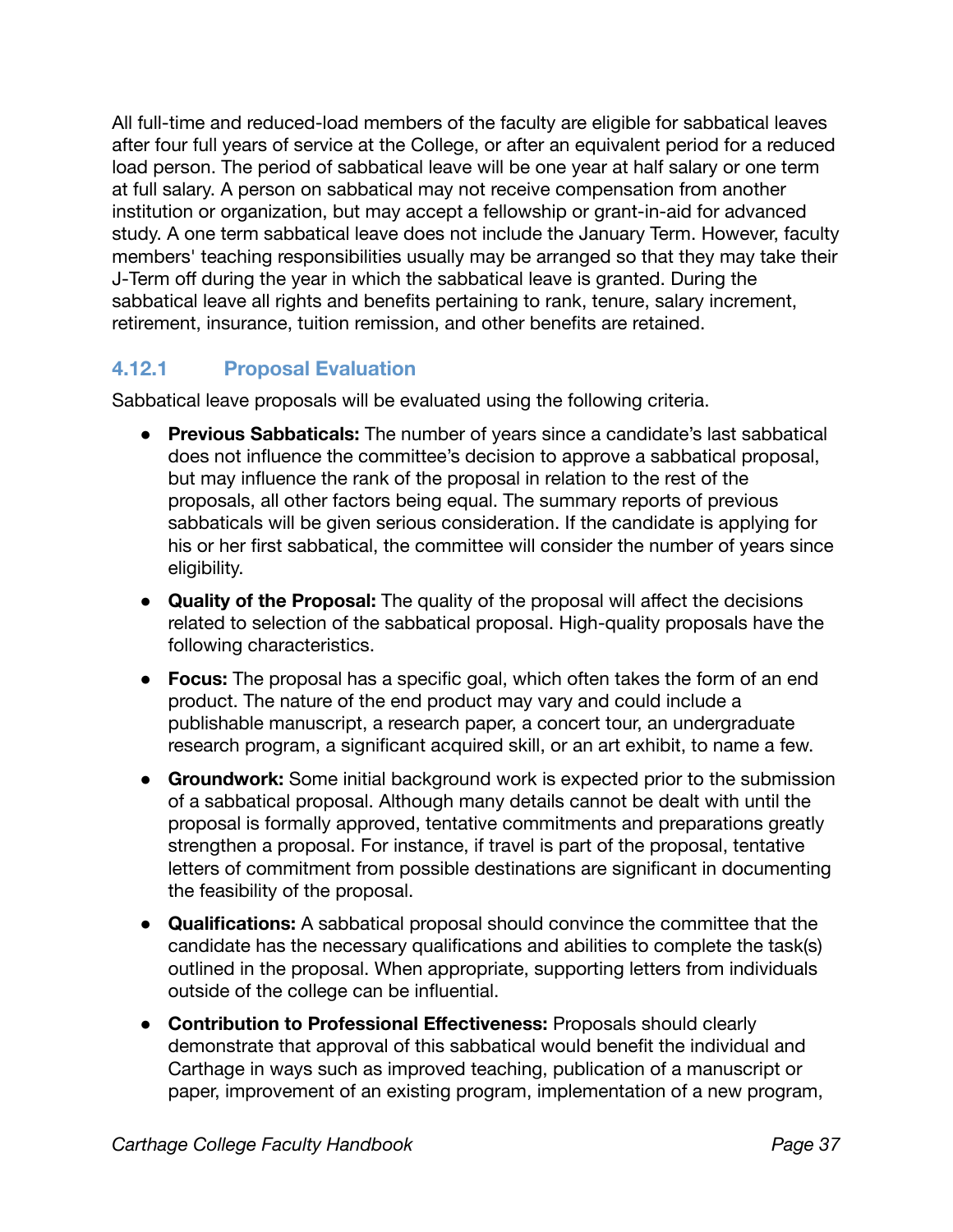All full-time and reduced-load members of the faculty are eligible for sabbatical leaves after four full years of service at the College, or after an equivalent period for a reduced load person. The period of sabbatical leave will be one year at half salary or one term at full salary. A person on sabbatical may not receive compensation from another institution or organization, but may accept a fellowship or grant-in-aid for advanced study. A one term sabbatical leave does not include the January Term. However, faculty members' teaching responsibilities usually may be arranged so that they may take their J-Term off during the year in which the sabbatical leave is granted. During the sabbatical leave all rights and benefits pertaining to rank, tenure, salary increment, retirement, insurance, tuition remission, and other benefits are retained.

### 4.12.1 Proposal Evaluation

Sabbatical leave proposals will be evaluated using the following criteria.

- **Previous Sabbaticals:** The number of years since a candidate's last sabbatical does not influence the committee's decision to approve a sabbatical proposal, but may influence the rank of the proposal in relation to the rest of the proposals, all other factors being equal. The summary reports of previous sabbaticals will be given serious consideration. If the candidate is applying for his or her first sabbatical, the committee will consider the number of years since eligibility.
- **Quality of the Proposal:** The quality of the proposal will affect the decisions related to selection of the sabbatical proposal. High-quality proposals have the following characteristics.
- **Focus:** The proposal has a specific goal, which often takes the form of an end product. The nature of the end product may vary and could include a publishable manuscript, a research paper, a concert tour, an undergraduate research program, a significant acquired skill, or an art exhibit, to name a few.
- **Groundwork:** Some initial background work is expected prior to the submission of a sabbatical proposal. Although many details cannot be dealt with until the proposal is formally approved, tentative commitments and preparations greatly strengthen a proposal. For instance, if travel is part of the proposal, tentative letters of commitment from possible destinations are significant in documenting the feasibility of the proposal.
- **Qualifications:** A sabbatical proposal should convince the committee that the candidate has the necessary qualifications and abilities to complete the task(s) outlined in the proposal. When appropriate, supporting letters from individuals outside of the college can be influential.
- **Contribution to Professional Effectiveness:** Proposals should clearly demonstrate that approval of this sabbatical would benefit the individual and Carthage in ways such as improved teaching, publication of a manuscript or paper, improvement of an existing program, implementation of a new program,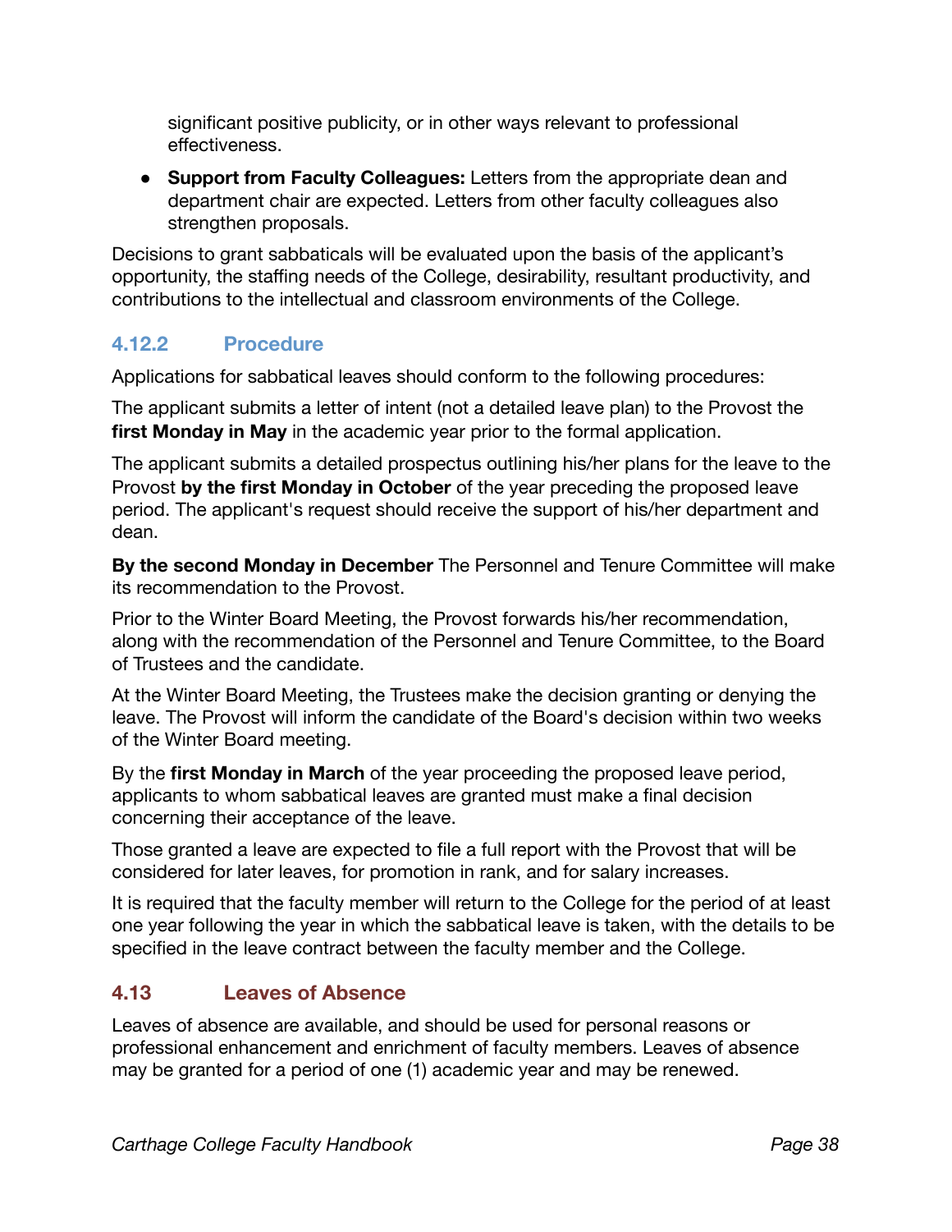significant positive publicity, or in other ways relevant to professional effectiveness.

- **Support from Faculty Colleagues:** Letters from the appropriate dean and department chair are expected. Letters from other faculty colleagues also strengthen proposals.

Decisions to grant sabbaticals will be evaluated upon the basis of the applicant's opportunity, the staffing needs of the College, desirability, resultant productivity, and contributions to the intellectual and classroom environments of the College.

### 4.12.2 Procedure

Applications for sabbatical leaves should conform to the following procedures:

The applicant submits a letter of intent (not a detailed leave plan) to the Provost the **first Monday in May** in the academic year prior to the formal application.

The applicant submits a detailed prospectus outlining his/her plans for the leave to the Provost **by the first Monday in October** of the year preceding the proposed leave period. The applicant's request should receive the support of his/her department and dean.

**By the second Monday in December** The Personnel and Tenure Committee will make its recommendation to the Provost.

Prior to the Winter Board Meeting, the Provost forwards his/her recommendation, along with the recommendation of the Personnel and Tenure Committee, to the Board of Trustees and the candidate.

At the Winter Board Meeting, the Trustees make the decision granting or denying the leave. The Provost will inform the candidate of the Board's decision within two weeks of the Winter Board meeting.

By the **first Monday in March** of the year proceeding the proposed leave period, applicants to whom sabbatical leaves are granted must make a final decision concerning their acceptance of the leave.

Those granted a leave are expected to file a full report with the Provost that will be considered for later leaves, for promotion in rank, and for salary increases.

It is required that the faculty member will return to the College for the period of at least one year following the year in which the sabbatical leave is taken, with the details to be specified in the leave contract between the faculty member and the College.

## 4.13 Leaves of Absence

Leaves of absence are available, and should be used for personal reasons or professional enhancement and enrichment of faculty members. Leaves of absence may be granted for a period of one (1) academic year and may be renewed.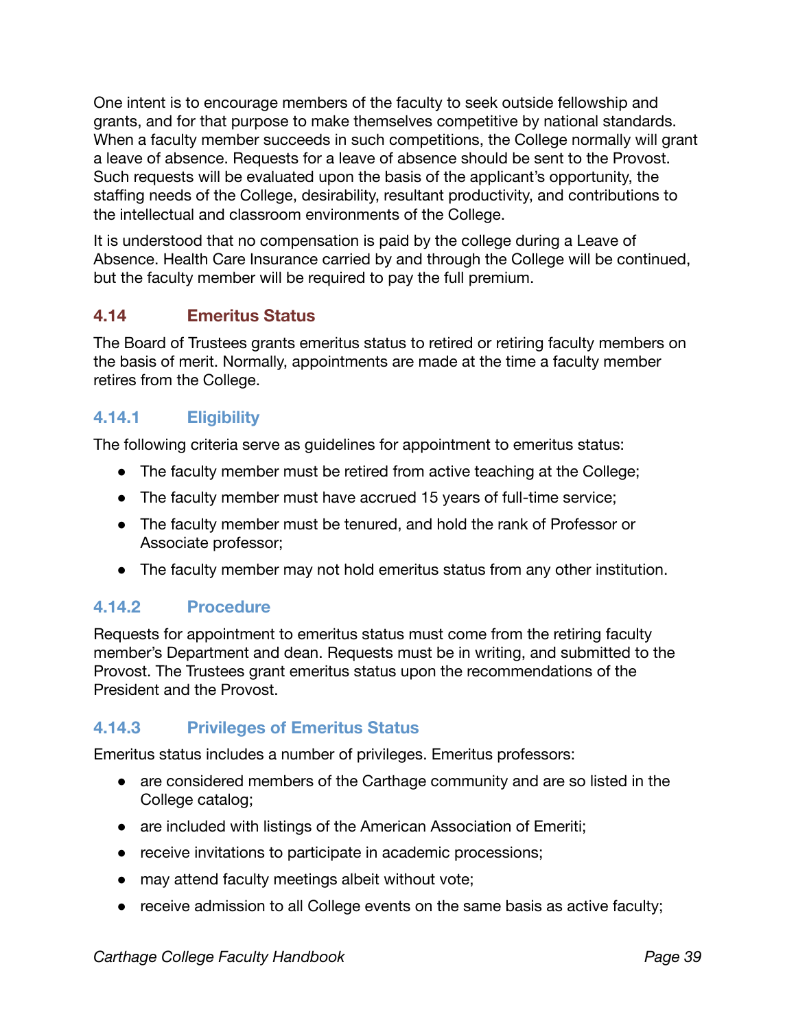One intent is to encourage members of the faculty to seek outside fellowship and grants, and for that purpose to make themselves competitive by national standards. When a faculty member succeeds in such competitions, the College normally will grant a leave of absence. Requests for a leave of absence should be sent to the Provost. Such requests will be evaluated upon the basis of the applicant's opportunity, the staffing needs of the College, desirability, resultant productivity, and contributions to the intellectual and classroom environments of the College.

It is understood that no compensation is paid by the college during a Leave of Absence. Health Care Insurance carried by and through the College will be continued, but the faculty member will be required to pay the full premium.

## 4.14 Emeritus Status

The Board of Trustees grants emeritus status to retired or retiring faculty members on the basis of merit. Normally, appointments are made at the time a faculty member retires from the College.

### 4.14.1 Eligibility

The following criteria serve as guidelines for appointment to emeritus status:

- The faculty member must be retired from active teaching at the College;
- The faculty member must have accrued 15 years of full-time service;
- The faculty member must be tenured, and hold the rank of Professor or Associate professor;
- The faculty member may not hold emeritus status from any other institution.

### 4.14.2 Procedure

Requests for appointment to emeritus status must come from the retiring faculty member's Department and dean. Requests must be in writing, and submitted to the Provost. The Trustees grant emeritus status upon the recommendations of the President and the Provost.

### 4.14.3 Privileges of Emeritus Status

Emeritus status includes a number of privileges. Emeritus professors:

- are considered members of the Carthage community and are so listed in the College catalog;
- are included with listings of the American Association of Emeriti;
- receive invitations to participate in academic processions;
- may attend faculty meetings albeit without vote;
- receive admission to all College events on the same basis as active faculty;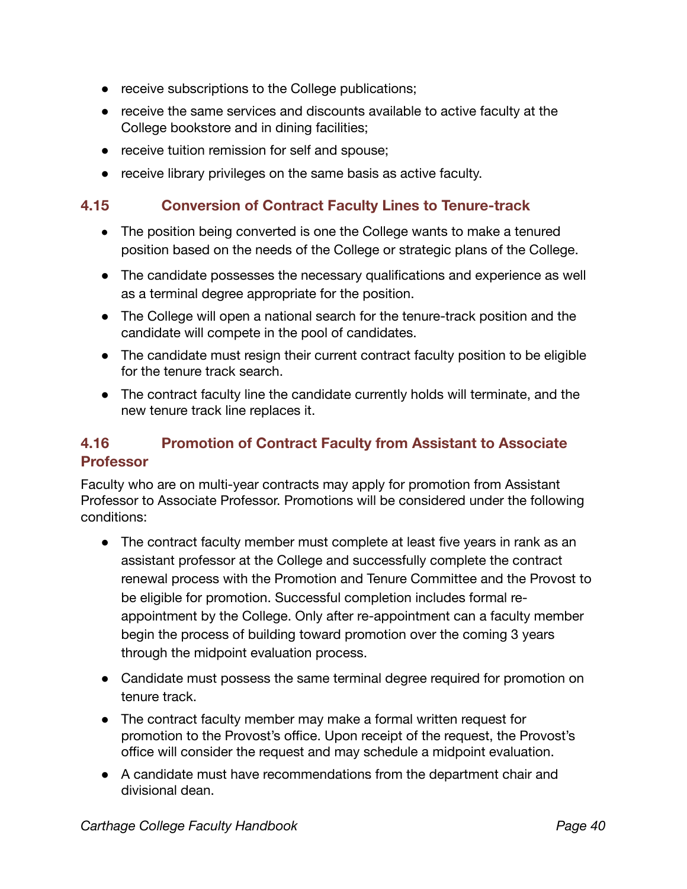- receive subscriptions to the College publications;
- receive the same services and discounts available to active faculty at the College bookstore and in dining facilities;
- receive tuition remission for self and spouse;
- receive library privileges on the same basis as active faculty.

## 4.15 Conversion of Contract Faculty Lines to Tenure-track

- The position being converted is one the College wants to make a tenured position based on the needs of the College or strategic plans of the College.
- The candidate possesses the necessary qualifications and experience as well as a terminal degree appropriate for the position.
- The College will open a national search for the tenure-track position and the candidate will compete in the pool of candidates.
- The candidate must resign their current contract faculty position to be eligible for the tenure track search.
- The contract faculty line the candidate currently holds will terminate, and the new tenure track line replaces it.

## 4.16 Promotion of Contract Faculty from Assistant to Associate Professor

Faculty who are on multi-year contracts may apply for promotion from Assistant Professor to Associate Professor. Promotions will be considered under the following conditions:

- The contract faculty member must complete at least five years in rank as an assistant professor at the College and successfully complete the contract renewal process with the Promotion and Tenure Committee and the Provost to be eligible for promotion. Successful completion includes formal re-appointment by the College. Only after re-appointment can a faculty member begin the process of building toward promotion over the coming 3 years through the midpoint evaluation process.
- Candidate must possess the same terminal degree required for promotion on tenure track.
- The contract faculty member may make a formal written request for promotion to the Provost's office. Upon receipt of the request, the Provost's office will consider the request and may schedule a midpoint evaluation.
- A candidate must have recommendations from the department chair and divisional dean.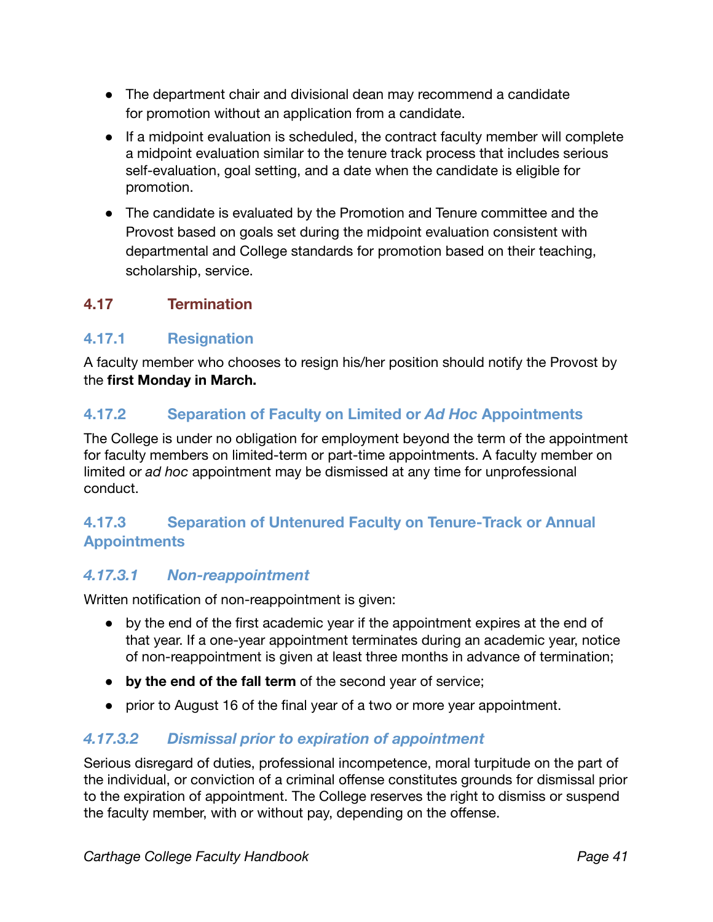- The department chair and divisional dean may recommend a candidate for promotion without an application from a candidate.
- If a midpoint evaluation is scheduled, the contract faculty member will complete a midpoint evaluation similar to the tenure track process that includes serious self-evaluation, goal setting, and a date when the candidate is eligible for promotion.
- The candidate is evaluated by the Promotion and Tenure committee and the Provost based on goals set during the midpoint evaluation consistent with departmental and College standards for promotion based on their teaching, scholarship, service.

## 4.17 Termination

### 4.17.1 Resignation

A faculty member who chooses to resign his/her position should notify the Provost by the **first Monday in March.**

### 4.17.2 Separation of Faculty on Limited or *Ad Hoc* Appointments

The College is under no obligation for employment beyond the term of the appointment for faculty members on limited-term or part-time appointments. A faculty member on limited or *ad hoc* appointment may be dismissed at any time for unprofessional conduct.

### 4.17.3 Separation of Untenured Faculty on Tenure-Track or Annual Appointments

#### *4.17.3.1 Non-reappointment*

Written notification of non-reappointment is given:

- by the end of the first academic year if the appointment expires at the end of that year. If a one-year appointment terminates during an academic year, notice of non-reappointment is given at least three months in advance of termination;
- **by the end of the fall term** of the second year of service;
- prior to August 16 of the final year of a two or more year appointment.

#### *4.17.3.2 Dismissal prior to expiration of appointment*

Serious disregard of duties, professional incompetence, moral turpitude on the part of the individual, or conviction of a criminal offense constitutes grounds for dismissal prior to the expiration of appointment. The College reserves the right to dismiss or suspend the faculty member, with or without pay, depending on the offense.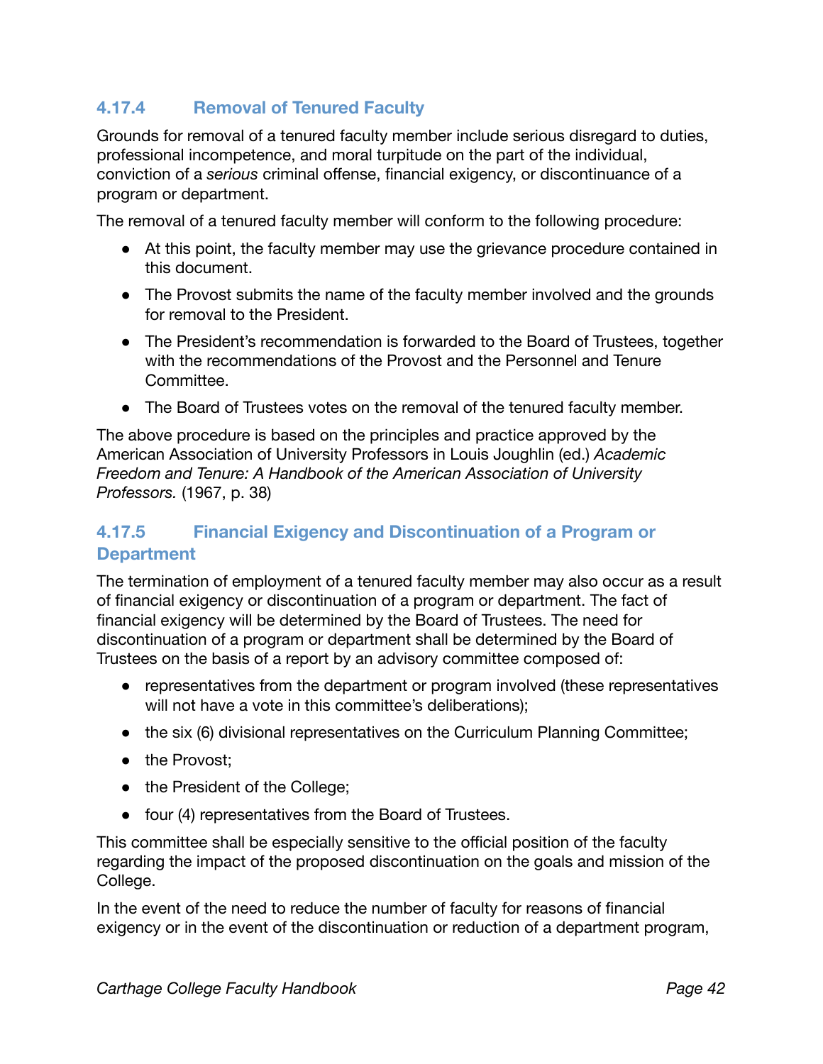### 4.17.4 Removal of Tenured Faculty

Grounds for removal of a tenured faculty member include serious disregard to duties, professional incompetence, and moral turpitude on the part of the individual, conviction of a *serious* criminal offense, financial exigency, or discontinuance of a program or department.

The removal of a tenured faculty member will conform to the following procedure:

- At this point, the faculty member may use the grievance procedure contained in this document.
- The Provost submits the name of the faculty member involved and the grounds for removal to the President.
- The President's recommendation is forwarded to the Board of Trustees, together with the recommendations of the Provost and the Personnel and Tenure Committee.
- The Board of Trustees votes on the removal of the tenured faculty member.

The above procedure is based on the principles and practice approved by the American Association of University Professors in Louis Joughlin (ed.) *Academic Freedom and Tenure: A Handbook of the American Association of University Professors.* (1967, p. 38)

### 4.17.5 Financial Exigency and Discontinuation of a Program or Department

The termination of employment of a tenured faculty member may also occur as a result of financial exigency or discontinuation of a program or department. The fact of financial exigency will be determined by the Board of Trustees. The need for discontinuation of a program or department shall be determined by the Board of Trustees on the basis of a report by an advisory committee composed of:

- representatives from the department or program involved (these representatives will not have a vote in this committee's deliberations);
- the six (6) divisional representatives on the Curriculum Planning Committee;
- the Provost;
- the President of the College;
- four (4) representatives from the Board of Trustees.

This committee shall be especially sensitive to the official position of the faculty regarding the impact of the proposed discontinuation on the goals and mission of the College.

In the event of the need to reduce the number of faculty for reasons of financial exigency or in the event of the discontinuation or reduction of a department program,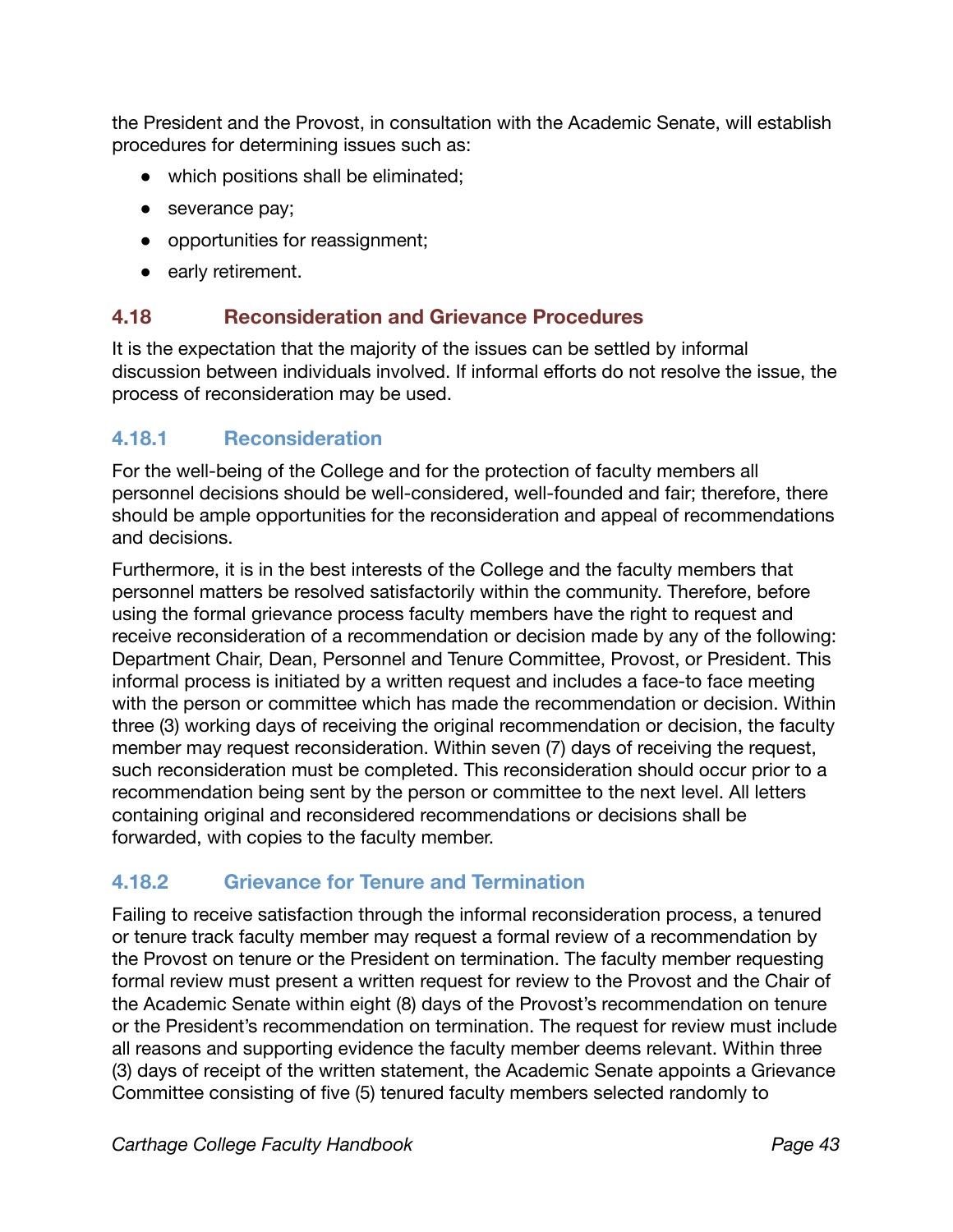the President and the Provost, in consultation with the Academic Senate, will establish procedures for determining issues such as:

- which positions shall be eliminated;
- severance pay;
- opportunities for reassignment;
- early retirement.

## 4.18 Reconsideration and Grievance Procedures

It is the expectation that the majority of the issues can be settled by informal discussion between individuals involved. If informal efforts do not resolve the issue, the process of reconsideration may be used.

### 4.18.1 Reconsideration

For the well-being of the College and for the protection of faculty members all personnel decisions should be well-considered, well-founded and fair; therefore, there should be ample opportunities for the reconsideration and appeal of recommendations and decisions.

Furthermore, it is in the best interests of the College and the faculty members that personnel matters be resolved satisfactorily within the community. Therefore, before using the formal grievance process faculty members have the right to request and receive reconsideration of a recommendation or decision made by any of the following: Department Chair, Dean, Personnel and Tenure Committee, Provost, or President. This informal process is initiated by a written request and includes a face-to face meeting with the person or committee which has made the recommendation or decision. Within three (3) working days of receiving the original recommendation or decision, the faculty member may request reconsideration. Within seven (7) days of receiving the request, such reconsideration must be completed. This reconsideration should occur prior to a recommendation being sent by the person or committee to the next level. All letters containing original and reconsidered recommendations or decisions shall be forwarded, with copies to the faculty member.

### 4.18.2 Grievance for Tenure and Termination

Failing to receive satisfaction through the informal reconsideration process, a tenured or tenure track faculty member may request a formal review of a recommendation by the Provost on tenure or the President on termination. The faculty member requesting formal review must present a written request for review to the Provost and the Chair of the Academic Senate within eight (8) days of the Provost's recommendation on tenure or the President's recommendation on termination. The request for review must include all reasons and supporting evidence the faculty member deems relevant. Within three (3) days of receipt of the written statement, the Academic Senate appoints a Grievance Committee consisting of five (5) tenured faculty members selected randomly to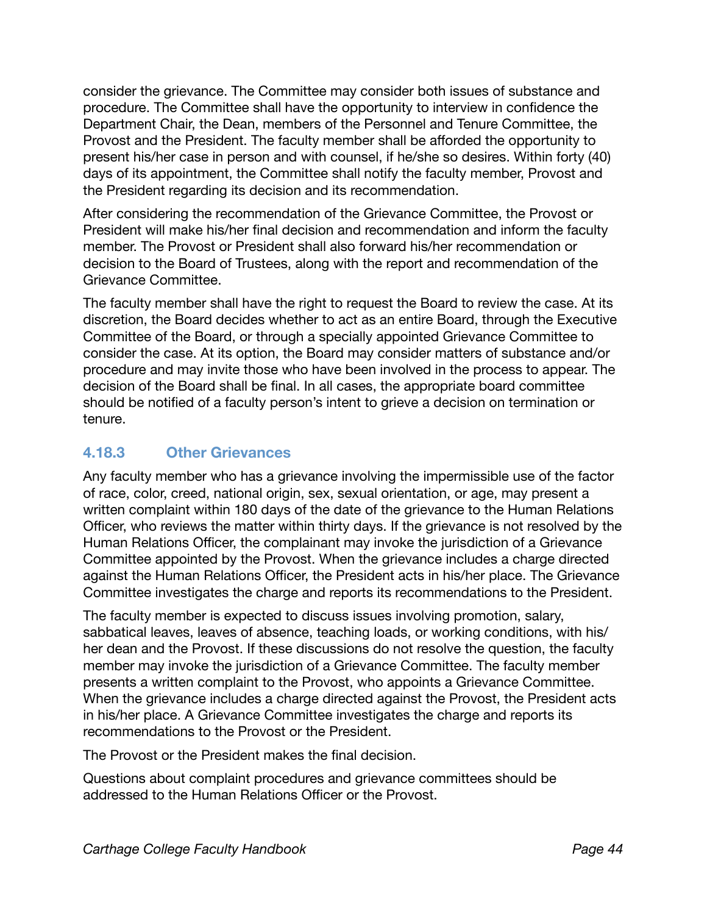consider the grievance. The Committee may consider both issues of substance and procedure. The Committee shall have the opportunity to interview in confidence the Department Chair, the Dean, members of the Personnel and Tenure Committee, the Provost and the President. The faculty member shall be afforded the opportunity to present his/her case in person and with counsel, if he/she so desires. Within forty (40) days of its appointment, the Committee shall notify the faculty member, Provost and the President regarding its decision and its recommendation.

After considering the recommendation of the Grievance Committee, the Provost or President will make his/her final decision and recommendation and inform the faculty member. The Provost or President shall also forward his/her recommendation or decision to the Board of Trustees, along with the report and recommendation of the Grievance Committee.

The faculty member shall have the right to request the Board to review the case. At its discretion, the Board decides whether to act as an entire Board, through the Executive Committee of the Board, or through a specially appointed Grievance Committee to consider the case. At its option, the Board may consider matters of substance and/or procedure and may invite those who have been involved in the process to appear. The decision of the Board shall be final. In all cases, the appropriate board committee should be notified of a faculty person's intent to grieve a decision on termination or tenure.

### 4.18.3 Other Grievances

Any faculty member who has a grievance involving the impermissible use of the factor of race, color, creed, national origin, sex, sexual orientation, or age, may present a written complaint within 180 days of the date of the grievance to the Human Relations Officer, who reviews the matter within thirty days. If the grievance is not resolved by the Human Relations Officer, the complainant may invoke the jurisdiction of a Grievance Committee appointed by the Provost. When the grievance includes a charge directed against the Human Relations Officer, the President acts in his/her place. The Grievance Committee investigates the charge and reports its recommendations to the President.

The faculty member is expected to discuss issues involving promotion, salary, sabbatical leaves, leaves of absence, teaching loads, or working conditions, with his/her dean and the Provost. If these discussions do not resolve the question, the faculty member may invoke the jurisdiction of a Grievance Committee. The faculty member presents a written complaint to the Provost, who appoints a Grievance Committee. When the grievance includes a charge directed against the Provost, the President acts in his/her place. A Grievance Committee investigates the charge and reports its recommendations to the Provost or the President.

The Provost or the President makes the final decision.

Questions about complaint procedures and grievance committees should be addressed to the Human Relations Officer or the Provost.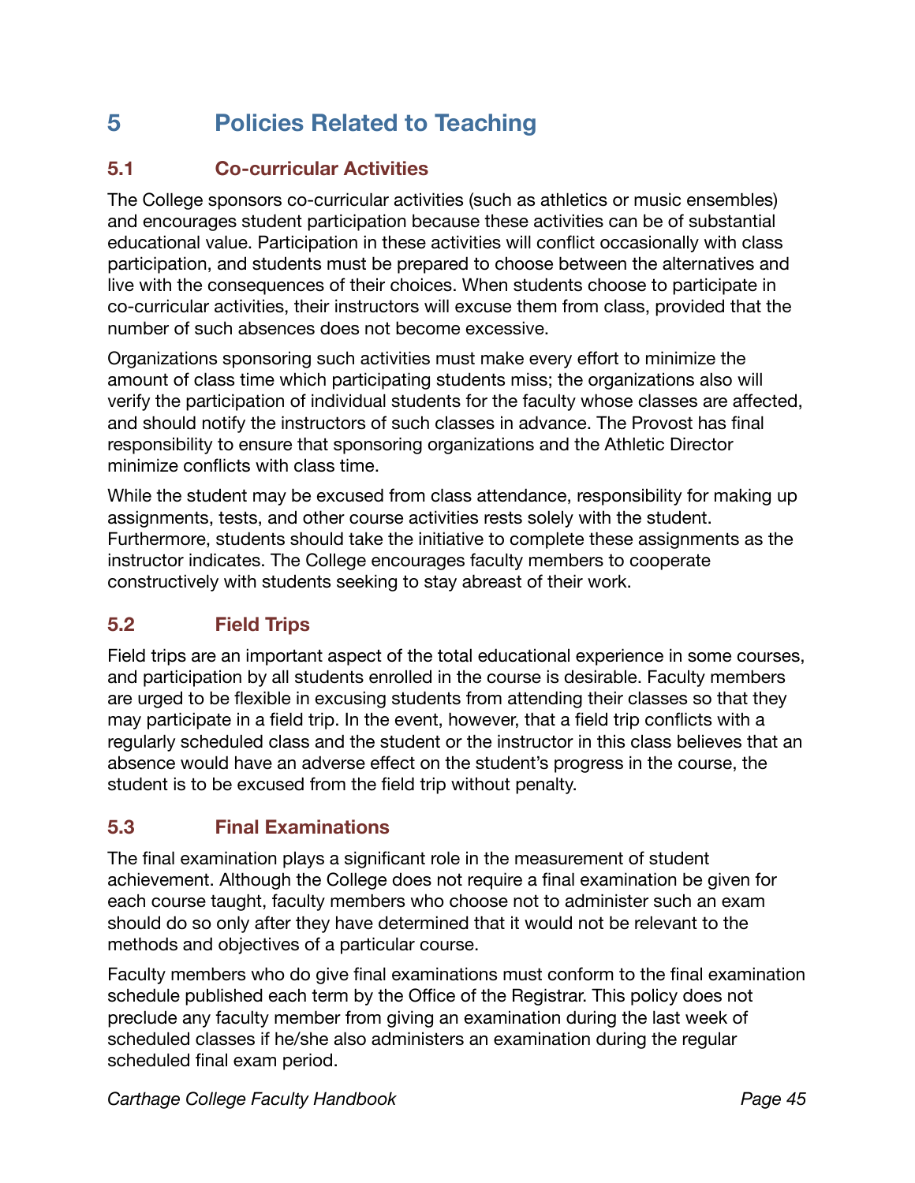# 5 Policies Related to Teaching

## 5.1 Co-curricular Activities

The College sponsors co-curricular activities (such as athletics or music ensembles) and encourages student participation because these activities can be of substantial educational value. Participation in these activities will conflict occasionally with class participation, and students must be prepared to choose between the alternatives and live with the consequences of their choices. When students choose to participate in co-curricular activities, their instructors will excuse them from class, provided that the number of such absences does not become excessive.

Organizations sponsoring such activities must make every effort to minimize the amount of class time which participating students miss; the organizations also will verify the participation of individual students for the faculty whose classes are affected, and should notify the instructors of such classes in advance. The Provost has final responsibility to ensure that sponsoring organizations and the Athletic Director minimize conflicts with class time.

While the student may be excused from class attendance, responsibility for making up assignments, tests, and other course activities rests solely with the student. Furthermore, students should take the initiative to complete these assignments as the instructor indicates. The College encourages faculty members to cooperate constructively with students seeking to stay abreast of their work.

## 5.2 Field Trips

Field trips are an important aspect of the total educational experience in some courses, and participation by all students enrolled in the course is desirable. Faculty members are urged to be flexible in excusing students from attending their classes so that they may participate in a field trip. In the event, however, that a field trip conflicts with a regularly scheduled class and the student or the instructor in this class believes that an absence would have an adverse effect on the student's progress in the course, the student is to be excused from the field trip without penalty.

## 5.3 Final Examinations

The final examination plays a significant role in the measurement of student achievement. Although the College does not require a final examination be given for each course taught, faculty members who choose not to administer such an exam should do so only after they have determined that it would not be relevant to the methods and objectives of a particular course.

Faculty members who do give final examinations must conform to the final examination schedule published each term by the Office of the Registrar. This policy does not preclude any faculty member from giving an examination during the last week of scheduled classes if he/she also administers an examination during the regular scheduled final exam period.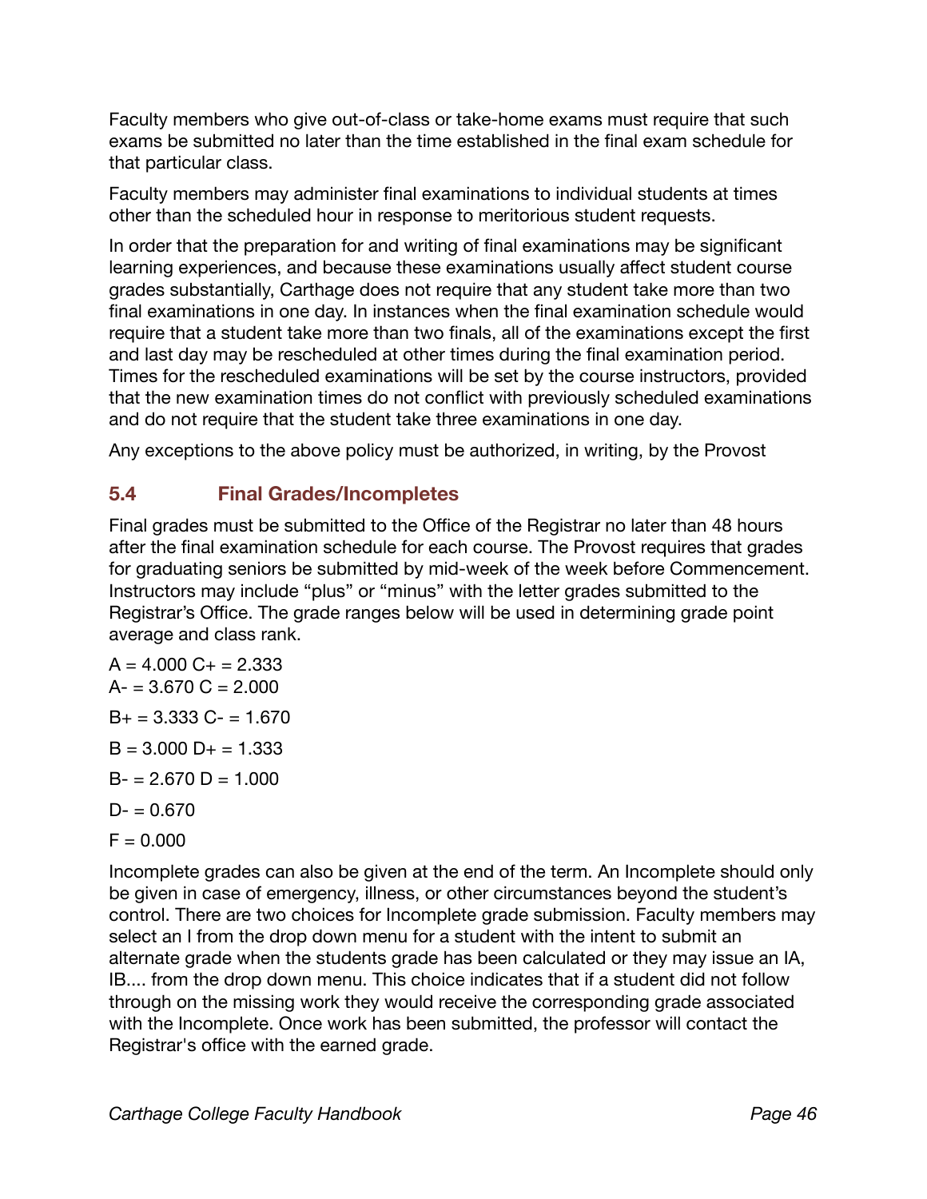Faculty members who give out-of-class or take-home exams must require that such exams be submitted no later than the time established in the final exam schedule for that particular class.

Faculty members may administer final examinations to individual students at times other than the scheduled hour in response to meritorious student requests.

In order that the preparation for and writing of final examinations may be significant learning experiences, and because these examinations usually affect student course grades substantially, Carthage does not require that any student take more than two final examinations in one day. In instances when the final examination schedule would require that a student take more than two finals, all of the examinations except the first and last day may be rescheduled at other times during the final examination period. Times for the rescheduled examinations will be set by the course instructors, provided that the new examination times do not conflict with previously scheduled examinations and do not require that the student take three examinations in one day.

Any exceptions to the above policy must be authorized, in writing, by the Provost

## 5.4 Final Grades/Incompletes

Final grades must be submitted to the Office of the Registrar no later than 48 hours after the final examination schedule for each course. The Provost requires that grades for graduating seniors be submitted by mid-week of the week before Commencement. Instructors may include "plus" or "minus" with the letter grades submitted to the Registrar's Office. The grade ranges below will be used in determining grade point average and class rank.

A = 4.000 C+ = 2.333
A- = 3.670 C = 2.000

B+ = 3.333 C- = 1.670

B = 3.000 D+ = 1.333

B- = 2.670 D = 1.000

D- = 0.670

F = 0.000

Incomplete grades can also be given at the end of the term. An Incomplete should only be given in case of emergency, illness, or other circumstances beyond the student's control. There are two choices for Incomplete grade submission. Faculty members may select an I from the drop down menu for a student with the intent to submit an alternate grade when the students grade has been calculated or they may issue an IA, IB.... from the drop down menu. This choice indicates that if a student did not follow through on the missing work they would receive the corresponding grade associated with the Incomplete. Once work has been submitted, the professor will contact the Registrar's office with the earned grade.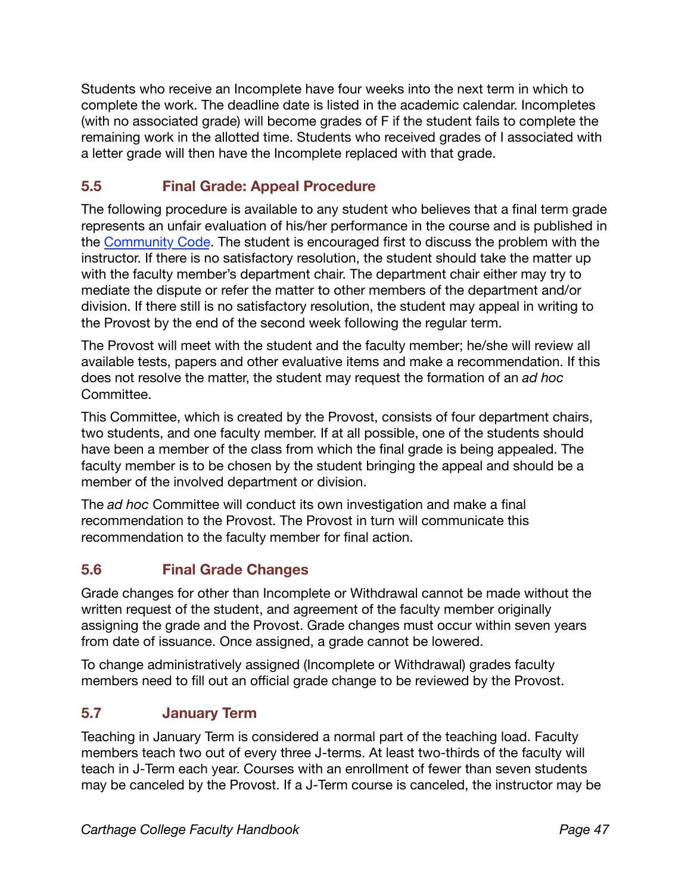Students who receive an Incomplete have four weeks into the next term in which to complete the work. The deadline date is listed in the academic calendar. Incompletes (with no associated grade) will become grades of F if the student fails to complete the remaining work in the allotted time. Students who received grades of I associated with a letter grade will then have the Incomplete replaced with that grade.

### 5.5 Final Grade: Appeal Procedure

The following procedure is available to any student who believes that a final term grade represents an unfair evaluation of his/her performance in the course and is published in the Community Code. The student is encouraged first to discuss the problem with the instructor. If there is no satisfactory resolution, the student should take the matter up with the faculty member's department chair. The department chair either may try to mediate the dispute or refer the matter to other members of the department and/or division. If there still is no satisfactory resolution, the student may appeal in writing to the Provost by the end of the second week following the regular term.

The Provost will meet with the student and the faculty member; he/she will review all available tests, papers and other evaluative items and make a recommendation. If this does not resolve the matter, the student may request the formation of an *ad hoc* Committee.

This Committee, which is created by the Provost, consists of four department chairs, two students, and one faculty member. If at all possible, one of the students should have been a member of the class from which the final grade is being appealed. The faculty member is to be chosen by the student bringing the appeal and should be a member of the involved department or division.

The *ad hoc* Committee will conduct its own investigation and make a final recommendation to the Provost. The Provost in turn will communicate this recommendation to the faculty member for final action.

### 5.6 Final Grade Changes

Grade changes for other than Incomplete or Withdrawal cannot be made without the written request of the student, and agreement of the faculty member originally assigning the grade and the Provost. Grade changes must occur within seven years from date of issuance. Once assigned, a grade cannot be lowered.

To change administratively assigned (Incomplete or Withdrawal) grades faculty members need to fill out an official grade change to be reviewed by the Provost.

### 5.7 January Term

Teaching in January Term is considered a normal part of the teaching load. Faculty members teach two out of every three J-terms. At least two-thirds of the faculty will teach in J-Term each year. Courses with an enrollment of fewer than seven students may be canceled by the Provost. If a J-Term course is canceled, the instructor may be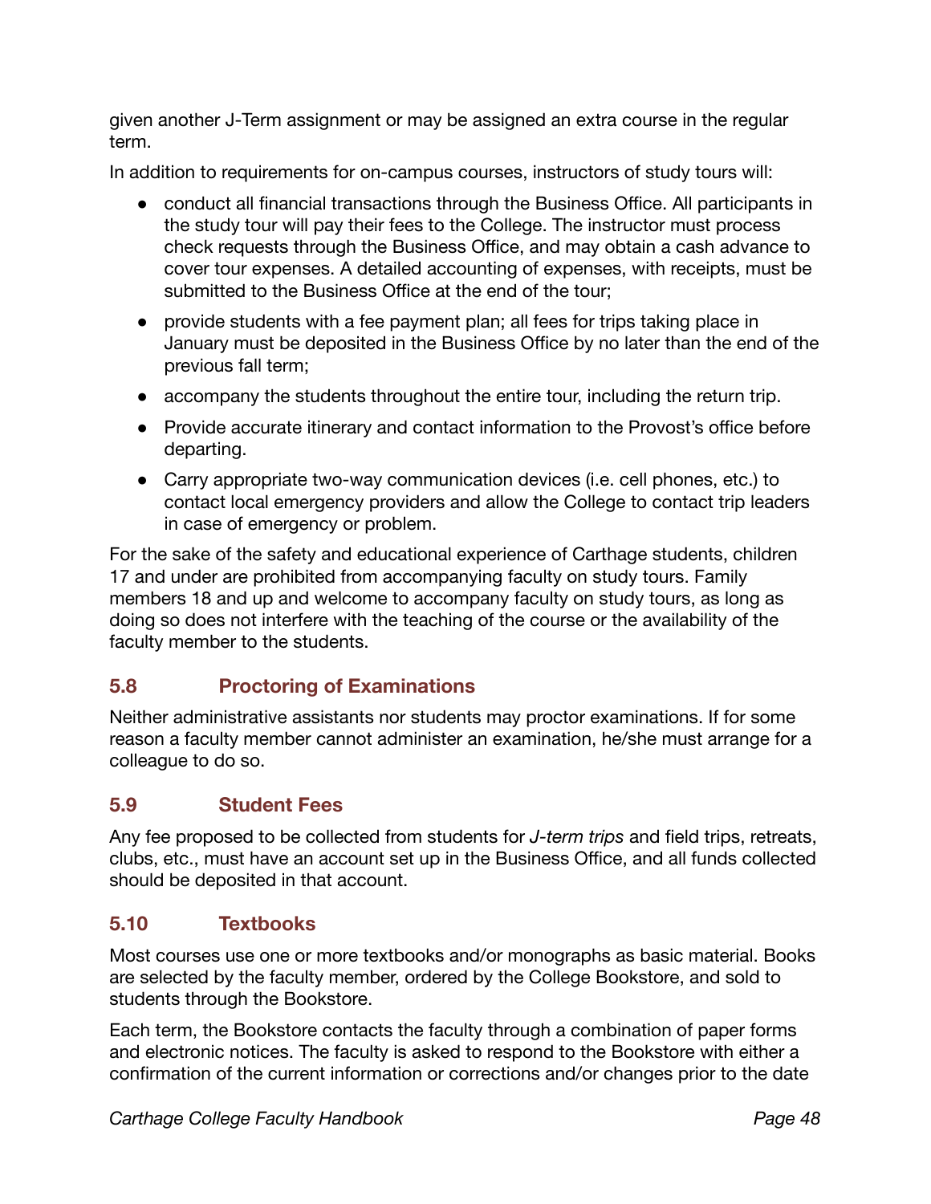given another J-Term assignment or may be assigned an extra course in the regular term.

In addition to requirements for on-campus courses, instructors of study tours will:

- conduct all financial transactions through the Business Office. All participants in the study tour will pay their fees to the College. The instructor must process check requests through the Business Office, and may obtain a cash advance to cover tour expenses. A detailed accounting of expenses, with receipts, must be submitted to the Business Office at the end of the tour;
- provide students with a fee payment plan; all fees for trips taking place in January must be deposited in the Business Office by no later than the end of the previous fall term;
- accompany the students throughout the entire tour, including the return trip.
- Provide accurate itinerary and contact information to the Provost's office before departing.
- Carry appropriate two-way communication devices (i.e. cell phones, etc.) to contact local emergency providers and allow the College to contact trip leaders in case of emergency or problem.

For the sake of the safety and educational experience of Carthage students, children 17 and under are prohibited from accompanying faculty on study tours. Family members 18 and up and welcome to accompany faculty on study tours, as long as doing so does not interfere with the teaching of the course or the availability of the faculty member to the students.

### 5.8 Proctoring of Examinations

Neither administrative assistants nor students may proctor examinations. If for some reason a faculty member cannot administer an examination, he/she must arrange for a colleague to do so.

### 5.9 Student Fees

Any fee proposed to be collected from students for *J-term trips* and field trips, retreats, clubs, etc., must have an account set up in the Business Office, and all funds collected should be deposited in that account.

### 5.10 Textbooks

Most courses use one or more textbooks and/or monographs as basic material. Books are selected by the faculty member, ordered by the College Bookstore, and sold to students through the Bookstore.

Each term, the Bookstore contacts the faculty through a combination of paper forms and electronic notices. The faculty is asked to respond to the Bookstore with either a confirmation of the current information or corrections and/or changes prior to the date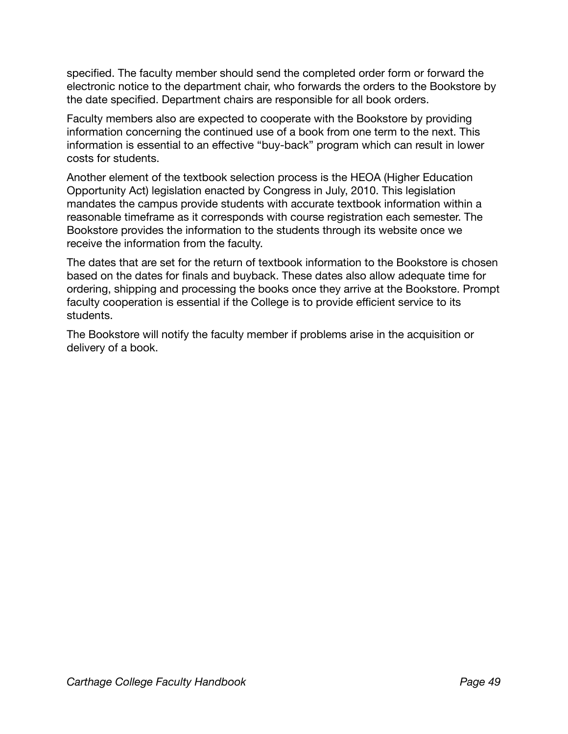specified. The faculty member should send the completed order form or forward the electronic notice to the department chair, who forwards the orders to the Bookstore by the date specified. Department chairs are responsible for all book orders.

Faculty members also are expected to cooperate with the Bookstore by providing information concerning the continued use of a book from one term to the next. This information is essential to an effective “buy-back” program which can result in lower costs for students.

Another element of the textbook selection process is the HEOA (Higher Education Opportunity Act) legislation enacted by Congress in July, 2010. This legislation mandates the campus provide students with accurate textbook information within a reasonable timeframe as it corresponds with course registration each semester. The Bookstore provides the information to the students through its website once we receive the information from the faculty.

The dates that are set for the return of textbook information to the Bookstore is chosen based on the dates for finals and buyback. These dates also allow adequate time for ordering, shipping and processing the books once they arrive at the Bookstore. Prompt faculty cooperation is essential if the College is to provide efficient service to its students.

The Bookstore will notify the faculty member if problems arise in the acquisition or delivery of a book.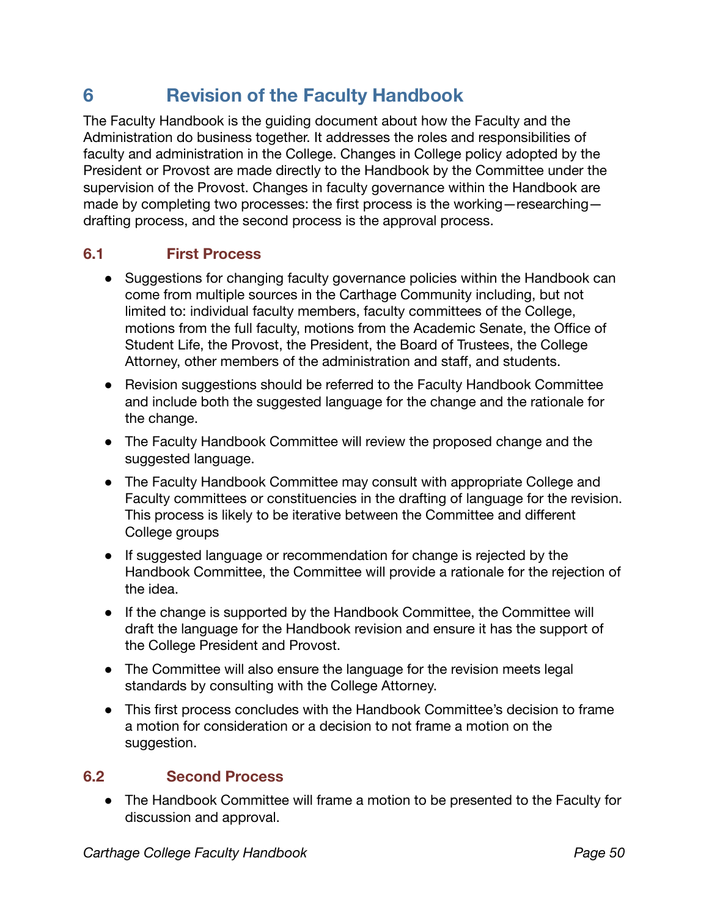# 6 Revision of the Faculty Handbook

The Faculty Handbook is the guiding document about how the Faculty and the Administration do business together. It addresses the roles and responsibilities of faculty and administration in the College. Changes in College policy adopted by the President or Provost are made directly to the Handbook by the Committee under the supervision of the Provost. Changes in faculty governance within the Handbook are made by completing two processes: the first process is the working—researching—drafting process, and the second process is the approval process.

## 6.1 First Process

- Suggestions for changing faculty governance policies within the Handbook can come from multiple sources in the Carthage Community including, but not limited to: individual faculty members, faculty committees of the College, motions from the full faculty, motions from the Academic Senate, the Office of Student Life, the Provost, the President, the Board of Trustees, the College Attorney, other members of the administration and staff, and students.
- Revision suggestions should be referred to the Faculty Handbook Committee and include both the suggested language for the change and the rationale for the change.
- The Faculty Handbook Committee will review the proposed change and the suggested language.
- The Faculty Handbook Committee may consult with appropriate College and Faculty committees or constituencies in the drafting of language for the revision. This process is likely to be iterative between the Committee and different College groups
- If suggested language or recommendation for change is rejected by the Handbook Committee, the Committee will provide a rationale for the rejection of the idea.
- If the change is supported by the Handbook Committee, the Committee will draft the language for the Handbook revision and ensure it has the support of the College President and Provost.
- The Committee will also ensure the language for the revision meets legal standards by consulting with the College Attorney.
- This first process concludes with the Handbook Committee's decision to frame a motion for consideration or a decision to not frame a motion on the suggestion.

## 6.2 Second Process

- The Handbook Committee will frame a motion to be presented to the Faculty for discussion and approval.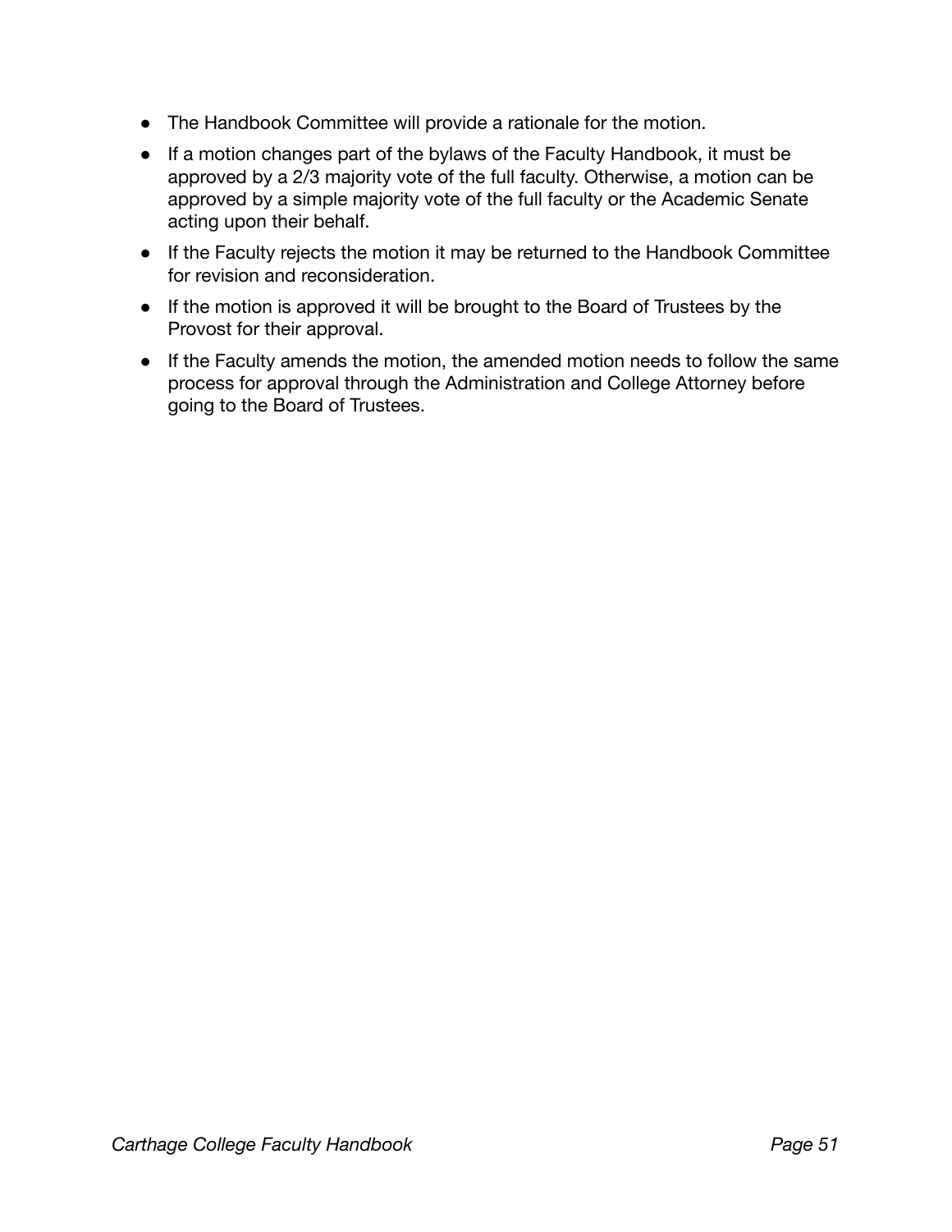- The Handbook Committee will provide a rationale for the motion.
- If a motion changes part of the bylaws of the Faculty Handbook, it must be approved by a 2/3 majority vote of the full faculty. Otherwise, a motion can be approved by a simple majority vote of the full faculty or the Academic Senate acting upon their behalf.
- If the Faculty rejects the motion it may be returned to the Handbook Committee for revision and reconsideration.
- If the motion is approved it will be brought to the Board of Trustees by the Provost for their approval.
- If the Faculty amends the motion, the amended motion needs to follow the same process for approval through the Administration and College Attorney before going to the Board of Trustees.